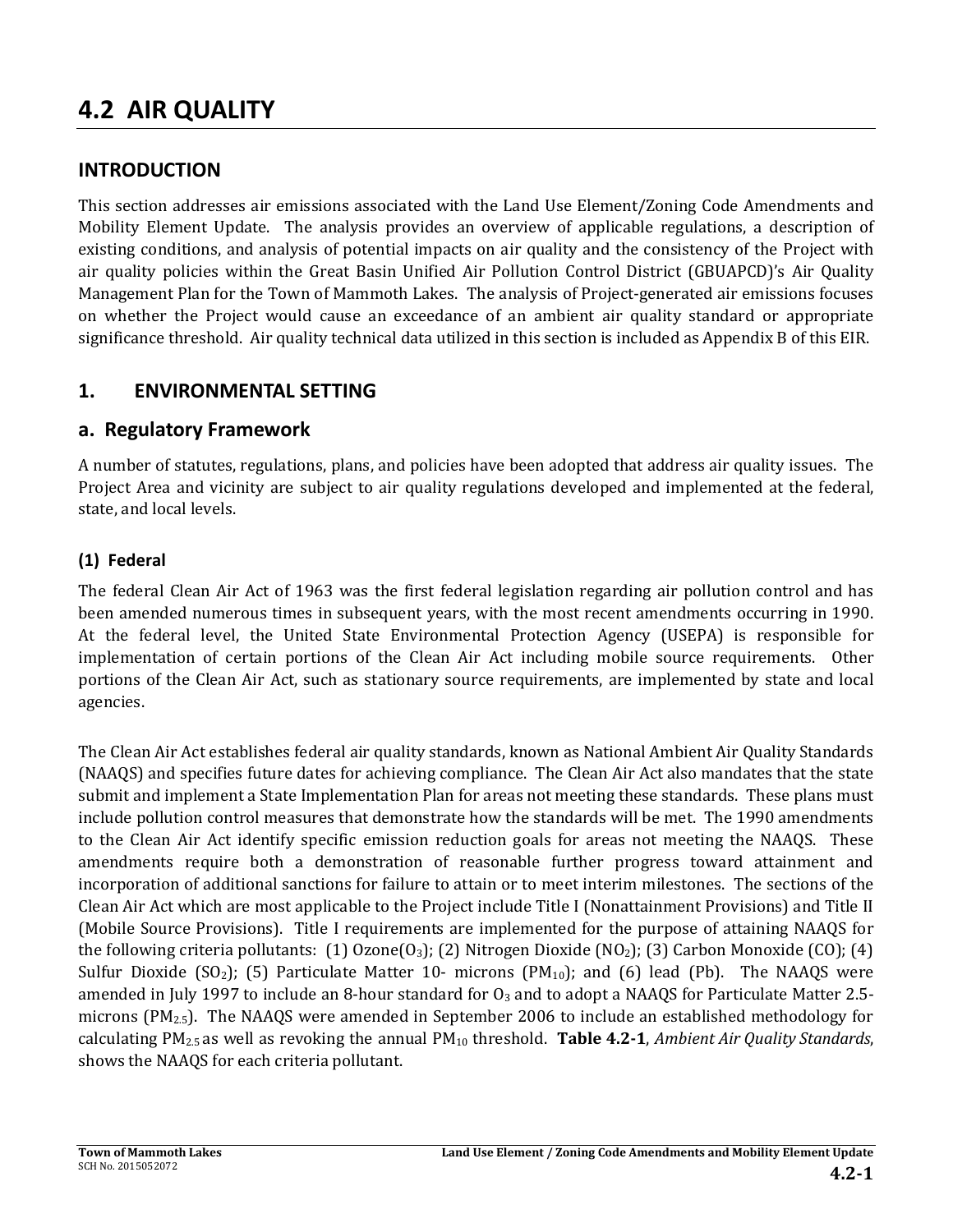# 4.2 AIR QUALITY

## INTRODUCTION

This section addresses air emissions associated with the Land Use Element/Zoning Code Amendments and Mobility Element Update. The analysis provides an overview of applicable regulations, a description of existing conditions, and analysis of potential impacts on air quality and the consistency of the Project with air quality policies within the Great Basin Unified Air Pollution Control District (GBUAPCD)'s Air Quality Management Plan for the Town of Mammoth Lakes. The analysis of Project-generated air emissions focuses on whether the Project would cause an exceedance of an ambient air quality standard or appropriate significance threshold. Air quality technical data utilized in this section is included as Appendix B of this EIR.

## 1. ENVIRONMENTAL SETTING

### a. Regulatory Framework

A number of statutes, regulations, plans, and policies have been adopted that address air quality issues. The Project Area and vicinity are subject to air quality regulations developed and implemented at the federal, state, and local levels.

#### (1) Federal

The federal Clean Air Act of 1963 was the first federal legislation regarding air pollution control and has been amended numerous times in subsequent years, with the most recent amendments occurring in 1990. At the federal level, the United State Environmental Protection Agency (USEPA) is responsible for implementation of certain portions of the Clean Air Act including mobile source requirements. Other portions of the Clean Air Act, such as stationary source requirements, are implemented by state and local agencies.

The Clean Air Act establishes federal air quality standards, known as National Ambient Air Quality Standards (NAAQS) and specifies future dates for achieving compliance. The Clean Air Act also mandates that the state submit and implement a State Implementation Plan for areas not meeting these standards. These plans must include pollution control measures that demonstrate how the standards will be met. The 1990 amendments to the Clean Air Act identify specific emission reduction goals for areas not meeting the NAAQS. These amendments require both a demonstration of reasonable further progress toward attainment and incorporation of additional sanctions for failure to attain or to meet interim milestones. The sections of the Clean Air Act which are most applicable to the Project include Title I (Nonattainment Provisions) and Title II (Mobile Source Provisions). Title I requirements are implemented for the purpose of attaining NAAQS for the following criteria pollutants: (1) Ozone($O_3$); (2) Nitrogen Dioxide ($NO_2$); (3) Carbon Monoxide (CO); (4) Sulfur Dioxide ($SO_2$); (5) Particulate Matter 10- microns ($PM_{10}$); and (6) lead (Pb). The NAAQS were amended in July 1997 to include an 8-hour standard for $O_3$ and to adopt a NAAQS for Particulate Matter 2.5-microns ($PM_{2.5}$). The NAAQS were amended in September 2006 to include an established methodology for calculating $PM_{2.5}$ as well as revoking the annual $PM_{10}$ threshold. **Table 4.2-1**, *Ambient Air Quality Standards*, shows the NAAQS for each criteria pollutant.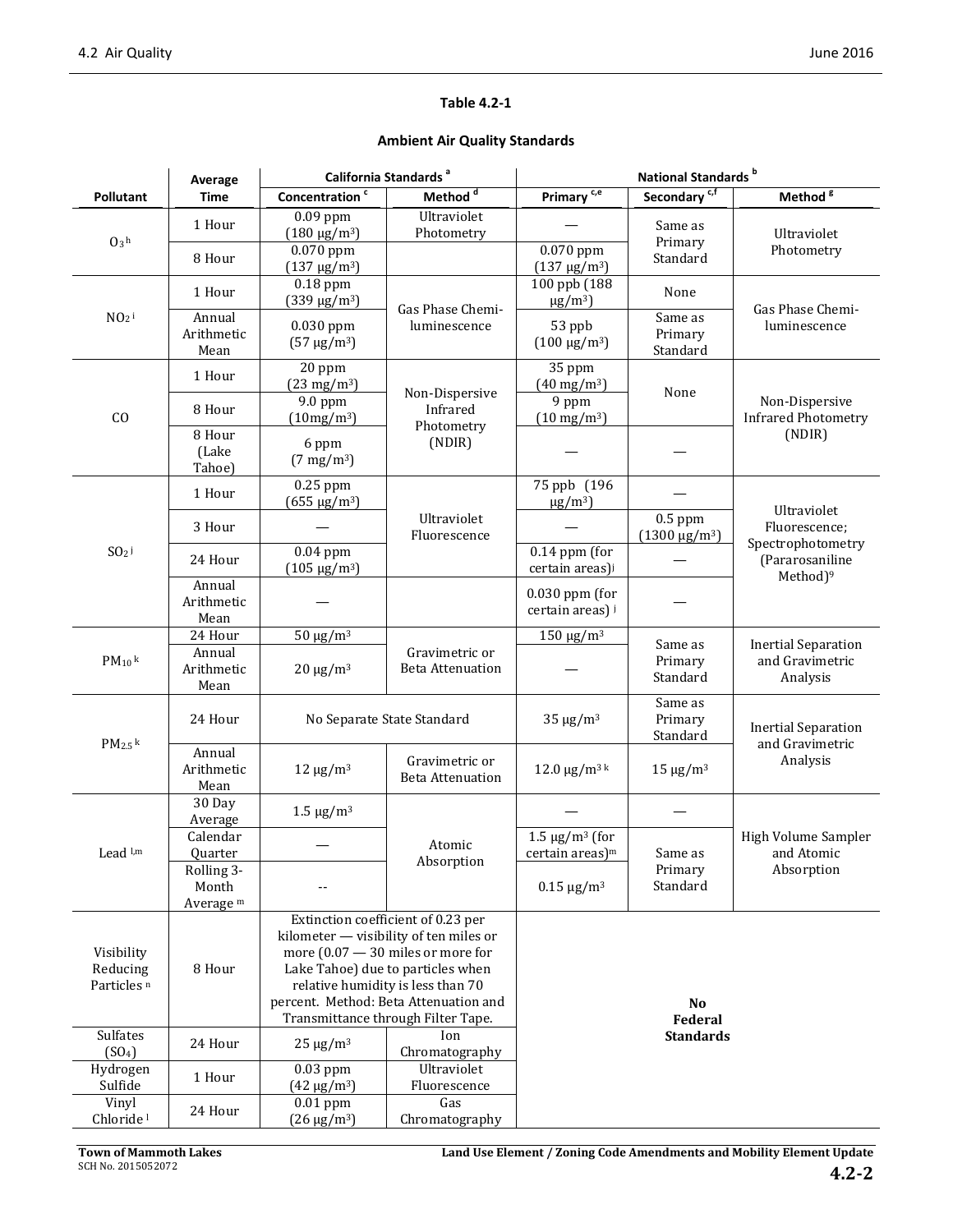**Table 4.2-1**

**Ambient Air Quality Standards**

| Pollutant | Average Time | California Standards [a] | | National Standards [b] | | |
|---|---|---|---|---|---|---|
| | | Concentration [c] | Method [d] | Primary [c,e] | Secondary [c,f] | Method [g] |
| $O_3$ [h] | 1 Hour | 0.09 ppm (180 μg/m³) | Ultraviolet Photometry | — | Same as Primary Standard | Ultraviolet Photometry |
| | 8 Hour | 0.070 ppm (137 μg/m³) | | 0.070 ppm (137 μg/m³) | | |
| $NO_2$ [i] | 1 Hour | 0.18 ppm (339 μg/m³) | Gas Phase Chemi-luminescence | 100 ppb (188 μg/m³) | None | Gas Phase Chemi-luminescence |
| | Annual Arithmetic Mean | 0.030 ppm (57 μg/m³) | | 53 ppb (100 μg/m³) | Same as Primary Standard | |
| CO | 1 Hour | 20 ppm (23 mg/m³) | Non-Dispersive Infrared Photometry (NDIR) | 35 ppm (40 mg/m³) | None | Non-Dispersive Infrared Photometry (NDIR) |
| | 8 Hour | 9.0 ppm (10mg/m³) | | 9 ppm (10 mg/m³) | | |
| | 8 Hour (Lake Tahoe) | 6 ppm (7 mg/m³) | | — | — | |
| $SO_2$ [j] | 1 Hour | 0.25 ppm (655 μg/m³) | Ultraviolet Fluorescence | 75 ppb (196 μg/m³) | — | Ultraviolet Fluorescence; Spectrophotometry (Pararosaniline Method)[9] |
| | 3 Hour | — | | — | 0.5 ppm (1300 μg/m³) | |
| | 24 Hour | 0.04 ppm (105 μg/m³) | | 0.14 ppm (for certain areas)[j] | — | |
| | Annual Arithmetic Mean | — | | 0.030 ppm (for certain areas) [j] | — | |
| $PM_{10}$ [k] | 24 Hour | 50 μg/m³ | Gravimetric or Beta Attenuation | 150 μg/m³ | Same as Primary Standard | Inertial Separation and Gravimetric Analysis |
| | Annual Arithmetic Mean | 20 μg/m³ | | — | | |
| $PM_{2.5}$ [k] | 24 Hour | No Separate State Standard | | 35 μg/m³ | Same as Primary Standard | Inertial Separation and Gravimetric Analysis |
| | Annual Arithmetic Mean | 12 μg/m³ | Gravimetric or Beta Attenuation | 12.0 μg/m³ [k] | 15 μg/m³ | |
| Lead [l,m] | 30 Day Average | 1.5 μg/m³ | Atomic Absorption | — | — | High Volume Sampler and Atomic Absorption |
| | Calendar Quarter | — | | 1.5 μg/m³ (for certain areas)[m] | Same as Primary Standard | |
| | Rolling 3-Month Average [m] | -- | | 0.15 μg/m³ | | |
| Visibility Reducing Particles [n] | 8 Hour | Extinction coefficient of 0.23 per kilometer — visibility of ten miles or more (0.07 — 30 miles or more for Lake Tahoe) due to particles when relative humidity is less than 70 percent. Method: Beta Attenuation and Transmittance through Filter Tape. | | **No Federal Standards** | | |
| Sulfates ($SO_4$) | 24 Hour | 25 μg/m³ | Ion Chromatography | | | |
| Hydrogen Sulfide | 1 Hour | 0.03 ppm (42 μg/m³) | Ultraviolet Fluorescence | | | |
| Vinyl Chloride [l] | 24 Hour | 0.01 ppm (26 μg/m³) | Gas Chromatography | | | |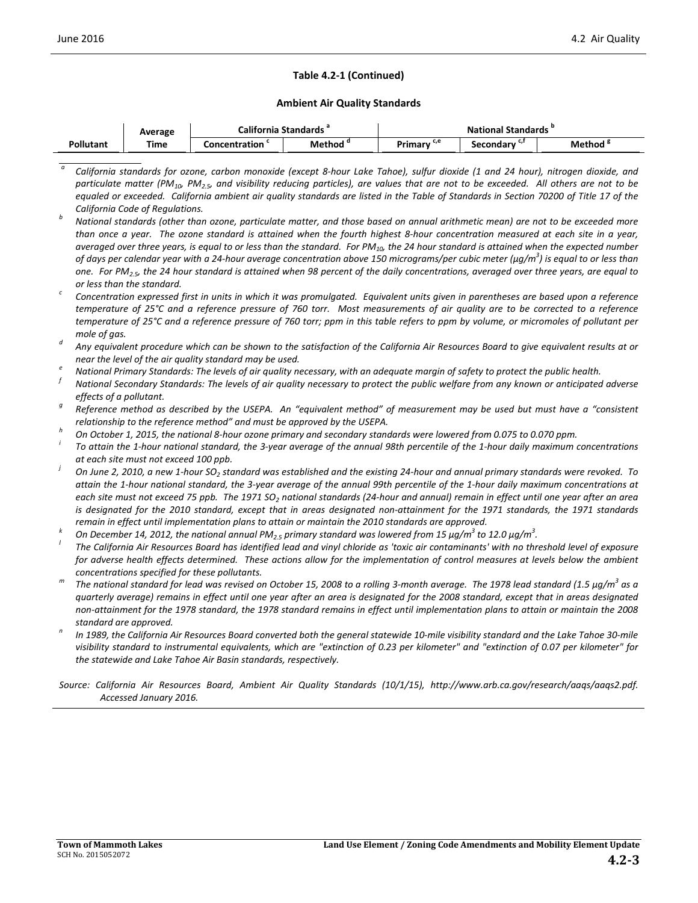**Table 4.2-1 (Continued)**

**Ambient Air Quality Standards**

| Pollutant | Average Time | California Standards [a] | | National Standards [b] | | |
|---|---|---|---|---|---|---|
| | | Concentration [c] | Method [d] | Primary [c,e] | Secondary [c,f] | Method [g] |

[a] *California standards for ozone, carbon monoxide (except 8-hour Lake Tahoe), sulfur dioxide (1 and 24 hour), nitrogen dioxide, and particulate matter ($PM_{10}$, $PM_{2.5}$, and visibility reducing particles), are values that are not to be exceeded. All others are not to be equaled or exceeded. California ambient air quality standards are listed in the Table of Standards in Section 70200 of Title 17 of the California Code of Regulations.*

[b] *National standards (other than ozone, particulate matter, and those based on annual arithmetic mean) are not to be exceeded more than once a year. The ozone standard is attained when the fourth highest 8-hour concentration measured at each site in a year, averaged over three years, is equal to or less than the standard. For $PM_{10}$, the 24 hour standard is attained when the expected number of days per calendar year with a 24-hour average concentration above 150 micrograms/per cubic meter (μg/$m^3$) is equal to or less than one. For $PM_{2.5}$, the 24 hour standard is attained when 98 percent of the daily concentrations, averaged over three years, are equal to or less than the standard.*

[c] *Concentration expressed first in units in which it was promulgated. Equivalent units given in parentheses are based upon a reference temperature of 25°C and a reference pressure of 760 torr. Most measurements of air quality are to be corrected to a reference temperature of 25°C and a reference pressure of 760 torr; ppm in this table refers to ppm by volume, or micromoles of pollutant per mole of gas.*

[d] *Any equivalent procedure which can be shown to the satisfaction of the California Air Resources Board to give equivalent results at or near the level of the air quality standard may be used.*

[e] *National Primary Standards: The levels of air quality necessary, with an adequate margin of safety to protect the public health.*

[f] *National Secondary Standards: The levels of air quality necessary to protect the public welfare from any known or anticipated adverse effects of a pollutant.*

[g] *Reference method as described by the USEPA. An "equivalent method" of measurement may be used but must have a "consistent relationship to the reference method" and must be approved by the USEPA.*

[h] *On October 1, 2015, the national 8-hour ozone primary and secondary standards were lowered from 0.075 to 0.070 ppm.*

[i] *To attain the 1-hour national standard, the 3-year average of the annual 98th percentile of the 1-hour daily maximum concentrations at each site must not exceed 100 ppb.*

[j] *On June 2, 2010, a new 1-hour $SO_2$ standard was established and the existing 24-hour and annual primary standards were revoked. To attain the 1-hour national standard, the 3-year average of the annual 99th percentile of the 1-hour daily maximum concentrations at each site must not exceed 75 ppb. The 1971 $SO_2$ national standards (24-hour and annual) remain in effect until one year after an area is designated for the 2010 standard, except that in areas designated non-attainment for the 1971 standards, the 1971 standards remain in effect until implementation plans to attain or maintain the 2010 standards are approved.*

[k] *On December 14, 2012, the national annual $PM_{2.5}$ primary standard was lowered from 15 μg/$m^3$ to 12.0 μg/$m^3$.*

[l] *The California Air Resources Board has identified lead and vinyl chloride as 'toxic air contaminants' with no threshold level of exposure for adverse health effects determined. These actions allow for the implementation of control measures at levels below the ambient concentrations specified for these pollutants.*

[m] *The national standard for lead was revised on October 15, 2008 to a rolling 3-month average. The 1978 lead standard (1.5 μg/$m^3$ as a quarterly average) remains in effect until one year after an area is designated for the 2008 standard, except that in areas designated non-attainment for the 1978 standard, the 1978 standard remains in effect until implementation plans to attain or maintain the 2008 standard are approved.*

[n] *In 1989, the California Air Resources Board converted both the general statewide 10-mile visibility standard and the Lake Tahoe 30-mile visibility standard to instrumental equivalents, which are "extinction of 0.23 per kilometer" and "extinction of 0.07 per kilometer" for the statewide and Lake Tahoe Air Basin standards, respectively.*

*Source: California Air Resources Board, Ambient Air Quality Standards (10/1/15), http://www.arb.ca.gov/research/aaqs/aaqs2.pdf. Accessed January 2016.*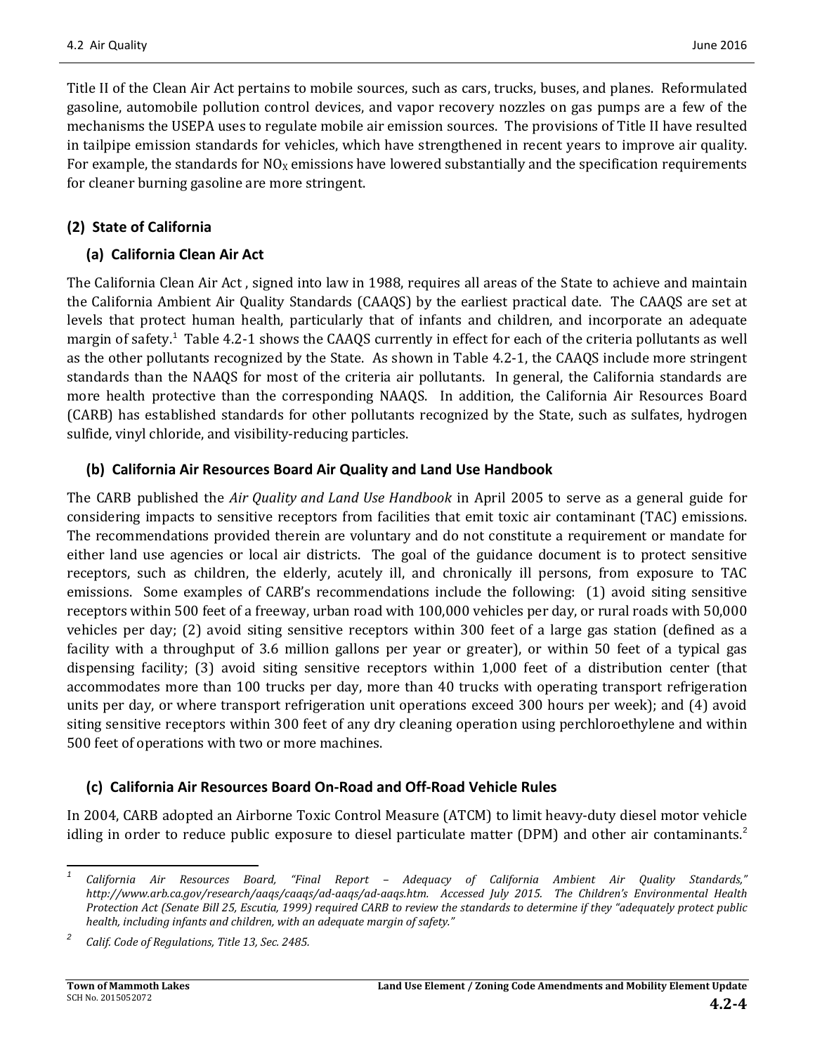Title II of the Clean Air Act pertains to mobile sources, such as cars, trucks, buses, and planes. Reformulated gasoline, automobile pollution control devices, and vapor recovery nozzles on gas pumps are a few of the mechanisms the USEPA uses to regulate mobile air emission sources. The provisions of Title II have resulted in tailpipe emission standards for vehicles, which have strengthened in recent years to improve air quality. For example, the standards for $NO_X$ emissions have lowered substantially and the specification requirements for cleaner burning gasoline are more stringent.

### (2) State of California

#### (a) California Clean Air Act

The California Clean Air Act , signed into law in 1988, requires all areas of the State to achieve and maintain the California Ambient Air Quality Standards (CAAQS) by the earliest practical date. The CAAQS are set at levels that protect human health, particularly that of infants and children, and incorporate an adequate margin of safety.[1] Table 4.2-1 shows the CAAQS currently in effect for each of the criteria pollutants as well as the other pollutants recognized by the State. As shown in Table 4.2-1, the CAAQS include more stringent standards than the NAAQS for most of the criteria air pollutants. In general, the California standards are more health protective than the corresponding NAAQS. In addition, the California Air Resources Board (CARB) has established standards for other pollutants recognized by the State, such as sulfates, hydrogen sulfide, vinyl chloride, and visibility-reducing particles.

#### (b) California Air Resources Board Air Quality and Land Use Handbook

The CARB published the *Air Quality and Land Use Handbook* in April 2005 to serve as a general guide for considering impacts to sensitive receptors from facilities that emit toxic air contaminant (TAC) emissions. The recommendations provided therein are voluntary and do not constitute a requirement or mandate for either land use agencies or local air districts. The goal of the guidance document is to protect sensitive receptors, such as children, the elderly, acutely ill, and chronically ill persons, from exposure to TAC emissions. Some examples of CARB's recommendations include the following: (1) avoid siting sensitive receptors within 500 feet of a freeway, urban road with 100,000 vehicles per day, or rural roads with 50,000 vehicles per day; (2) avoid siting sensitive receptors within 300 feet of a large gas station (defined as a facility with a throughput of 3.6 million gallons per year or greater), or within 50 feet of a typical gas dispensing facility; (3) avoid siting sensitive receptors within 1,000 feet of a distribution center (that accommodates more than 100 trucks per day, more than 40 trucks with operating transport refrigeration units per day, or where transport refrigeration unit operations exceed 300 hours per week); and (4) avoid siting sensitive receptors within 300 feet of any dry cleaning operation using perchloroethylene and within 500 feet of operations with two or more machines.

#### (c) California Air Resources Board On-Road and Off-Road Vehicle Rules

In 2004, CARB adopted an Airborne Toxic Control Measure (ATCM) to limit heavy-duty diesel motor vehicle idling in order to reduce public exposure to diesel particulate matter (DPM) and other air contaminants.[2]

---

[1] *California Air Resources Board, "Final Report – Adequacy of California Ambient Air Quality Standards," http://www.arb.ca.gov/research/aaqs/caaqs/ad-aaqs/ad-aaqs.htm. Accessed July 2015. The Children's Environmental Health Protection Act (Senate Bill 25, Escutia, 1999) required CARB to review the standards to determine if they "adequately protect public health, including infants and children, with an adequate margin of safety."*

[2] *Calif. Code of Regulations, Title 13, Sec. 2485.*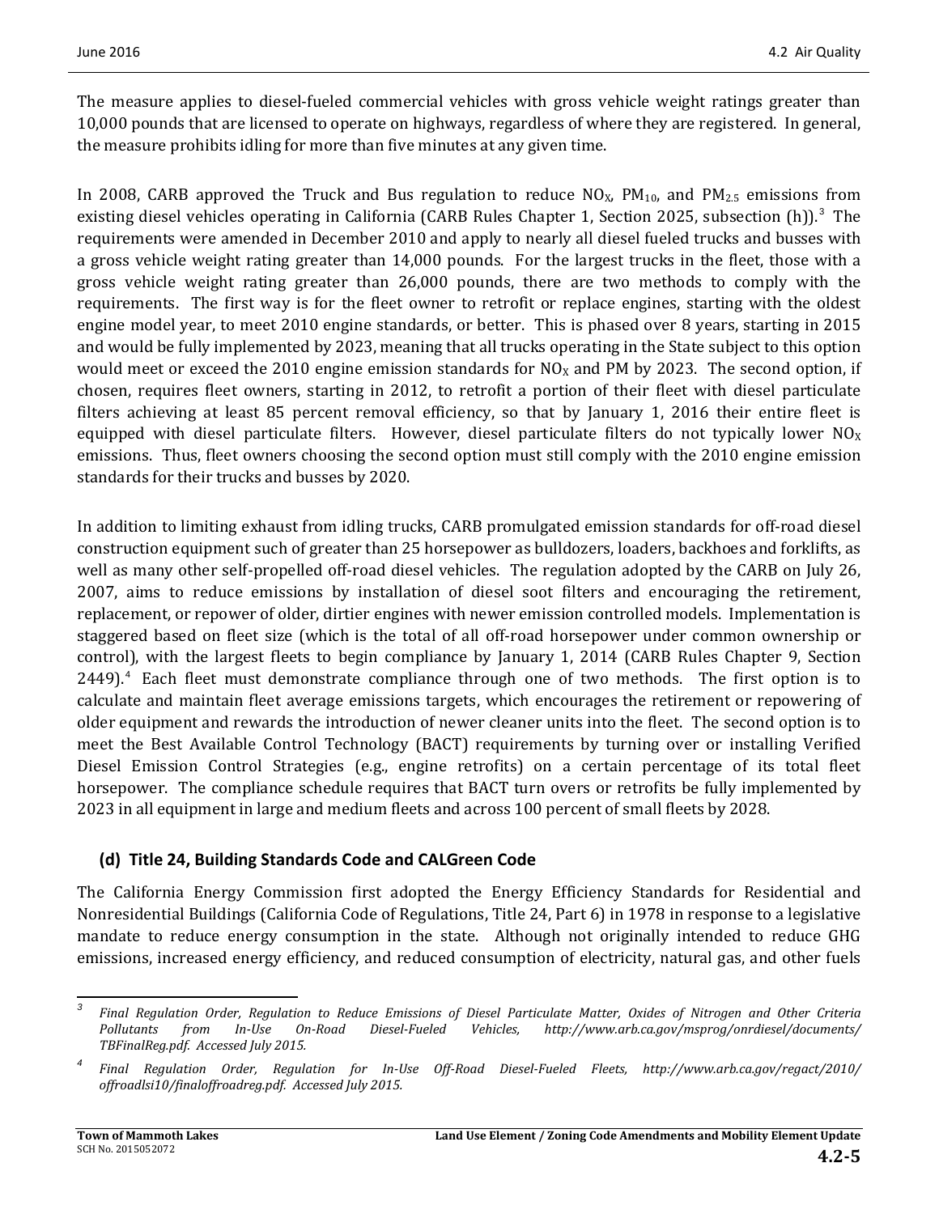The measure applies to diesel-fueled commercial vehicles with gross vehicle weight ratings greater than 10,000 pounds that are licensed to operate on highways, regardless of where they are registered. In general, the measure prohibits idling for more than five minutes at any given time.

In 2008, CARB approved the Truck and Bus regulation to reduce $NO_X$, $PM_{10}$, and $PM_{2.5}$ emissions from existing diesel vehicles operating in California (CARB Rules Chapter 1, Section 2025, subsection (h)).[3] The requirements were amended in December 2010 and apply to nearly all diesel fueled trucks and busses with a gross vehicle weight rating greater than 14,000 pounds. For the largest trucks in the fleet, those with a gross vehicle weight rating greater than 26,000 pounds, there are two methods to comply with the requirements. The first way is for the fleet owner to retrofit or replace engines, starting with the oldest engine model year, to meet 2010 engine standards, or better. This is phased over 8 years, starting in 2015 and would be fully implemented by 2023, meaning that all trucks operating in the State subject to this option would meet or exceed the 2010 engine emission standards for $NO_X$ and PM by 2023. The second option, if chosen, requires fleet owners, starting in 2012, to retrofit a portion of their fleet with diesel particulate filters achieving at least 85 percent removal efficiency, so that by January 1, 2016 their entire fleet is equipped with diesel particulate filters. However, diesel particulate filters do not typically lower $NO_X$ emissions. Thus, fleet owners choosing the second option must still comply with the 2010 engine emission standards for their trucks and busses by 2020.

In addition to limiting exhaust from idling trucks, CARB promulgated emission standards for off-road diesel construction equipment such of greater than 25 horsepower as bulldozers, loaders, backhoes and forklifts, as well as many other self-propelled off-road diesel vehicles. The regulation adopted by the CARB on July 26, 2007, aims to reduce emissions by installation of diesel soot filters and encouraging the retirement, replacement, or repower of older, dirtier engines with newer emission controlled models. Implementation is staggered based on fleet size (which is the total of all off-road horsepower under common ownership or control), with the largest fleets to begin compliance by January 1, 2014 (CARB Rules Chapter 9, Section 2449).[4] Each fleet must demonstrate compliance through one of two methods. The first option is to calculate and maintain fleet average emissions targets, which encourages the retirement or repowering of older equipment and rewards the introduction of newer cleaner units into the fleet. The second option is to meet the Best Available Control Technology (BACT) requirements by turning over or installing Verified Diesel Emission Control Strategies (e.g., engine retrofits) on a certain percentage of its total fleet horsepower. The compliance schedule requires that BACT turn overs or retrofits be fully implemented by 2023 in all equipment in large and medium fleets and across 100 percent of small fleets by 2028.

#### (d) Title 24, Building Standards Code and CALGreen Code

The California Energy Commission first adopted the Energy Efficiency Standards for Residential and Nonresidential Buildings (California Code of Regulations, Title 24, Part 6) in 1978 in response to a legislative mandate to reduce energy consumption in the state. Although not originally intended to reduce GHG emissions, increased energy efficiency, and reduced consumption of electricity, natural gas, and other fuels

---

[3] *Final Regulation Order, Regulation to Reduce Emissions of Diesel Particulate Matter, Oxides of Nitrogen and Other Criteria Pollutants from In-Use On-Road Diesel-Fueled Vehicles, http://www.arb.ca.gov/msprog/onrdiesel/documents/TBFinalReg.pdf. Accessed July 2015.*

[4] *Final Regulation Order, Regulation for In-Use Off-Road Diesel-Fueled Fleets, http://www.arb.ca.gov/regact/2010/offroadlsi10/finaloffroadreg.pdf. Accessed July 2015.*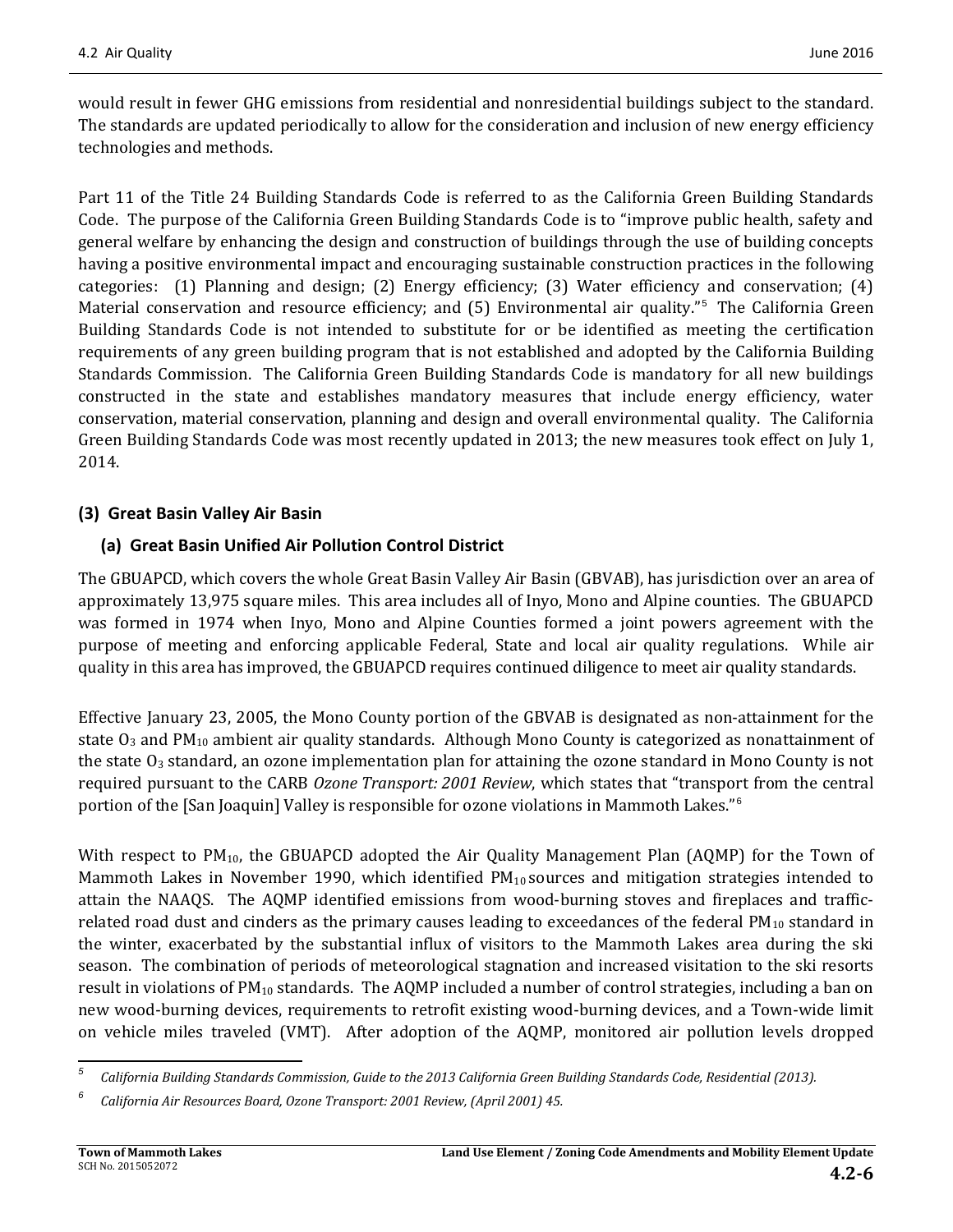would result in fewer GHG emissions from residential and nonresidential buildings subject to the standard. The standards are updated periodically to allow for the consideration and inclusion of new energy efficiency technologies and methods.

Part 11 of the Title 24 Building Standards Code is referred to as the California Green Building Standards Code. The purpose of the California Green Building Standards Code is to "improve public health, safety and general welfare by enhancing the design and construction of buildings through the use of building concepts having a positive environmental impact and encouraging sustainable construction practices in the following categories: (1) Planning and design; (2) Energy efficiency; (3) Water efficiency and conservation; (4) Material conservation and resource efficiency; and (5) Environmental air quality."[5] The California Green Building Standards Code is not intended to substitute for or be identified as meeting the certification requirements of any green building program that is not established and adopted by the California Building Standards Commission. The California Green Building Standards Code is mandatory for all new buildings constructed in the state and establishes mandatory measures that include energy efficiency, water conservation, material conservation, planning and design and overall environmental quality. The California Green Building Standards Code was most recently updated in 2013; the new measures took effect on July 1, 2014.

### (3) Great Basin Valley Air Basin

#### (a) Great Basin Unified Air Pollution Control District

The GBUAPCD, which covers the whole Great Basin Valley Air Basin (GBVAB), has jurisdiction over an area of approximately 13,975 square miles. This area includes all of Inyo, Mono and Alpine counties. The GBUAPCD was formed in 1974 when Inyo, Mono and Alpine Counties formed a joint powers agreement with the purpose of meeting and enforcing applicable Federal, State and local air quality regulations. While air quality in this area has improved, the GBUAPCD requires continued diligence to meet air quality standards.

Effective January 23, 2005, the Mono County portion of the GBVAB is designated as non-attainment for the state $O_3$ and $PM_{10}$ ambient air quality standards. Although Mono County is categorized as nonattainment of the state $O_3$ standard, an ozone implementation plan for attaining the ozone standard in Mono County is not required pursuant to the CARB *Ozone Transport: 2001 Review*, which states that "transport from the central portion of the [San Joaquin] Valley is responsible for ozone violations in Mammoth Lakes."[6]

With respect to $PM_{10}$, the GBUAPCD adopted the Air Quality Management Plan (AQMP) for the Town of Mammoth Lakes in November 1990, which identified $PM_{10}$ sources and mitigation strategies intended to attain the NAAQS. The AQMP identified emissions from wood-burning stoves and fireplaces and traffic-related road dust and cinders as the primary causes leading to exceedances of the federal $PM_{10}$ standard in the winter, exacerbated by the substantial influx of visitors to the Mammoth Lakes area during the ski season. The combination of periods of meteorological stagnation and increased visitation to the ski resorts result in violations of $PM_{10}$ standards. The AQMP included a number of control strategies, including a ban on new wood-burning devices, requirements to retrofit existing wood-burning devices, and a Town-wide limit on vehicle miles traveled (VMT). After adoption of the AQMP, monitored air pollution levels dropped

---

[5] *California Building Standards Commission, Guide to the 2013 California Green Building Standards Code, Residential (2013).*

[6] *California Air Resources Board, Ozone Transport: 2001 Review, (April 2001) 45.*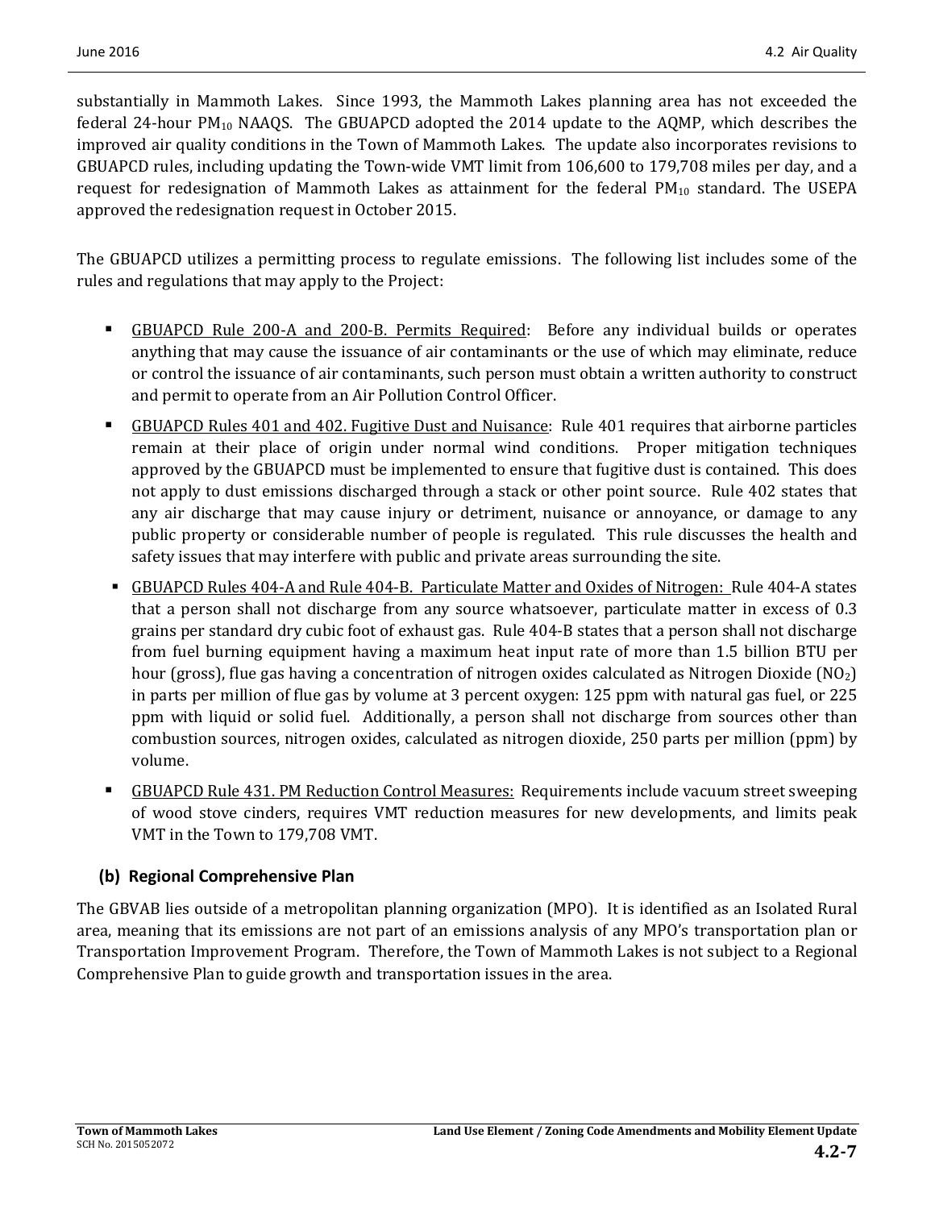substantially in Mammoth Lakes. Since 1993, the Mammoth Lakes planning area has not exceeded the federal 24-hour $PM_{10}$ NAAQS. The GBUAPCD adopted the 2014 update to the AQMP, which describes the improved air quality conditions in the Town of Mammoth Lakes. The update also incorporates revisions to GBUAPCD rules, including updating the Town-wide VMT limit from 106,600 to 179,708 miles per day, and a request for redesignation of Mammoth Lakes as attainment for the federal $PM_{10}$ standard. The USEPA approved the redesignation request in October 2015.

The GBUAPCD utilizes a permitting process to regulate emissions. The following list includes some of the rules and regulations that may apply to the Project:

- GBUAPCD Rule 200-A and 200-B. Permits Required: Before any individual builds or operates anything that may cause the issuance of air contaminants or the use of which may eliminate, reduce or control the issuance of air contaminants, such person must obtain a written authority to construct and permit to operate from an Air Pollution Control Officer.
- GBUAPCD Rules 401 and 402. Fugitive Dust and Nuisance: Rule 401 requires that airborne particles remain at their place of origin under normal wind conditions. Proper mitigation techniques approved by the GBUAPCD must be implemented to ensure that fugitive dust is contained. This does not apply to dust emissions discharged through a stack or other point source. Rule 402 states that any air discharge that may cause injury or detriment, nuisance or annoyance, or damage to any public property or considerable number of people is regulated. This rule discusses the health and safety issues that may interfere with public and private areas surrounding the site.
- GBUAPCD Rules 404-A and Rule 404-B. Particulate Matter and Oxides of Nitrogen: Rule 404-A states that a person shall not discharge from any source whatsoever, particulate matter in excess of 0.3 grains per standard dry cubic foot of exhaust gas. Rule 404-B states that a person shall not discharge from fuel burning equipment having a maximum heat input rate of more than 1.5 billion BTU per hour (gross), flue gas having a concentration of nitrogen oxides calculated as Nitrogen Dioxide ($NO_2$) in parts per million of flue gas by volume at 3 percent oxygen: 125 ppm with natural gas fuel, or 225 ppm with liquid or solid fuel. Additionally, a person shall not discharge from sources other than combustion sources, nitrogen oxides, calculated as nitrogen dioxide, 250 parts per million (ppm) by volume.
- GBUAPCD Rule 431. PM Reduction Control Measures: Requirements include vacuum street sweeping of wood stove cinders, requires VMT reduction measures for new developments, and limits peak VMT in the Town to 179,708 VMT.

### (b) Regional Comprehensive Plan

The GBVAB lies outside of a metropolitan planning organization (MPO). It is identified as an Isolated Rural area, meaning that its emissions are not part of an emissions analysis of any MPO's transportation plan or Transportation Improvement Program. Therefore, the Town of Mammoth Lakes is not subject to a Regional Comprehensive Plan to guide growth and transportation issues in the area.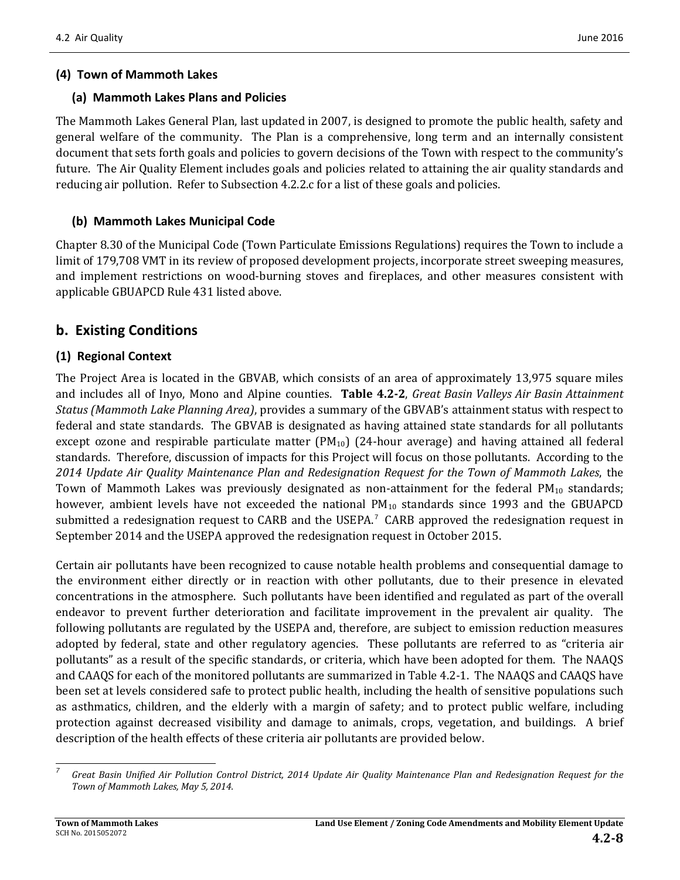### (4) Town of Mammoth Lakes

#### (a) Mammoth Lakes Plans and Policies

The Mammoth Lakes General Plan, last updated in 2007, is designed to promote the public health, safety and general welfare of the community. The Plan is a comprehensive, long term and an internally consistent document that sets forth goals and policies to govern decisions of the Town with respect to the community's future. The Air Quality Element includes goals and policies related to attaining the air quality standards and reducing air pollution. Refer to Subsection 4.2.2.c for a list of these goals and policies.

#### (b) Mammoth Lakes Municipal Code

Chapter 8.30 of the Municipal Code (Town Particulate Emissions Regulations) requires the Town to include a limit of 179,708 VMT in its review of proposed development projects, incorporate street sweeping measures, and implement restrictions on wood-burning stoves and fireplaces, and other measures consistent with applicable GBUAPCD Rule 431 listed above.

## b. Existing Conditions

### (1) Regional Context

The Project Area is located in the GBVAB, which consists of an area of approximately 13,975 square miles and includes all of Inyo, Mono and Alpine counties. **Table 4.2-2**, *Great Basin Valleys Air Basin Attainment Status (Mammoth Lake Planning Area)*, provides a summary of the GBVAB's attainment status with respect to federal and state standards. The GBVAB is designated as having attained state standards for all pollutants except ozone and respirable particulate matter ($PM_{10}$) (24-hour average) and having attained all federal standards. Therefore, discussion of impacts for this Project will focus on those pollutants. According to the *2014 Update Air Quality Maintenance Plan and Redesignation Request for the Town of Mammoth Lakes*, the Town of Mammoth Lakes was previously designated as non-attainment for the federal $PM_{10}$ standards; however, ambient levels have not exceeded the national $PM_{10}$ standards since 1993 and the GBUAPCD submitted a redesignation request to CARB and the USEPA.[7] CARB approved the redesignation request in September 2014 and the USEPA approved the redesignation request in October 2015.

Certain air pollutants have been recognized to cause notable health problems and consequential damage to the environment either directly or in reaction with other pollutants, due to their presence in elevated concentrations in the atmosphere. Such pollutants have been identified and regulated as part of the overall endeavor to prevent further deterioration and facilitate improvement in the prevalent air quality. The following pollutants are regulated by the USEPA and, therefore, are subject to emission reduction measures adopted by federal, state and other regulatory agencies. These pollutants are referred to as "criteria air pollutants" as a result of the specific standards, or criteria, which have been adopted for them. The NAAQS and CAAQS for each of the monitored pollutants are summarized in Table 4.2-1. The NAAQS and CAAQS have been set at levels considered safe to protect public health, including the health of sensitive populations such as asthmatics, children, and the elderly with a margin of safety; and to protect public welfare, including protection against decreased visibility and damage to animals, crops, vegetation, and buildings. A brief description of the health effects of these criteria air pollutants are provided below.

---

[7] *Great Basin Unified Air Pollution Control District, 2014 Update Air Quality Maintenance Plan and Redesignation Request for the Town of Mammoth Lakes, May 5, 2014.*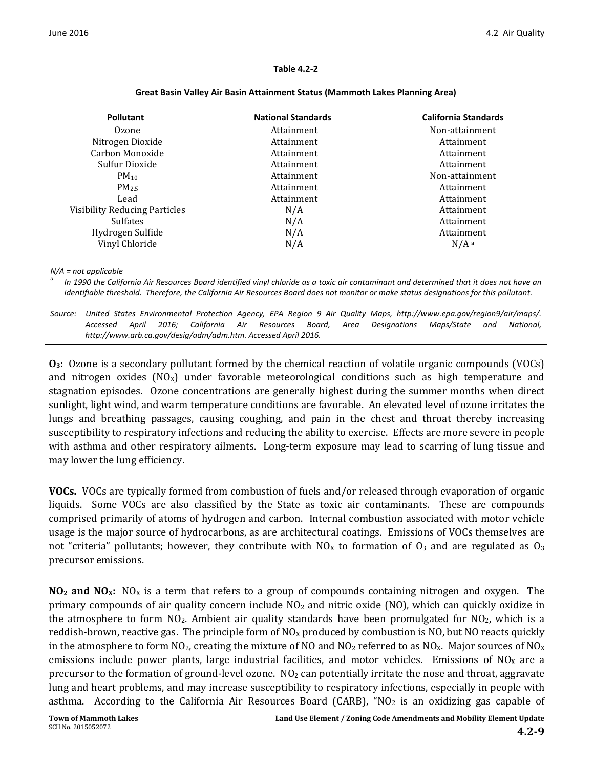**Table 4.2-2**

**Great Basin Valley Air Basin Attainment Status (Mammoth Lakes Planning Area)**

| Pollutant | National Standards | California Standards |
|---|---|---|
| Ozone | Attainment | Non-attainment |
| Nitrogen Dioxide | Attainment | Attainment |
| Carbon Monoxide | Attainment | Attainment |
| Sulfur Dioxide | Attainment | Attainment |
| $PM_{10}$ | Attainment | Non-attainment |
| $PM_{2.5}$ | Attainment | Attainment |
| Lead | Attainment | Attainment |
| Visibility Reducing Particles | N/A | Attainment |
| Sulfates | N/A | Attainment |
| Hydrogen Sulfide | N/A | Attainment |
| Vinyl Chloride | N/A | N/A [a] |

*N/A = not applicable*

[a] *In 1990 the California Air Resources Board identified vinyl chloride as a toxic air contaminant and determined that it does not have an identifiable threshold. Therefore, the California Air Resources Board does not monitor or make status designations for this pollutant.*

*Source: United States Environmental Protection Agency, EPA Region 9 Air Quality Maps, http://www.epa.gov/region9/air/maps/. Accessed April 2016; California Air Resources Board, Area Designations Maps/State and National, http://www.arb.ca.gov/desig/adm/adm.htm. Accessed April 2016.*

**$O_3$:** Ozone is a secondary pollutant formed by the chemical reaction of volatile organic compounds (VOCs) and nitrogen oxides ($NO_X$) under favorable meteorological conditions such as high temperature and stagnation episodes. Ozone concentrations are generally highest during the summer months when direct sunlight, light wind, and warm temperature conditions are favorable. An elevated level of ozone irritates the lungs and breathing passages, causing coughing, and pain in the chest and throat thereby increasing susceptibility to respiratory infections and reducing the ability to exercise. Effects are more severe in people with asthma and other respiratory ailments. Long-term exposure may lead to scarring of lung tissue and may lower the lung efficiency.

**VOCs.** VOCs are typically formed from combustion of fuels and/or released through evaporation of organic liquids. Some VOCs are also classified by the State as toxic air contaminants. These are compounds comprised primarily of atoms of hydrogen and carbon. Internal combustion associated with motor vehicle usage is the major source of hydrocarbons, as are architectural coatings. Emissions of VOCs themselves are not "criteria" pollutants; however, they contribute with $NO_X$ to formation of $O_3$ and are regulated as $O_3$ precursor emissions.

**$NO_2$ and $NO_X$:** $NO_X$ is a term that refers to a group of compounds containing nitrogen and oxygen. The primary compounds of air quality concern include $NO_2$ and nitric oxide (NO), which can quickly oxidize in the atmosphere to form $NO_2$. Ambient air quality standards have been promulgated for $NO_2$, which is a reddish-brown, reactive gas. The principle form of $NO_X$ produced by combustion is NO, but NO reacts quickly in the atmosphere to form $NO_2$, creating the mixture of NO and $NO_2$ referred to as $NO_X$. Major sources of $NO_X$ emissions include power plants, large industrial facilities, and motor vehicles. Emissions of $NO_X$ are a precursor to the formation of ground-level ozone. $NO_2$ can potentially irritate the nose and throat, aggravate lung and heart problems, and may increase susceptibility to respiratory infections, especially in people with asthma. According to the California Air Resources Board (CARB), "$NO_2$ is an oxidizing gas capable of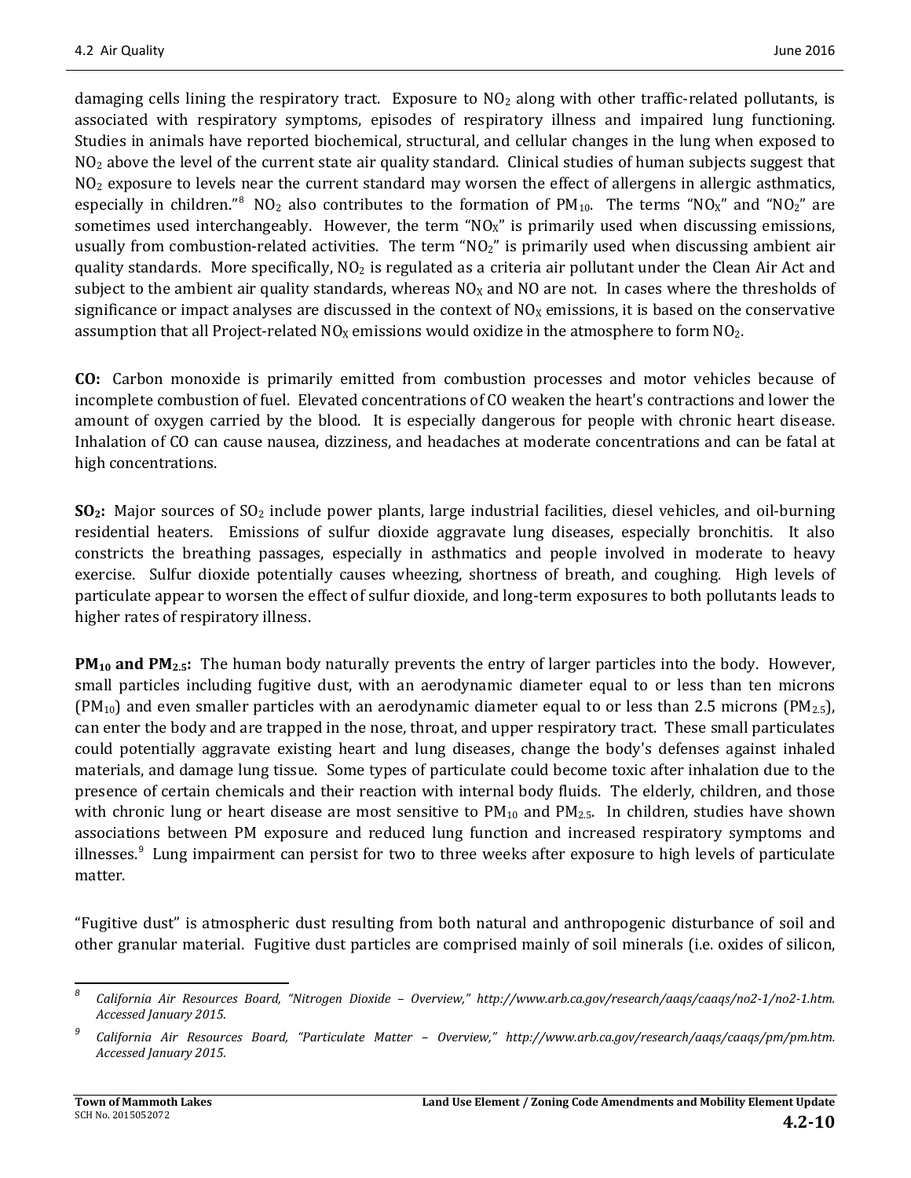damaging cells lining the respiratory tract. Exposure to $NO_2$ along with other traffic-related pollutants, is associated with respiratory symptoms, episodes of respiratory illness and impaired lung functioning. Studies in animals have reported biochemical, structural, and cellular changes in the lung when exposed to $NO_2$ above the level of the current state air quality standard. Clinical studies of human subjects suggest that $NO_2$ exposure to levels near the current standard may worsen the effect of allergens in allergic asthmatics, especially in children."[8] $NO_2$ also contributes to the formation of $PM_{10}$. The terms "$NO_X$" and "$NO_2$" are sometimes used interchangeably. However, the term "$NO_X$" is primarily used when discussing emissions, usually from combustion-related activities. The term "$NO_2$" is primarily used when discussing ambient air quality standards. More specifically, $NO_2$ is regulated as a criteria air pollutant under the Clean Air Act and subject to the ambient air quality standards, whereas $NO_X$ and NO are not. In cases where the thresholds of significance or impact analyses are discussed in the context of $NO_X$ emissions, it is based on the conservative assumption that all Project-related $NO_X$ emissions would oxidize in the atmosphere to form $NO_2$.

**CO:** Carbon monoxide is primarily emitted from combustion processes and motor vehicles because of incomplete combustion of fuel. Elevated concentrations of CO weaken the heart's contractions and lower the amount of oxygen carried by the blood. It is especially dangerous for people with chronic heart disease. Inhalation of CO can cause nausea, dizziness, and headaches at moderate concentrations and can be fatal at high concentrations.

**$SO_2$:** Major sources of $SO_2$ include power plants, large industrial facilities, diesel vehicles, and oil-burning residential heaters. Emissions of sulfur dioxide aggravate lung diseases, especially bronchitis. It also constricts the breathing passages, especially in asthmatics and people involved in moderate to heavy exercise. Sulfur dioxide potentially causes wheezing, shortness of breath, and coughing. High levels of particulate appear to worsen the effect of sulfur dioxide, and long-term exposures to both pollutants leads to higher rates of respiratory illness.

**$PM_{10}$ and $PM_{2.5}$:** The human body naturally prevents the entry of larger particles into the body. However, small particles including fugitive dust, with an aerodynamic diameter equal to or less than ten microns ($PM_{10}$) and even smaller particles with an aerodynamic diameter equal to or less than 2.5 microns ($PM_{2.5}$), can enter the body and are trapped in the nose, throat, and upper respiratory tract. These small particulates could potentially aggravate existing heart and lung diseases, change the body's defenses against inhaled materials, and damage lung tissue. Some types of particulate could become toxic after inhalation due to the presence of certain chemicals and their reaction with internal body fluids. The elderly, children, and those with chronic lung or heart disease are most sensitive to $PM_{10}$ and $PM_{2.5}$. In children, studies have shown associations between PM exposure and reduced lung function and increased respiratory symptoms and illnesses.[9] Lung impairment can persist for two to three weeks after exposure to high levels of particulate matter.

"Fugitive dust" is atmospheric dust resulting from both natural and anthropogenic disturbance of soil and other granular material. Fugitive dust particles are comprised mainly of soil minerals (i.e. oxides of silicon,

---

[8] *California Air Resources Board, "Nitrogen Dioxide – Overview," http://www.arb.ca.gov/research/aaqs/caaqs/no2-1/no2-1.htm. Accessed January 2015.*

[9] *California Air Resources Board, "Particulate Matter – Overview," http://www.arb.ca.gov/research/aaqs/caaqs/pm/pm.htm. Accessed January 2015.*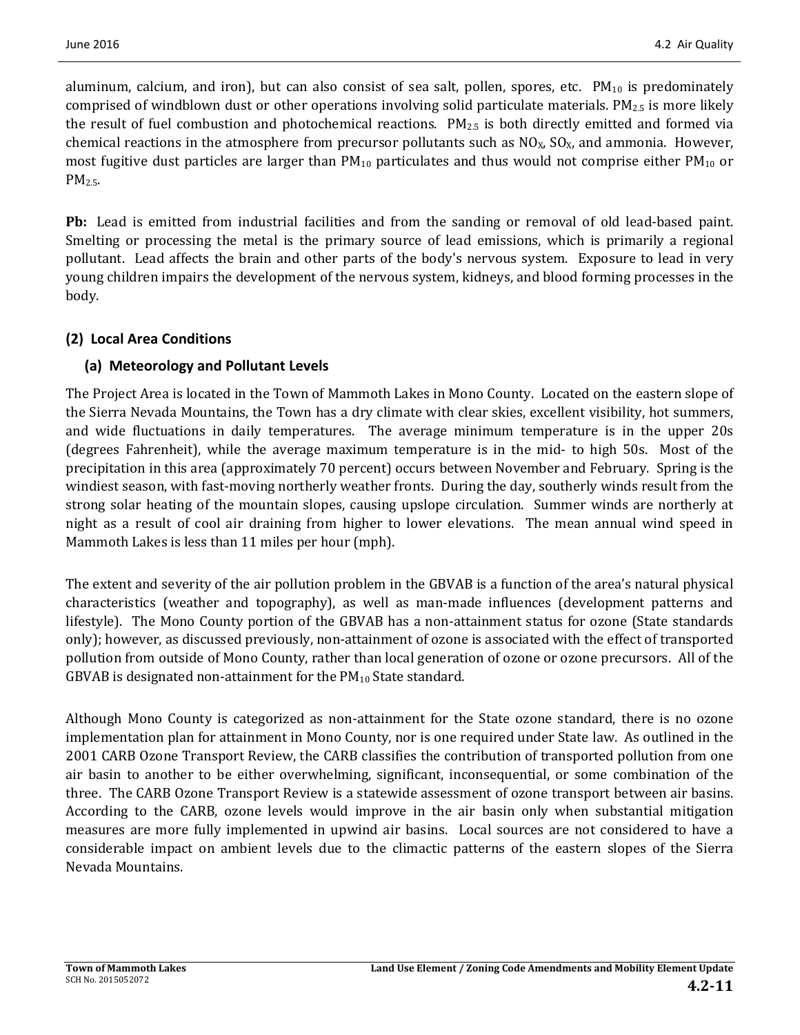aluminum, calcium, and iron), but can also consist of sea salt, pollen, spores, etc. $PM_{10}$ is predominately comprised of windblown dust or other operations involving solid particulate materials. $PM_{2.5}$ is more likely the result of fuel combustion and photochemical reactions. $PM_{2.5}$ is both directly emitted and formed via chemical reactions in the atmosphere from precursor pollutants such as $NO_X$, $SO_X$, and ammonia. However, most fugitive dust particles are larger than $PM_{10}$ particulates and thus would not comprise either $PM_{10}$ or $PM_{2.5}$.

**Pb:** Lead is emitted from industrial facilities and from the sanding or removal of old lead-based paint. Smelting or processing the metal is the primary source of lead emissions, which is primarily a regional pollutant. Lead affects the brain and other parts of the body's nervous system. Exposure to lead in very young children impairs the development of the nervous system, kidneys, and blood forming processes in the body.

### (2) Local Area Conditions

#### (a) Meteorology and Pollutant Levels

The Project Area is located in the Town of Mammoth Lakes in Mono County. Located on the eastern slope of the Sierra Nevada Mountains, the Town has a dry climate with clear skies, excellent visibility, hot summers, and wide fluctuations in daily temperatures. The average minimum temperature is in the upper 20s (degrees Fahrenheit), while the average maximum temperature is in the mid- to high 50s. Most of the precipitation in this area (approximately 70 percent) occurs between November and February. Spring is the windiest season, with fast-moving northerly weather fronts. During the day, southerly winds result from the strong solar heating of the mountain slopes, causing upslope circulation. Summer winds are northerly at night as a result of cool air draining from higher to lower elevations. The mean annual wind speed in Mammoth Lakes is less than 11 miles per hour (mph).

The extent and severity of the air pollution problem in the GBVAB is a function of the area's natural physical characteristics (weather and topography), as well as man-made influences (development patterns and lifestyle). The Mono County portion of the GBVAB has a non-attainment status for ozone (State standards only); however, as discussed previously, non-attainment of ozone is associated with the effect of transported pollution from outside of Mono County, rather than local generation of ozone or ozone precursors. All of the GBVAB is designated non-attainment for the $PM_{10}$ State standard.

Although Mono County is categorized as non-attainment for the State ozone standard, there is no ozone implementation plan for attainment in Mono County, nor is one required under State law. As outlined in the 2001 CARB Ozone Transport Review, the CARB classifies the contribution of transported pollution from one air basin to another to be either overwhelming, significant, inconsequential, or some combination of the three. The CARB Ozone Transport Review is a statewide assessment of ozone transport between air basins. According to the CARB, ozone levels would improve in the air basin only when substantial mitigation measures are more fully implemented in upwind air basins. Local sources are not considered to have a considerable impact on ambient levels due to the climactic patterns of the eastern slopes of the Sierra Nevada Mountains.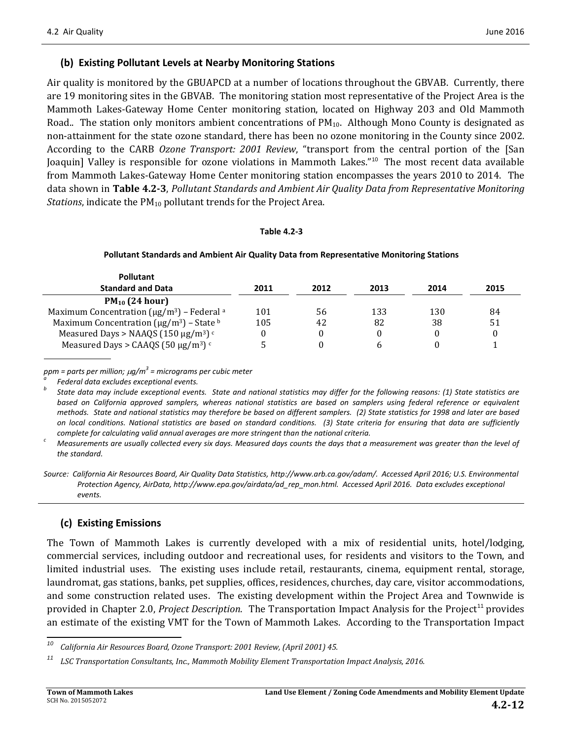### (b) Existing Pollutant Levels at Nearby Monitoring Stations

Air quality is monitored by the GBUAPCD at a number of locations throughout the GBVAB. Currently, there are 19 monitoring sites in the GBVAB. The monitoring station most representative of the Project Area is the Mammoth Lakes-Gateway Home Center monitoring station, located on Highway 203 and Old Mammoth Road.. The station only monitors ambient concentrations of $PM_{10}$. Although Mono County is designated as non-attainment for the state ozone standard, there has been no ozone monitoring in the County since 2002. According to the CARB *Ozone Transport: 2001 Review*, "transport from the central portion of the [San Joaquin] Valley is responsible for ozone violations in Mammoth Lakes."[10] The most recent data available from Mammoth Lakes-Gateway Home Center monitoring station encompasses the years 2010 to 2014. The data shown in **Table 4.2-3**, *Pollutant Standards and Ambient Air Quality Data from Representative Monitoring Stations*, indicate the $PM_{10}$ pollutant trends for the Project Area.

**Table 4.2-3**

**Pollutant Standards and Ambient Air Quality Data from Representative Monitoring Stations**

| Pollutant Standard and Data | 2011 | 2012 | 2013 | 2014 | 2015 |
|---|---|---|---|---|---|
| **$PM_{10}$ (24 hour)** | | | | | |
| Maximum Concentration (μg/m³) – Federal [a] | 101 | 56 | 133 | 130 | 84 |
| Maximum Concentration (μg/m³) – State [b] | 105 | 42 | 82 | 38 | 51 |
| Measured Days > NAAQS (150 μg/m³) [c] | 0 | 0 | 0 | 0 | 0 |
| Measured Days > CAAQS (50 μg/m³) [c] | 5 | 0 | 6 | 0 | 1 |

*ppm = parts per million; μg/m³ = micrograms per cubic meter*

[a] *Federal data excludes exceptional events.*

[b] *State data may include exceptional events. State and national statistics may differ for the following reasons: (1) State statistics are based on California approved samplers, whereas national statistics are based on samplers using federal reference or equivalent methods. State and national statistics may therefore be based on different samplers. (2) State statistics for 1998 and later are based on local conditions. National statistics are based on standard conditions. (3) State criteria for ensuring that data are sufficiently complete for calculating valid annual averages are more stringent than the national criteria.*

[c] *Measurements are usually collected every six days. Measured days counts the days that a measurement was greater than the level of the standard.*

*Source: California Air Resources Board, Air Quality Data Statistics, http://www.arb.ca.gov/adam/. Accessed April 2016; U.S. Environmental Protection Agency, AirData, http://www.epa.gov/airdata/ad_rep_mon.html. Accessed April 2016. Data excludes exceptional events.*

### (c) Existing Emissions

The Town of Mammoth Lakes is currently developed with a mix of residential units, hotel/lodging, commercial services, including outdoor and recreational uses, for residents and visitors to the Town, and limited industrial uses. The existing uses include retail, restaurants, cinema, equipment rental, storage, laundromat, gas stations, banks, pet supplies, offices, residences, churches, day care, visitor accommodations, and some construction related uses. The existing development within the Project Area and Townwide is provided in Chapter 2.0, *Project Description*. The Transportation Impact Analysis for the Project[11] provides an estimate of the existing VMT for the Town of Mammoth Lakes. According to the Transportation Impact

[10] *California Air Resources Board, Ozone Transport: 2001 Review, (April 2001) 45.*

[11] *LSC Transportation Consultants, Inc., Mammoth Mobility Element Transportation Impact Analysis, 2016.*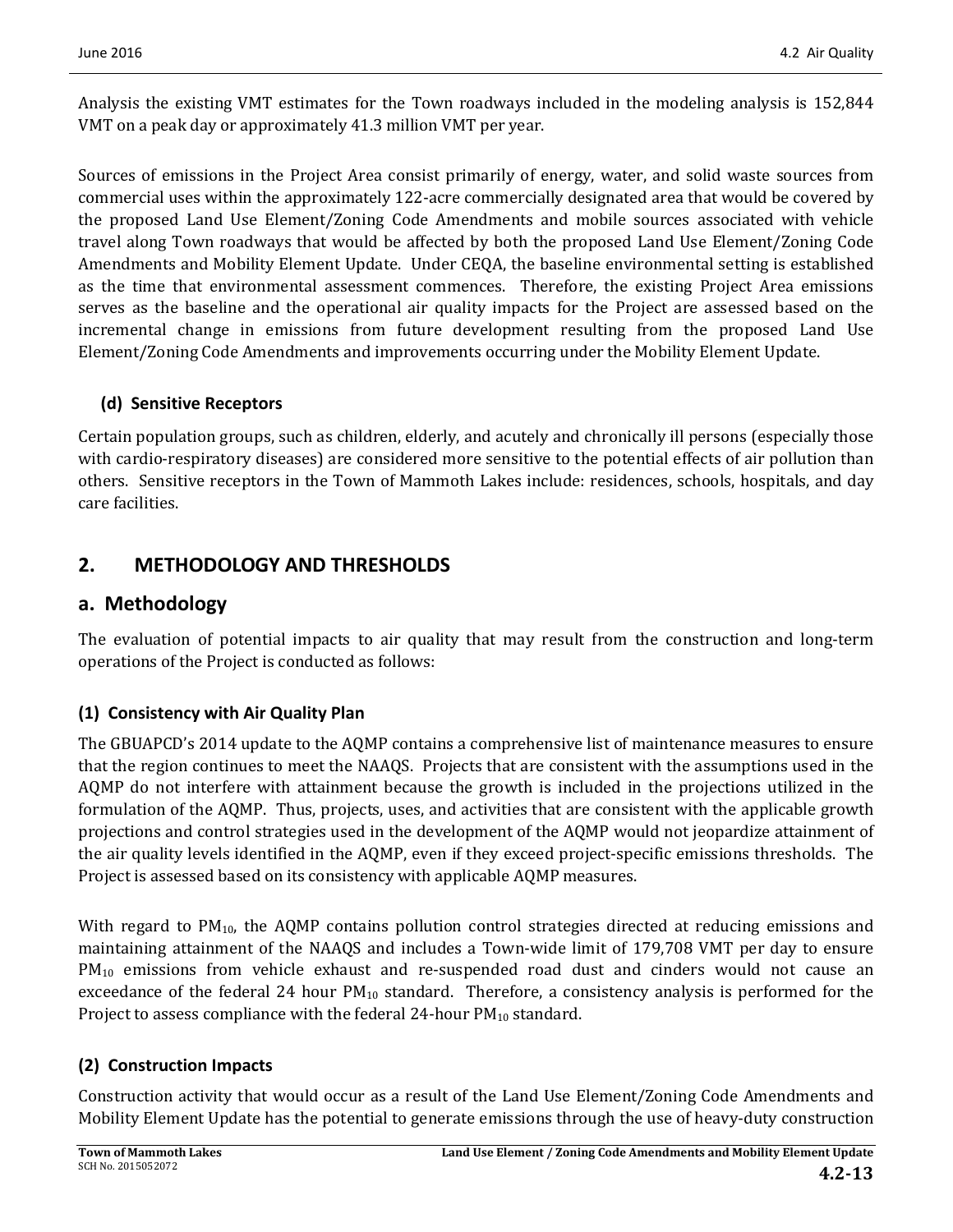Analysis the existing VMT estimates for the Town roadways included in the modeling analysis is 152,844 VMT on a peak day or approximately 41.3 million VMT per year.

Sources of emissions in the Project Area consist primarily of energy, water, and solid waste sources from commercial uses within the approximately 122-acre commercially designated area that would be covered by the proposed Land Use Element/Zoning Code Amendments and mobile sources associated with vehicle travel along Town roadways that would be affected by both the proposed Land Use Element/Zoning Code Amendments and Mobility Element Update. Under CEQA, the baseline environmental setting is established as the time that environmental assessment commences. Therefore, the existing Project Area emissions serves as the baseline and the operational air quality impacts for the Project are assessed based on the incremental change in emissions from future development resulting from the proposed Land Use Element/Zoning Code Amendments and improvements occurring under the Mobility Element Update.

#### (d) Sensitive Receptors

Certain population groups, such as children, elderly, and acutely and chronically ill persons (especially those with cardio-respiratory diseases) are considered more sensitive to the potential effects of air pollution than others. Sensitive receptors in the Town of Mammoth Lakes include: residences, schools, hospitals, and day care facilities.

## 2. METHODOLOGY AND THRESHOLDS

## a. Methodology

The evaluation of potential impacts to air quality that may result from the construction and long-term operations of the Project is conducted as follows:

### (1) Consistency with Air Quality Plan

The GBUAPCD's 2014 update to the AQMP contains a comprehensive list of maintenance measures to ensure that the region continues to meet the NAAQS. Projects that are consistent with the assumptions used in the AQMP do not interfere with attainment because the growth is included in the projections utilized in the formulation of the AQMP. Thus, projects, uses, and activities that are consistent with the applicable growth projections and control strategies used in the development of the AQMP would not jeopardize attainment of the air quality levels identified in the AQMP, even if they exceed project-specific emissions thresholds. The Project is assessed based on its consistency with applicable AQMP measures.

With regard to $PM_{10}$, the AQMP contains pollution control strategies directed at reducing emissions and maintaining attainment of the NAAQS and includes a Town-wide limit of 179,708 VMT per day to ensure $PM_{10}$ emissions from vehicle exhaust and re-suspended road dust and cinders would not cause an exceedance of the federal 24 hour $PM_{10}$ standard. Therefore, a consistency analysis is performed for the Project to assess compliance with the federal 24-hour $PM_{10}$ standard.

### (2) Construction Impacts

Construction activity that would occur as a result of the Land Use Element/Zoning Code Amendments and Mobility Element Update has the potential to generate emissions through the use of heavy-duty construction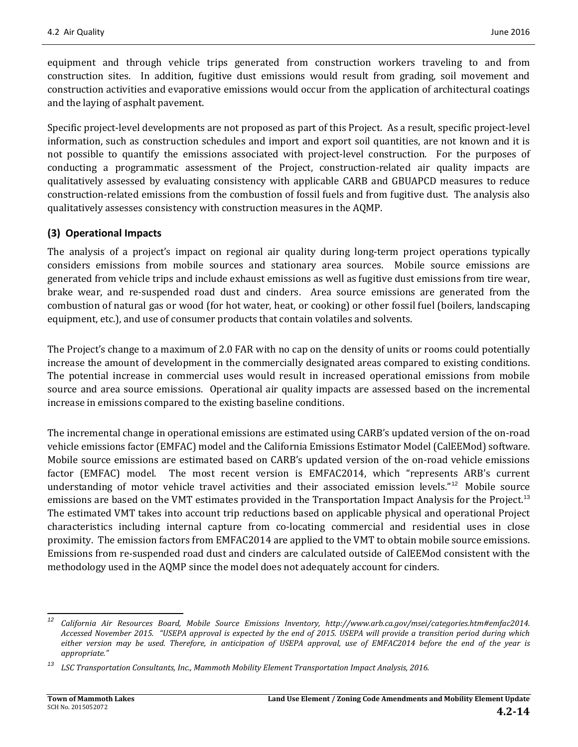equipment and through vehicle trips generated from construction workers traveling to and from construction sites. In addition, fugitive dust emissions would result from grading, soil movement and construction activities and evaporative emissions would occur from the application of architectural coatings and the laying of asphalt pavement.

Specific project-level developments are not proposed as part of this Project. As a result, specific project-level information, such as construction schedules and import and export soil quantities, are not known and it is not possible to quantify the emissions associated with project-level construction. For the purposes of conducting a programmatic assessment of the Project, construction-related air quality impacts are qualitatively assessed by evaluating consistency with applicable CARB and GBUAPCD measures to reduce construction-related emissions from the combustion of fossil fuels and from fugitive dust. The analysis also qualitatively assesses consistency with construction measures in the AQMP.

### (3) Operational Impacts

The analysis of a project's impact on regional air quality during long-term project operations typically considers emissions from mobile sources and stationary area sources. Mobile source emissions are generated from vehicle trips and include exhaust emissions as well as fugitive dust emissions from tire wear, brake wear, and re-suspended road dust and cinders. Area source emissions are generated from the combustion of natural gas or wood (for hot water, heat, or cooking) or other fossil fuel (boilers, landscaping equipment, etc.), and use of consumer products that contain volatiles and solvents.

The Project's change to a maximum of 2.0 FAR with no cap on the density of units or rooms could potentially increase the amount of development in the commercially designated areas compared to existing conditions. The potential increase in commercial uses would result in increased operational emissions from mobile source and area source emissions. Operational air quality impacts are assessed based on the incremental increase in emissions compared to the existing baseline conditions.

The incremental change in operational emissions are estimated using CARB's updated version of the on-road vehicle emissions factor (EMFAC) model and the California Emissions Estimator Model (CalEEMod) software. Mobile source emissions are estimated based on CARB's updated version of the on-road vehicle emissions factor (EMFAC) model. The most recent version is EMFAC2014, which "represents ARB's current understanding of motor vehicle travel activities and their associated emission levels."[12] Mobile source emissions are based on the VMT estimates provided in the Transportation Impact Analysis for the Project.[13] The estimated VMT takes into account trip reductions based on applicable physical and operational Project characteristics including internal capture from co-locating commercial and residential uses in close proximity. The emission factors from EMFAC2014 are applied to the VMT to obtain mobile source emissions. Emissions from re-suspended road dust and cinders are calculated outside of CalEEMod consistent with the methodology used in the AQMP since the model does not adequately account for cinders.

---

[12] *California Air Resources Board, Mobile Source Emissions Inventory, http://www.arb.ca.gov/msei/categories.htm#emfac2014. Accessed November 2015. "USEPA approval is expected by the end of 2015. USEPA will provide a transition period during which either version may be used. Therefore, in anticipation of USEPA approval, use of EMFAC2014 before the end of the year is appropriate."*

[13] *LSC Transportation Consultants, Inc., Mammoth Mobility Element Transportation Impact Analysis, 2016.*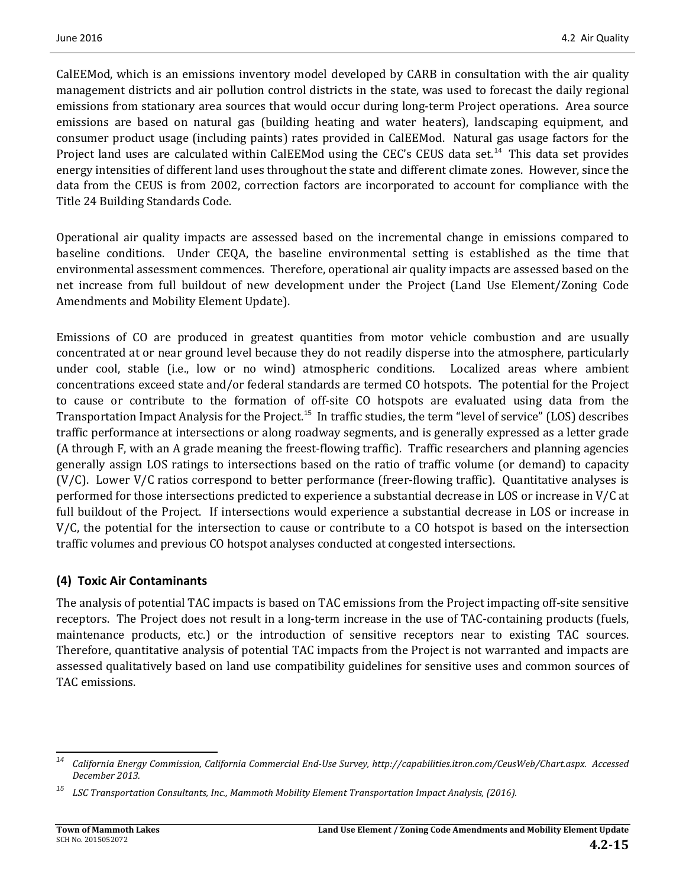CalEEMod, which is an emissions inventory model developed by CARB in consultation with the air quality management districts and air pollution control districts in the state, was used to forecast the daily regional emissions from stationary area sources that would occur during long-term Project operations. Area source emissions are based on natural gas (building heating and water heaters), landscaping equipment, and consumer product usage (including paints) rates provided in CalEEMod. Natural gas usage factors for the Project land uses are calculated within CalEEMod using the CEC's CEUS data set.[14] This data set provides energy intensities of different land uses throughout the state and different climate zones. However, since the data from the CEUS is from 2002, correction factors are incorporated to account for compliance with the Title 24 Building Standards Code.

Operational air quality impacts are assessed based on the incremental change in emissions compared to baseline conditions. Under CEQA, the baseline environmental setting is established as the time that environmental assessment commences. Therefore, operational air quality impacts are assessed based on the net increase from full buildout of new development under the Project (Land Use Element/Zoning Code Amendments and Mobility Element Update).

Emissions of CO are produced in greatest quantities from motor vehicle combustion and are usually concentrated at or near ground level because they do not readily disperse into the atmosphere, particularly under cool, stable (i.e., low or no wind) atmospheric conditions. Localized areas where ambient concentrations exceed state and/or federal standards are termed CO hotspots. The potential for the Project to cause or contribute to the formation of off-site CO hotspots are evaluated using data from the Transportation Impact Analysis for the Project.[15] In traffic studies, the term "level of service" (LOS) describes traffic performance at intersections or along roadway segments, and is generally expressed as a letter grade (A through F, with an A grade meaning the freest-flowing traffic). Traffic researchers and planning agencies generally assign LOS ratings to intersections based on the ratio of traffic volume (or demand) to capacity (V/C). Lower V/C ratios correspond to better performance (freer-flowing traffic). Quantitative analyses is performed for those intersections predicted to experience a substantial decrease in LOS or increase in V/C at full buildout of the Project. If intersections would experience a substantial decrease in LOS or increase in V/C, the potential for the intersection to cause or contribute to a CO hotspot is based on the intersection traffic volumes and previous CO hotspot analyses conducted at congested intersections.

### (4) Toxic Air Contaminants

The analysis of potential TAC impacts is based on TAC emissions from the Project impacting off-site sensitive receptors. The Project does not result in a long-term increase in the use of TAC-containing products (fuels, maintenance products, etc.) or the introduction of sensitive receptors near to existing TAC sources. Therefore, quantitative analysis of potential TAC impacts from the Project is not warranted and impacts are assessed qualitatively based on land use compatibility guidelines for sensitive uses and common sources of TAC emissions.

---

[14] *California Energy Commission, California Commercial End-Use Survey, http://capabilities.itron.com/CeusWeb/Chart.aspx. Accessed December 2013.*

[15] *LSC Transportation Consultants, Inc., Mammoth Mobility Element Transportation Impact Analysis, (2016).*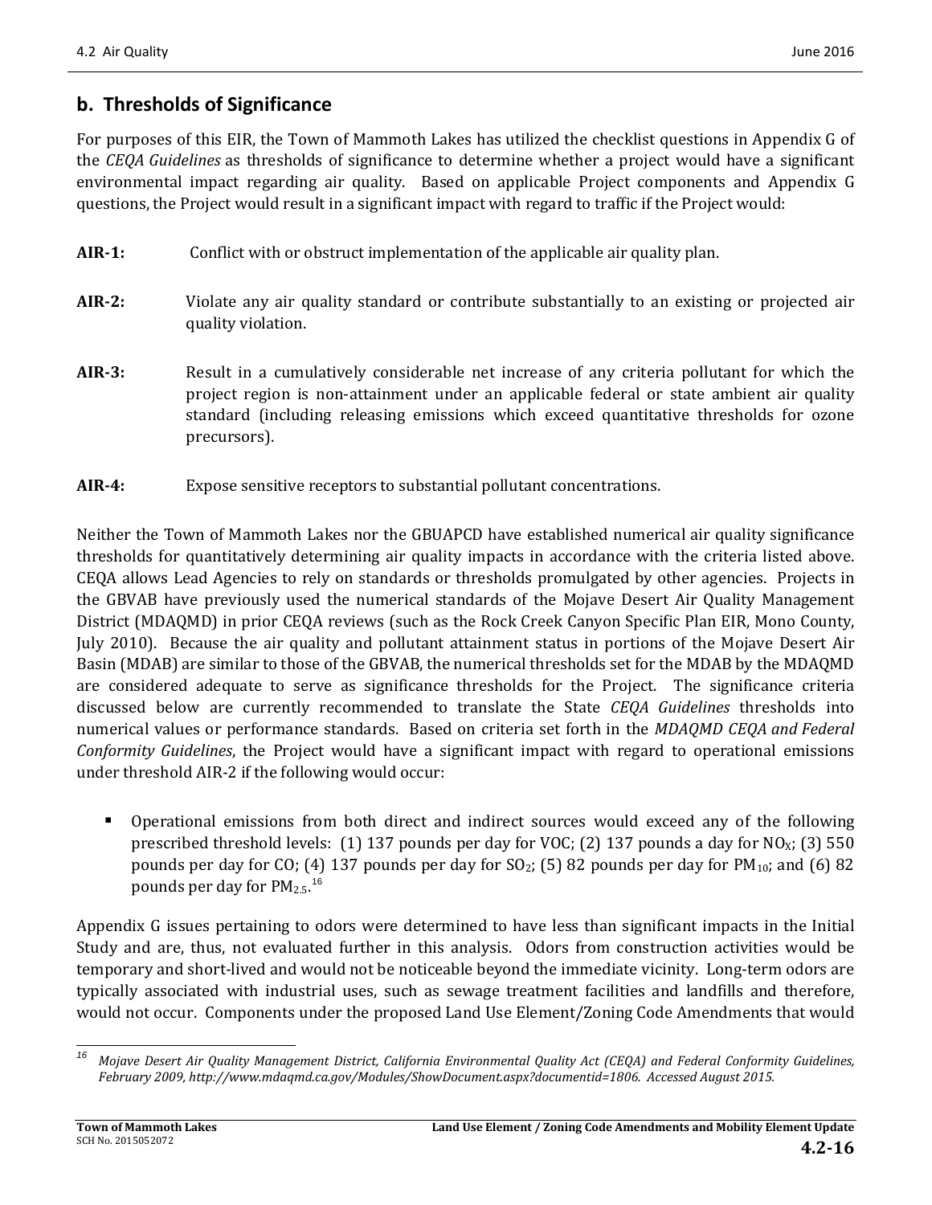## b. Thresholds of Significance

For purposes of this EIR, the Town of Mammoth Lakes has utilized the checklist questions in Appendix G of the *CEQA Guidelines* as thresholds of significance to determine whether a project would have a significant environmental impact regarding air quality. Based on applicable Project components and Appendix G questions, the Project would result in a significant impact with regard to traffic if the Project would:

**AIR-1:** Conflict with or obstruct implementation of the applicable air quality plan.

**AIR-2:** Violate any air quality standard or contribute substantially to an existing or projected air quality violation.

**AIR-3:** Result in a cumulatively considerable net increase of any criteria pollutant for which the project region is non-attainment under an applicable federal or state ambient air quality standard (including releasing emissions which exceed quantitative thresholds for ozone precursors).

**AIR-4:** Expose sensitive receptors to substantial pollutant concentrations.

Neither the Town of Mammoth Lakes nor the GBUAPCD have established numerical air quality significance thresholds for quantitatively determining air quality impacts in accordance with the criteria listed above. CEQA allows Lead Agencies to rely on standards or thresholds promulgated by other agencies. Projects in the GBVAB have previously used the numerical standards of the Mojave Desert Air Quality Management District (MDAQMD) in prior CEQA reviews (such as the Rock Creek Canyon Specific Plan EIR, Mono County, July 2010). Because the air quality and pollutant attainment status in portions of the Mojave Desert Air Basin (MDAB) are similar to those of the GBVAB, the numerical thresholds set for the MDAB by the MDAQMD are considered adequate to serve as significance thresholds for the Project. The significance criteria discussed below are currently recommended to translate the State *CEQA Guidelines* thresholds into numerical values or performance standards. Based on criteria set forth in the *MDAQMD CEQA and Federal Conformity Guidelines*, the Project would have a significant impact with regard to operational emissions under threshold AIR-2 if the following would occur:

- Operational emissions from both direct and indirect sources would exceed any of the following prescribed threshold levels: (1) 137 pounds per day for VOC; (2) 137 pounds a day for $NO_X$; (3) 550 pounds per day for CO; (4) 137 pounds per day for $SO_2$; (5) 82 pounds per day for $PM_{10}$; and (6) 82 pounds per day for $PM_{2.5}$.[16]

Appendix G issues pertaining to odors were determined to have less than significant impacts in the Initial Study and are, thus, not evaluated further in this analysis. Odors from construction activities would be temporary and short-lived and would not be noticeable beyond the immediate vicinity. Long-term odors are typically associated with industrial uses, such as sewage treatment facilities and landfills and therefore, would not occur. Components under the proposed Land Use Element/Zoning Code Amendments that would

---

[16] *Mojave Desert Air Quality Management District, California Environmental Quality Act (CEQA) and Federal Conformity Guidelines, February 2009, http://www.mdaqmd.ca.gov/Modules/ShowDocument.aspx?documentid=1806. Accessed August 2015.*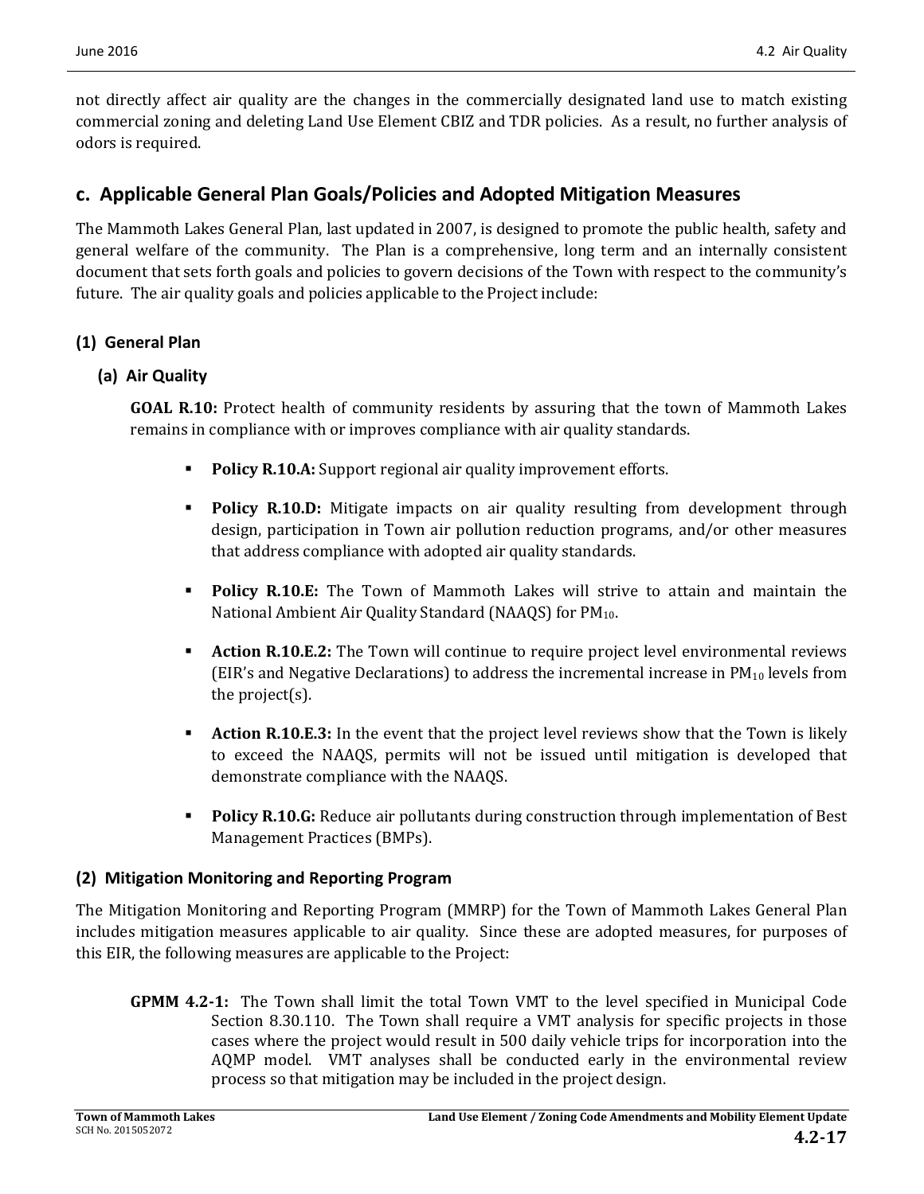not directly affect air quality are the changes in the commercially designated land use to match existing commercial zoning and deleting Land Use Element CBIZ and TDR policies. As a result, no further analysis of odors is required.

## c. Applicable General Plan Goals/Policies and Adopted Mitigation Measures

The Mammoth Lakes General Plan, last updated in 2007, is designed to promote the public health, safety and general welfare of the community. The Plan is a comprehensive, long term and an internally consistent document that sets forth goals and policies to govern decisions of the Town with respect to the community's future. The air quality goals and policies applicable to the Project include:

### (1) General Plan

#### (a) Air Quality

**GOAL R.10:** Protect health of community residents by assuring that the town of Mammoth Lakes remains in compliance with or improves compliance with air quality standards.

- **Policy R.10.A:** Support regional air quality improvement efforts.
- **Policy R.10.D:** Mitigate impacts on air quality resulting from development through design, participation in Town air pollution reduction programs, and/or other measures that address compliance with adopted air quality standards.
- **Policy R.10.E:** The Town of Mammoth Lakes will strive to attain and maintain the National Ambient Air Quality Standard (NAAQS) for $PM_{10}$.
- **Action R.10.E.2:** The Town will continue to require project level environmental reviews (EIR's and Negative Declarations) to address the incremental increase in $PM_{10}$ levels from the project(s).
- **Action R.10.E.3:** In the event that the project level reviews show that the Town is likely to exceed the NAAQS, permits will not be issued until mitigation is developed that demonstrate compliance with the NAAQS.
- **Policy R.10.G:** Reduce air pollutants during construction through implementation of Best Management Practices (BMPs).

### (2) Mitigation Monitoring and Reporting Program

The Mitigation Monitoring and Reporting Program (MMRP) for the Town of Mammoth Lakes General Plan includes mitigation measures applicable to air quality. Since these are adopted measures, for purposes of this EIR, the following measures are applicable to the Project:

**GPMM 4.2-1:** The Town shall limit the total Town VMT to the level specified in Municipal Code Section 8.30.110. The Town shall require a VMT analysis for specific projects in those cases where the project would result in 500 daily vehicle trips for incorporation into the AQMP model. VMT analyses shall be conducted early in the environmental review process so that mitigation may be included in the project design.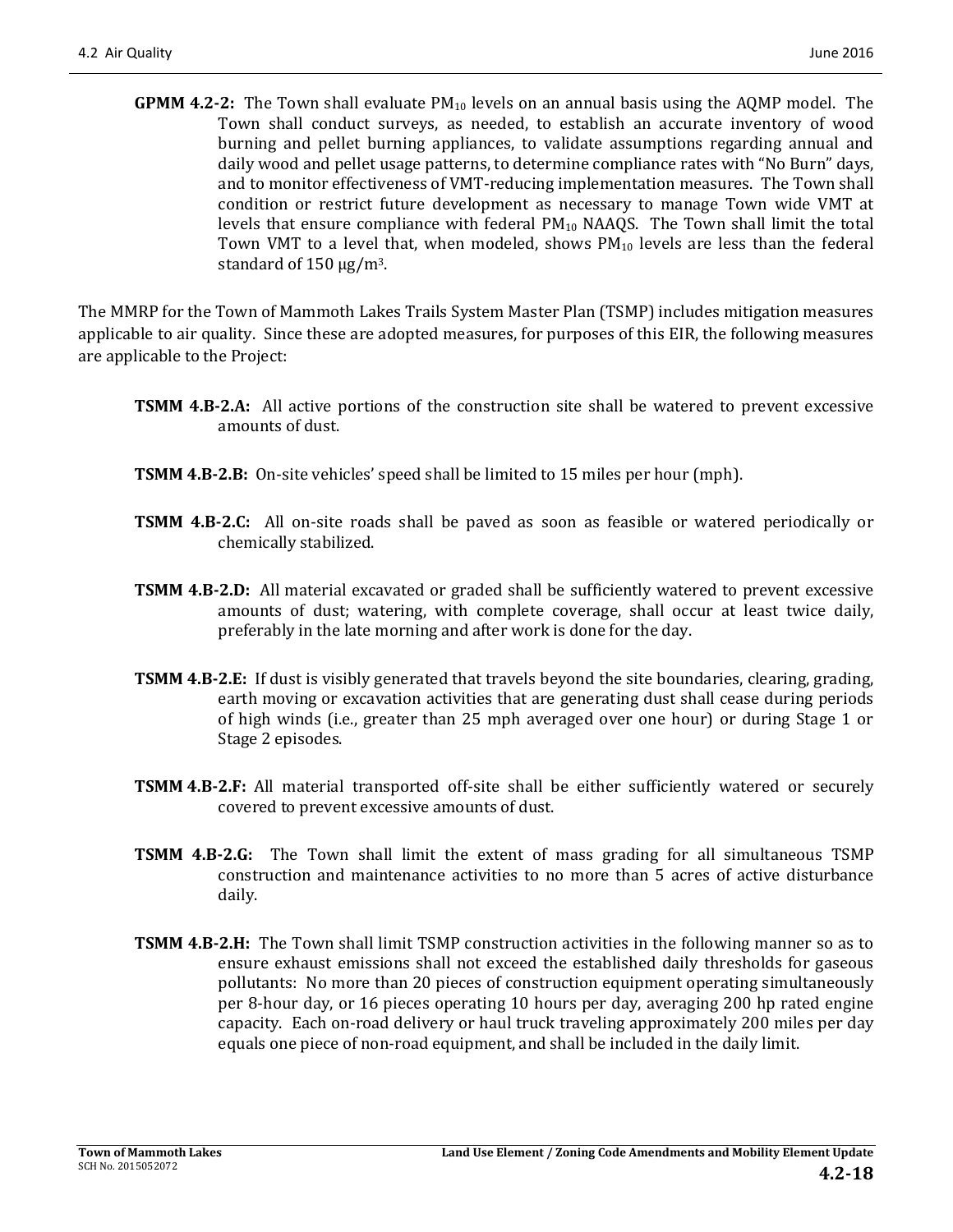**GPMM 4.2-2:** The Town shall evaluate $PM_{10}$ levels on an annual basis using the AQMP model. The Town shall conduct surveys, as needed, to establish an accurate inventory of wood burning and pellet burning appliances, to validate assumptions regarding annual and daily wood and pellet usage patterns, to determine compliance rates with "No Burn" days, and to monitor effectiveness of VMT-reducing implementation measures. The Town shall condition or restrict future development as necessary to manage Town wide VMT at levels that ensure compliance with federal $PM_{10}$ NAAQS. The Town shall limit the total Town VMT to a level that, when modeled, shows $PM_{10}$ levels are less than the federal standard of 150 $\mu g/m^3$.

The MMRP for the Town of Mammoth Lakes Trails System Master Plan (TSMP) includes mitigation measures applicable to air quality. Since these are adopted measures, for purposes of this EIR, the following measures are applicable to the Project:

**TSMM 4.B-2.A:** All active portions of the construction site shall be watered to prevent excessive amounts of dust.

**TSMM 4.B-2.B:** On-site vehicles' speed shall be limited to 15 miles per hour (mph).

**TSMM 4.B-2.C:** All on-site roads shall be paved as soon as feasible or watered periodically or chemically stabilized.

**TSMM 4.B-2.D:** All material excavated or graded shall be sufficiently watered to prevent excessive amounts of dust; watering, with complete coverage, shall occur at least twice daily, preferably in the late morning and after work is done for the day.

**TSMM 4.B-2.E:** If dust is visibly generated that travels beyond the site boundaries, clearing, grading, earth moving or excavation activities that are generating dust shall cease during periods of high winds (i.e., greater than 25 mph averaged over one hour) or during Stage 1 or Stage 2 episodes.

**TSMM 4.B-2.F:** All material transported off-site shall be either sufficiently watered or securely covered to prevent excessive amounts of dust.

**TSMM 4.B-2.G:** The Town shall limit the extent of mass grading for all simultaneous TSMP construction and maintenance activities to no more than 5 acres of active disturbance daily.

**TSMM 4.B-2.H:** The Town shall limit TSMP construction activities in the following manner so as to ensure exhaust emissions shall not exceed the established daily thresholds for gaseous pollutants: No more than 20 pieces of construction equipment operating simultaneously per 8-hour day, or 16 pieces operating 10 hours per day, averaging 200 hp rated engine capacity. Each on-road delivery or haul truck traveling approximately 200 miles per day equals one piece of non-road equipment, and shall be included in the daily limit.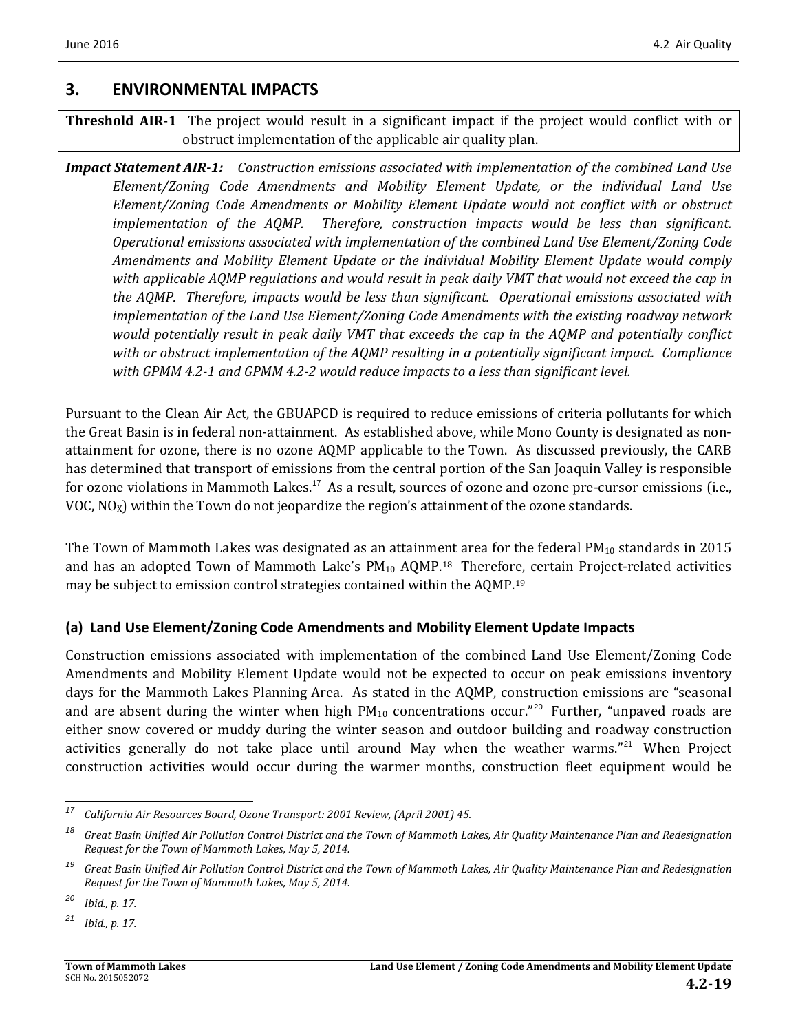## 3. ENVIRONMENTAL IMPACTS

**Threshold AIR-1** The project would result in a significant impact if the project would conflict with or obstruct implementation of the applicable air quality plan.

***Impact Statement AIR-1:*** *Construction emissions associated with implementation of the combined Land Use Element/Zoning Code Amendments and Mobility Element Update, or the individual Land Use Element/Zoning Code Amendments or Mobility Element Update would not conflict with or obstruct implementation of the AQMP. Therefore, construction impacts would be less than significant. Operational emissions associated with implementation of the combined Land Use Element/Zoning Code Amendments and Mobility Element Update or the individual Mobility Element Update would comply with applicable AQMP regulations and would result in peak daily VMT that would not exceed the cap in the AQMP. Therefore, impacts would be less than significant. Operational emissions associated with implementation of the Land Use Element/Zoning Code Amendments with the existing roadway network would potentially result in peak daily VMT that exceeds the cap in the AQMP and potentially conflict with or obstruct implementation of the AQMP resulting in a potentially significant impact. Compliance with GPMM 4.2-1 and GPMM 4.2-2 would reduce impacts to a less than significant level.*

Pursuant to the Clean Air Act, the GBUAPCD is required to reduce emissions of criteria pollutants for which the Great Basin is in federal non-attainment. As established above, while Mono County is designated as non-attainment for ozone, there is no ozone AQMP applicable to the Town. As discussed previously, the CARB has determined that transport of emissions from the central portion of the San Joaquin Valley is responsible for ozone violations in Mammoth Lakes.[17] As a result, sources of ozone and ozone pre-cursor emissions (i.e., VOC, $NO_X$) within the Town do not jeopardize the region's attainment of the ozone standards.

The Town of Mammoth Lakes was designated as an attainment area for the federal $PM_{10}$ standards in 2015 and has an adopted Town of Mammoth Lake's $PM_{10}$ AQMP.[18] Therefore, certain Project-related activities may be subject to emission control strategies contained within the AQMP.[19]

### (a) Land Use Element/Zoning Code Amendments and Mobility Element Update Impacts

Construction emissions associated with implementation of the combined Land Use Element/Zoning Code Amendments and Mobility Element Update would not be expected to occur on peak emissions inventory days for the Mammoth Lakes Planning Area. As stated in the AQMP, construction emissions are "seasonal and are absent during the winter when high $PM_{10}$ concentrations occur."[20] Further, "unpaved roads are either snow covered or muddy during the winter season and outdoor building and roadway construction activities generally do not take place until around May when the weather warms."[21] When Project construction activities would occur during the warmer months, construction fleet equipment would be

---

[17] *California Air Resources Board, Ozone Transport: 2001 Review, (April 2001) 45.*

[18] *Great Basin Unified Air Pollution Control District and the Town of Mammoth Lakes, Air Quality Maintenance Plan and Redesignation Request for the Town of Mammoth Lakes, May 5, 2014.*

[19] *Great Basin Unified Air Pollution Control District and the Town of Mammoth Lakes, Air Quality Maintenance Plan and Redesignation Request for the Town of Mammoth Lakes, May 5, 2014.*

[20] *Ibid., p. 17.*

[21] *Ibid., p. 17.*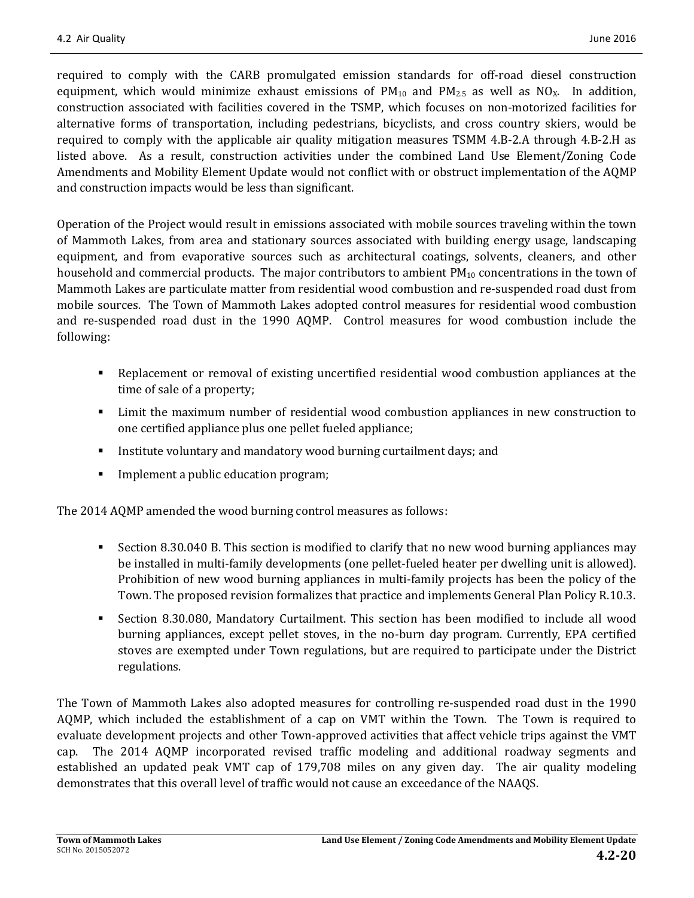required to comply with the CARB promulgated emission standards for off-road diesel construction equipment, which would minimize exhaust emissions of $PM_{10}$ and $PM_{2.5}$ as well as $NO_X$. In addition, construction associated with facilities covered in the TSMP, which focuses on non-motorized facilities for alternative forms of transportation, including pedestrians, bicyclists, and cross country skiers, would be required to comply with the applicable air quality mitigation measures TSMM 4.B-2.A through 4.B-2.H as listed above. As a result, construction activities under the combined Land Use Element/Zoning Code Amendments and Mobility Element Update would not conflict with or obstruct implementation of the AQMP and construction impacts would be less than significant.

Operation of the Project would result in emissions associated with mobile sources traveling within the town of Mammoth Lakes, from area and stationary sources associated with building energy usage, landscaping equipment, and from evaporative sources such as architectural coatings, solvents, cleaners, and other household and commercial products. The major contributors to ambient $PM_{10}$ concentrations in the town of Mammoth Lakes are particulate matter from residential wood combustion and re-suspended road dust from mobile sources. The Town of Mammoth Lakes adopted control measures for residential wood combustion and re-suspended road dust in the 1990 AQMP. Control measures for wood combustion include the following:

- Replacement or removal of existing uncertified residential wood combustion appliances at the time of sale of a property;
- Limit the maximum number of residential wood combustion appliances in new construction to one certified appliance plus one pellet fueled appliance;
- Institute voluntary and mandatory wood burning curtailment days; and
- Implement a public education program;

The 2014 AQMP amended the wood burning control measures as follows:

- Section 8.30.040 B. This section is modified to clarify that no new wood burning appliances may be installed in multi-family developments (one pellet-fueled heater per dwelling unit is allowed). Prohibition of new wood burning appliances in multi-family projects has been the policy of the Town. The proposed revision formalizes that practice and implements General Plan Policy R.10.3.
- Section 8.30.080, Mandatory Curtailment. This section has been modified to include all wood burning appliances, except pellet stoves, in the no-burn day program. Currently, EPA certified stoves are exempted under Town regulations, but are required to participate under the District regulations.

The Town of Mammoth Lakes also adopted measures for controlling re-suspended road dust in the 1990 AQMP, which included the establishment of a cap on VMT within the Town. The Town is required to evaluate development projects and other Town-approved activities that affect vehicle trips against the VMT cap. The 2014 AQMP incorporated revised traffic modeling and additional roadway segments and established an updated peak VMT cap of 179,708 miles on any given day. The air quality modeling demonstrates that this overall level of traffic would not cause an exceedance of the NAAQS.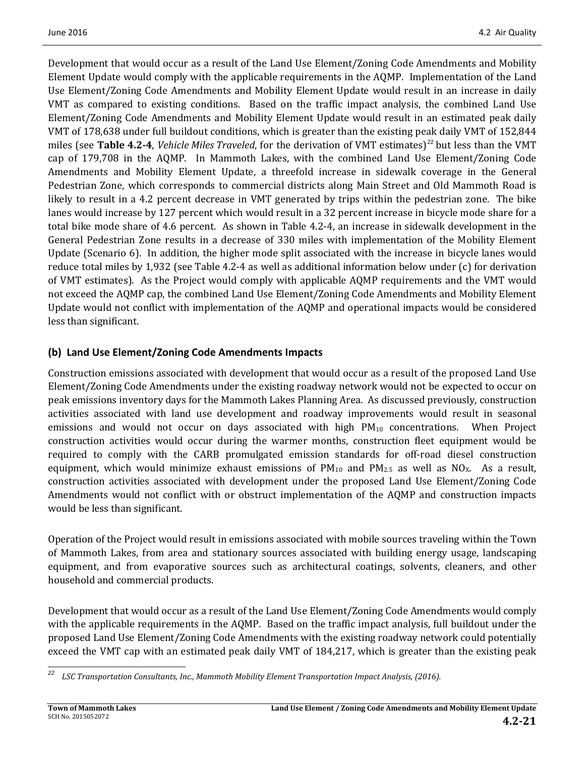Development that would occur as a result of the Land Use Element/Zoning Code Amendments and Mobility Element Update would comply with the applicable requirements in the AQMP. Implementation of the Land Use Element/Zoning Code Amendments and Mobility Element Update would result in an increase in daily VMT as compared to existing conditions. Based on the traffic impact analysis, the combined Land Use Element/Zoning Code Amendments and Mobility Element Update would result in an estimated peak daily VMT of 178,638 under full buildout conditions, which is greater than the existing peak daily VMT of 152,844 miles (see **Table 4.2-4**, *Vehicle Miles Traveled*, for the derivation of VMT estimates)[22] but less than the VMT cap of 179,708 in the AQMP. In Mammoth Lakes, with the combined Land Use Element/Zoning Code Amendments and Mobility Element Update, a threefold increase in sidewalk coverage in the General Pedestrian Zone, which corresponds to commercial districts along Main Street and Old Mammoth Road is likely to result in a 4.2 percent decrease in VMT generated by trips within the pedestrian zone. The bike lanes would increase by 127 percent which would result in a 32 percent increase in bicycle mode share for a total bike mode share of 4.6 percent. As shown in Table 4.2-4, an increase in sidewalk development in the General Pedestrian Zone results in a decrease of 330 miles with implementation of the Mobility Element Update (Scenario 6). In addition, the higher mode split associated with the increase in bicycle lanes would reduce total miles by 1,932 (see Table 4.2-4 as well as additional information below under (c) for derivation of VMT estimates). As the Project would comply with applicable AQMP requirements and the VMT would not exceed the AQMP cap, the combined Land Use Element/Zoning Code Amendments and Mobility Element Update would not conflict with implementation of the AQMP and operational impacts would be considered less than significant.

### (b) Land Use Element/Zoning Code Amendments Impacts

Construction emissions associated with development that would occur as a result of the proposed Land Use Element/Zoning Code Amendments under the existing roadway network would not be expected to occur on peak emissions inventory days for the Mammoth Lakes Planning Area. As discussed previously, construction activities associated with land use development and roadway improvements would result in seasonal emissions and would not occur on days associated with high $PM_{10}$ concentrations. When Project construction activities would occur during the warmer months, construction fleet equipment would be required to comply with the CARB promulgated emission standards for off-road diesel construction equipment, which would minimize exhaust emissions of $PM_{10}$ and $PM_{2.5}$ as well as $NO_X$. As a result, construction activities associated with development under the proposed Land Use Element/Zoning Code Amendments would not conflict with or obstruct implementation of the AQMP and construction impacts would be less than significant.

Operation of the Project would result in emissions associated with mobile sources traveling within the Town of Mammoth Lakes, from area and stationary sources associated with building energy usage, landscaping equipment, and from evaporative sources such as architectural coatings, solvents, cleaners, and other household and commercial products.

Development that would occur as a result of the Land Use Element/Zoning Code Amendments would comply with the applicable requirements in the AQMP. Based on the traffic impact analysis, full buildout under the proposed Land Use Element/Zoning Code Amendments with the existing roadway network could potentially exceed the VMT cap with an estimated peak daily VMT of 184,217, which is greater than the existing peak

---

[22] *LSC Transportation Consultants, Inc., Mammoth Mobility Element Transportation Impact Analysis, (2016).*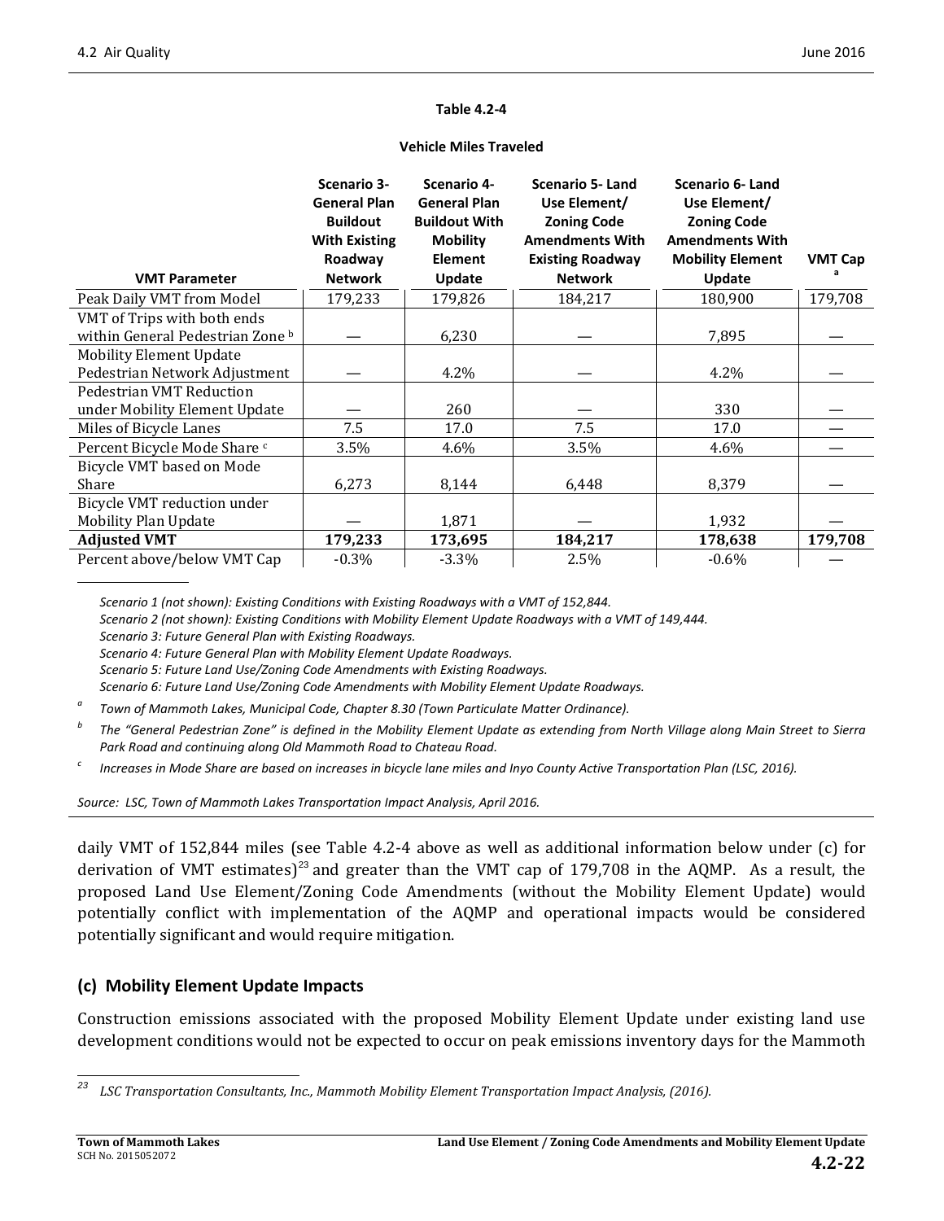**Table 4.2-4**

**Vehicle Miles Traveled**

| VMT Parameter | Scenario 3- General Plan Buildout With Existing Roadway Network | Scenario 4- General Plan Buildout With Mobility Element Update | Scenario 5- Land Use Element/ Zoning Code Amendments With Existing Roadway Network | Scenario 6- Land Use Element/ Zoning Code Amendments With Mobility Element Update | VMT Cap [a] |
|---|---|---|---|---|---|
| Peak Daily VMT from Model | 179,233 | 179,826 | 184,217 | 180,900 | 179,708 |
| VMT of Trips with both ends within General Pedestrian Zone [b] | — | 6,230 | — | 7,895 | — |
| Mobility Element Update Pedestrian Network Adjustment | — | 4.2% | — | 4.2% | — |
| Pedestrian VMT Reduction under Mobility Element Update | — | 260 | — | 330 | — |
| Miles of Bicycle Lanes | 7.5 | 17.0 | 7.5 | 17.0 | — |
| Percent Bicycle Mode Share [c] | 3.5% | 4.6% | 3.5% | 4.6% | — |
| Bicycle VMT based on Mode Share | 6,273 | 8,144 | 6,448 | 8,379 | — |
| Bicycle VMT reduction under Mobility Plan Update | — | 1,871 | — | 1,932 | — |
| **Adjusted VMT** | **179,233** | **173,695** | **184,217** | **178,638** | **179,708** |
| Percent above/below VMT Cap | -0.3% | -3.3% | 2.5% | -0.6% | — |

*Scenario 1 (not shown): Existing Conditions with Existing Roadways with a VMT of 152,844.*
*Scenario 2 (not shown): Existing Conditions with Mobility Element Update Roadways with a VMT of 149,444.*
*Scenario 3: Future General Plan with Existing Roadways.*
*Scenario 4: Future General Plan with Mobility Element Update Roadways.*
*Scenario 5: Future Land Use/Zoning Code Amendments with Existing Roadways.*
*Scenario 6: Future Land Use/Zoning Code Amendments with Mobility Element Update Roadways.*

[a] *Town of Mammoth Lakes, Municipal Code, Chapter 8.30 (Town Particulate Matter Ordinance).*

[b] *The "General Pedestrian Zone" is defined in the Mobility Element Update as extending from North Village along Main Street to Sierra Park Road and continuing along Old Mammoth Road to Chateau Road.*

[c] *Increases in Mode Share are based on increases in bicycle lane miles and Inyo County Active Transportation Plan (LSC, 2016).*

*Source: LSC, Town of Mammoth Lakes Transportation Impact Analysis, April 2016.*

daily VMT of 152,844 miles (see Table 4.2-4 above as well as additional information below under (c) for derivation of VMT estimates)[23] and greater than the VMT cap of 179,708 in the AQMP. As a result, the proposed Land Use Element/Zoning Code Amendments (without the Mobility Element Update) would potentially conflict with implementation of the AQMP and operational impacts would be considered potentially significant and would require mitigation.

### (c) Mobility Element Update Impacts

Construction emissions associated with the proposed Mobility Element Update under existing land use development conditions would not be expected to occur on peak emissions inventory days for the Mammoth

[23] *LSC Transportation Consultants, Inc., Mammoth Mobility Element Transportation Impact Analysis, (2016).*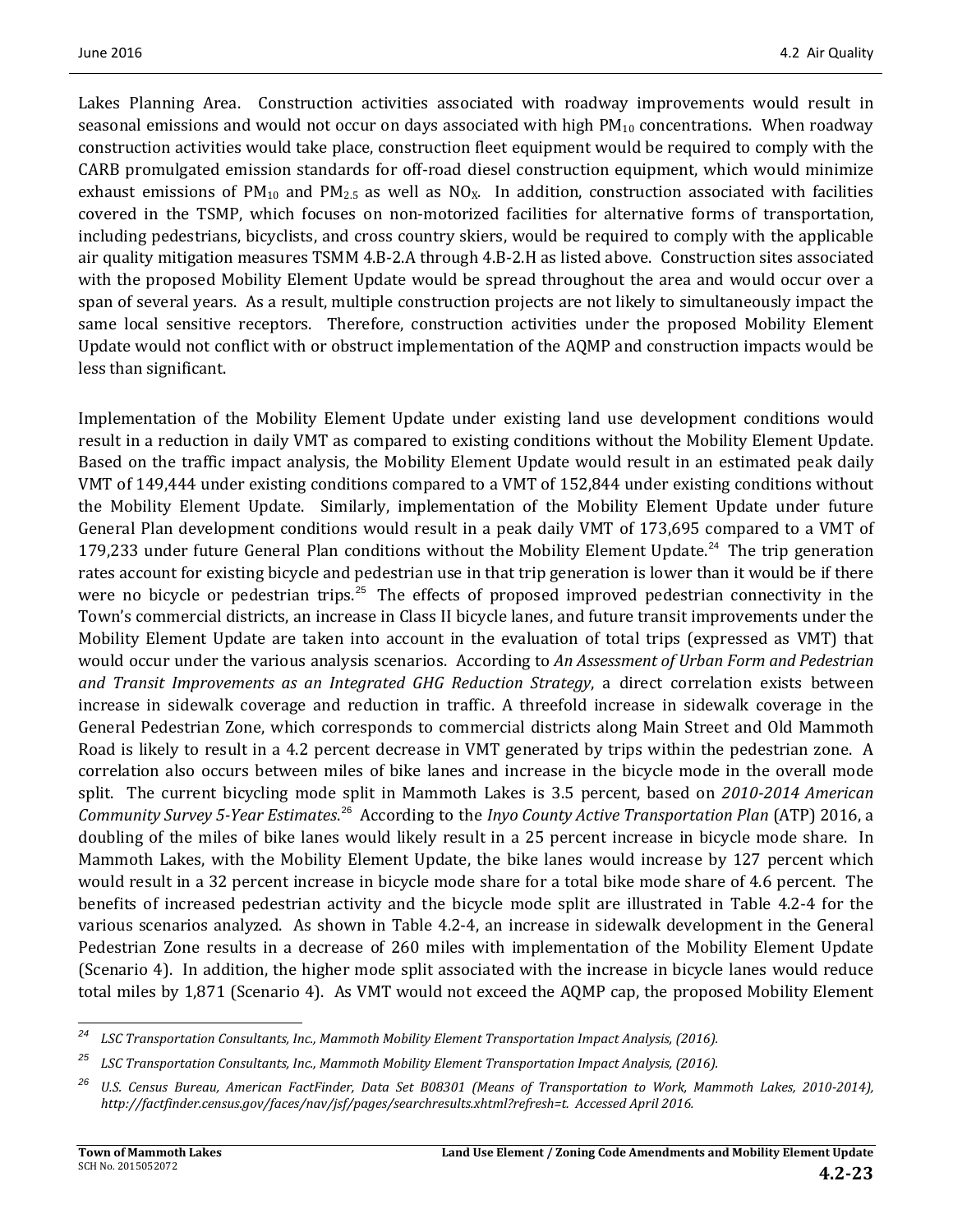Lakes Planning Area. Construction activities associated with roadway improvements would result in seasonal emissions and would not occur on days associated with high $PM_{10}$ concentrations. When roadway construction activities would take place, construction fleet equipment would be required to comply with the CARB promulgated emission standards for off-road diesel construction equipment, which would minimize exhaust emissions of $PM_{10}$ and $PM_{2.5}$ as well as $NO_X$. In addition, construction associated with facilities covered in the TSMP, which focuses on non-motorized facilities for alternative forms of transportation, including pedestrians, bicyclists, and cross country skiers, would be required to comply with the applicable air quality mitigation measures TSMM 4.B-2.A through 4.B-2.H as listed above. Construction sites associated with the proposed Mobility Element Update would be spread throughout the area and would occur over a span of several years. As a result, multiple construction projects are not likely to simultaneously impact the same local sensitive receptors. Therefore, construction activities under the proposed Mobility Element Update would not conflict with or obstruct implementation of the AQMP and construction impacts would be less than significant.

Implementation of the Mobility Element Update under existing land use development conditions would result in a reduction in daily VMT as compared to existing conditions without the Mobility Element Update. Based on the traffic impact analysis, the Mobility Element Update would result in an estimated peak daily VMT of 149,444 under existing conditions compared to a VMT of 152,844 under existing conditions without the Mobility Element Update. Similarly, implementation of the Mobility Element Update under future General Plan development conditions would result in a peak daily VMT of 173,695 compared to a VMT of 179,233 under future General Plan conditions without the Mobility Element Update.[24] The trip generation rates account for existing bicycle and pedestrian use in that trip generation is lower than it would be if there were no bicycle or pedestrian trips.[25] The effects of proposed improved pedestrian connectivity in the Town's commercial districts, an increase in Class II bicycle lanes, and future transit improvements under the Mobility Element Update are taken into account in the evaluation of total trips (expressed as VMT) that would occur under the various analysis scenarios. According to *An Assessment of Urban Form and Pedestrian and Transit Improvements as an Integrated GHG Reduction Strategy*, a direct correlation exists between increase in sidewalk coverage and reduction in traffic. A threefold increase in sidewalk coverage in the General Pedestrian Zone, which corresponds to commercial districts along Main Street and Old Mammoth Road is likely to result in a 4.2 percent decrease in VMT generated by trips within the pedestrian zone. A correlation also occurs between miles of bike lanes and increase in the bicycle mode in the overall mode split. The current bicycling mode split in Mammoth Lakes is 3.5 percent, based on *2010-2014 American Community Survey 5-Year Estimates*.[26] According to the *Inyo County Active Transportation Plan* (ATP) 2016, a doubling of the miles of bike lanes would likely result in a 25 percent increase in bicycle mode share. In Mammoth Lakes, with the Mobility Element Update, the bike lanes would increase by 127 percent which would result in a 32 percent increase in bicycle mode share for a total bike mode share of 4.6 percent. The benefits of increased pedestrian activity and the bicycle mode split are illustrated in Table 4.2-4 for the various scenarios analyzed. As shown in Table 4.2-4, an increase in sidewalk development in the General Pedestrian Zone results in a decrease of 260 miles with implementation of the Mobility Element Update (Scenario 4). In addition, the higher mode split associated with the increase in bicycle lanes would reduce total miles by 1,871 (Scenario 4). As VMT would not exceed the AQMP cap, the proposed Mobility Element

---

[24] *LSC Transportation Consultants, Inc., Mammoth Mobility Element Transportation Impact Analysis, (2016).*

[25] *LSC Transportation Consultants, Inc., Mammoth Mobility Element Transportation Impact Analysis, (2016).*

[26] *U.S. Census Bureau, American FactFinder, Data Set B08301 (Means of Transportation to Work, Mammoth Lakes, 2010-2014), http://factfinder.census.gov/faces/nav/jsf/pages/searchresults.xhtml?refresh=t. Accessed April 2016.*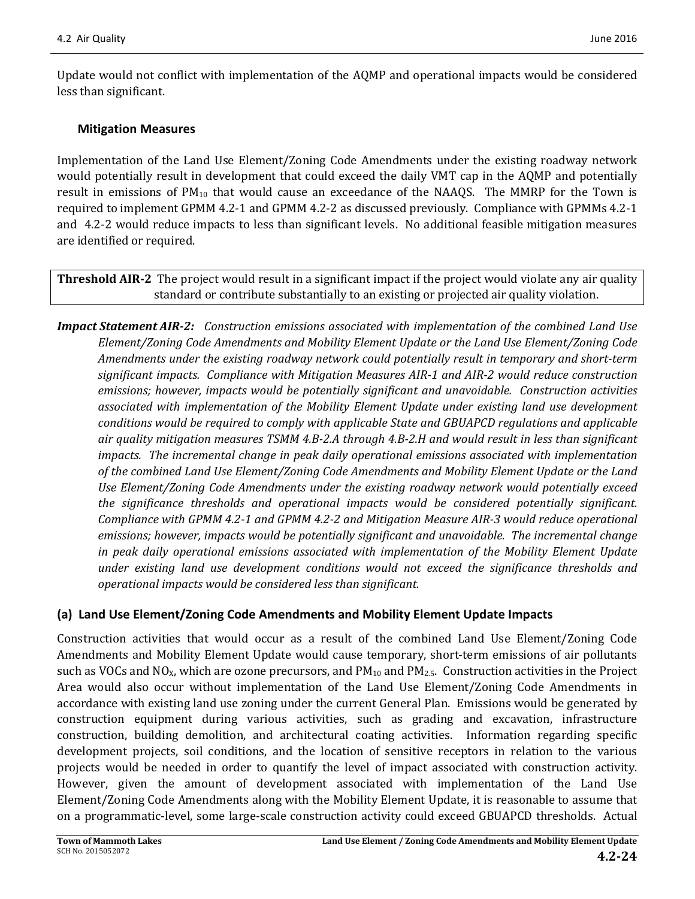Update would not conflict with implementation of the AQMP and operational impacts would be considered less than significant.

### Mitigation Measures

Implementation of the Land Use Element/Zoning Code Amendments under the existing roadway network would potentially result in development that could exceed the daily VMT cap in the AQMP and potentially result in emissions of $PM_{10}$ that would cause an exceedance of the NAAQS. The MMRP for the Town is required to implement GPMM 4.2-1 and GPMM 4.2-2 as discussed previously. Compliance with GPMMs 4.2-1 and 4.2-2 would reduce impacts to less than significant levels. No additional feasible mitigation measures are identified or required.

| **Threshold AIR-2** The project would result in a significant impact if the project would violate any air quality standard or contribute substantially to an existing or projected air quality violation. |
|---|

***Impact Statement AIR-2:*** *Construction emissions associated with implementation of the combined Land Use Element/Zoning Code Amendments and Mobility Element Update or the Land Use Element/Zoning Code Amendments under the existing roadway network could potentially result in temporary and short-term significant impacts. Compliance with Mitigation Measures AIR-1 and AIR-2 would reduce construction emissions; however, impacts would be potentially significant and unavoidable. Construction activities associated with implementation of the Mobility Element Update under existing land use development conditions would be required to comply with applicable State and GBUAPCD regulations and applicable air quality mitigation measures TSMM 4.B-2.A through 4.B-2.H and would result in less than significant impacts. The incremental change in peak daily operational emissions associated with implementation of the combined Land Use Element/Zoning Code Amendments and Mobility Element Update or the Land Use Element/Zoning Code Amendments under the existing roadway network would potentially exceed the significance thresholds and operational impacts would be considered potentially significant. Compliance with GPMM 4.2-1 and GPMM 4.2-2 and Mitigation Measure AIR-3 would reduce operational emissions; however, impacts would be potentially significant and unavoidable. The incremental change in peak daily operational emissions associated with implementation of the Mobility Element Update under existing land use development conditions would not exceed the significance thresholds and operational impacts would be considered less than significant.*

### (a) Land Use Element/Zoning Code Amendments and Mobility Element Update Impacts

Construction activities that would occur as a result of the combined Land Use Element/Zoning Code Amendments and Mobility Element Update would cause temporary, short-term emissions of air pollutants such as VOCs and $NO_X$, which are ozone precursors, and $PM_{10}$ and $PM_{2.5}$. Construction activities in the Project Area would also occur without implementation of the Land Use Element/Zoning Code Amendments in accordance with existing land use zoning under the current General Plan. Emissions would be generated by construction equipment during various activities, such as grading and excavation, infrastructure construction, building demolition, and architectural coating activities. Information regarding specific development projects, soil conditions, and the location of sensitive receptors in relation to the various projects would be needed in order to quantify the level of impact associated with construction activity. However, given the amount of development associated with implementation of the Land Use Element/Zoning Code Amendments along with the Mobility Element Update, it is reasonable to assume that on a programmatic-level, some large-scale construction activity could exceed GBUAPCD thresholds. Actual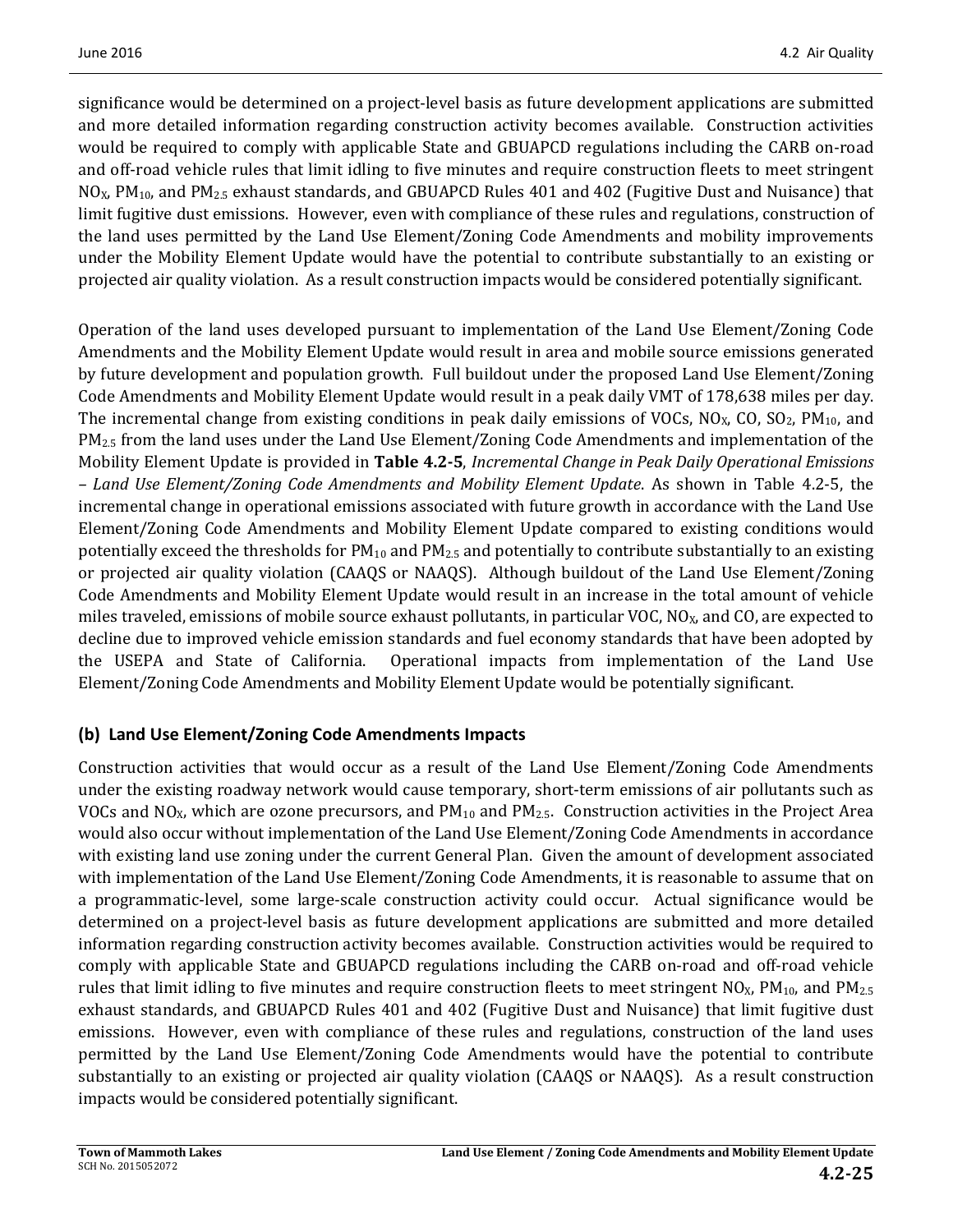significance would be determined on a project-level basis as future development applications are submitted and more detailed information regarding construction activity becomes available. Construction activities would be required to comply with applicable State and GBUAPCD regulations including the CARB on-road and off-road vehicle rules that limit idling to five minutes and require construction fleets to meet stringent $NO_X$, $PM_{10}$, and $PM_{2.5}$ exhaust standards, and GBUAPCD Rules 401 and 402 (Fugitive Dust and Nuisance) that limit fugitive dust emissions. However, even with compliance of these rules and regulations, construction of the land uses permitted by the Land Use Element/Zoning Code Amendments and mobility improvements under the Mobility Element Update would have the potential to contribute substantially to an existing or projected air quality violation. As a result construction impacts would be considered potentially significant.

Operation of the land uses developed pursuant to implementation of the Land Use Element/Zoning Code Amendments and the Mobility Element Update would result in area and mobile source emissions generated by future development and population growth. Full buildout under the proposed Land Use Element/Zoning Code Amendments and Mobility Element Update would result in a peak daily VMT of 178,638 miles per day. The incremental change from existing conditions in peak daily emissions of VOCs, $NO_X$, CO, $SO_2$, $PM_{10}$, and $PM_{2.5}$ from the land uses under the Land Use Element/Zoning Code Amendments and implementation of the Mobility Element Update is provided in **Table 4.2-5**, *Incremental Change in Peak Daily Operational Emissions – Land Use Element/Zoning Code Amendments and Mobility Element Update*. As shown in Table 4.2-5, the incremental change in operational emissions associated with future growth in accordance with the Land Use Element/Zoning Code Amendments and Mobility Element Update compared to existing conditions would potentially exceed the thresholds for $PM_{10}$ and $PM_{2.5}$ and potentially to contribute substantially to an existing or projected air quality violation (CAAQS or NAAQS). Although buildout of the Land Use Element/Zoning Code Amendments and Mobility Element Update would result in an increase in the total amount of vehicle miles traveled, emissions of mobile source exhaust pollutants, in particular VOC, $NO_X$, and CO, are expected to decline due to improved vehicle emission standards and fuel economy standards that have been adopted by the USEPA and State of California. Operational impacts from implementation of the Land Use Element/Zoning Code Amendments and Mobility Element Update would be potentially significant.

## (b) Land Use Element/Zoning Code Amendments Impacts

Construction activities that would occur as a result of the Land Use Element/Zoning Code Amendments under the existing roadway network would cause temporary, short-term emissions of air pollutants such as VOCs and $NO_X$, which are ozone precursors, and $PM_{10}$ and $PM_{2.5}$. Construction activities in the Project Area would also occur without implementation of the Land Use Element/Zoning Code Amendments in accordance with existing land use zoning under the current General Plan. Given the amount of development associated with implementation of the Land Use Element/Zoning Code Amendments, it is reasonable to assume that on a programmatic-level, some large-scale construction activity could occur. Actual significance would be determined on a project-level basis as future development applications are submitted and more detailed information regarding construction activity becomes available. Construction activities would be required to comply with applicable State and GBUAPCD regulations including the CARB on-road and off-road vehicle rules that limit idling to five minutes and require construction fleets to meet stringent $NO_X$, $PM_{10}$, and $PM_{2.5}$ exhaust standards, and GBUAPCD Rules 401 and 402 (Fugitive Dust and Nuisance) that limit fugitive dust emissions. However, even with compliance of these rules and regulations, construction of the land uses permitted by the Land Use Element/Zoning Code Amendments would have the potential to contribute substantially to an existing or projected air quality violation (CAAQS or NAAQS). As a result construction impacts would be considered potentially significant.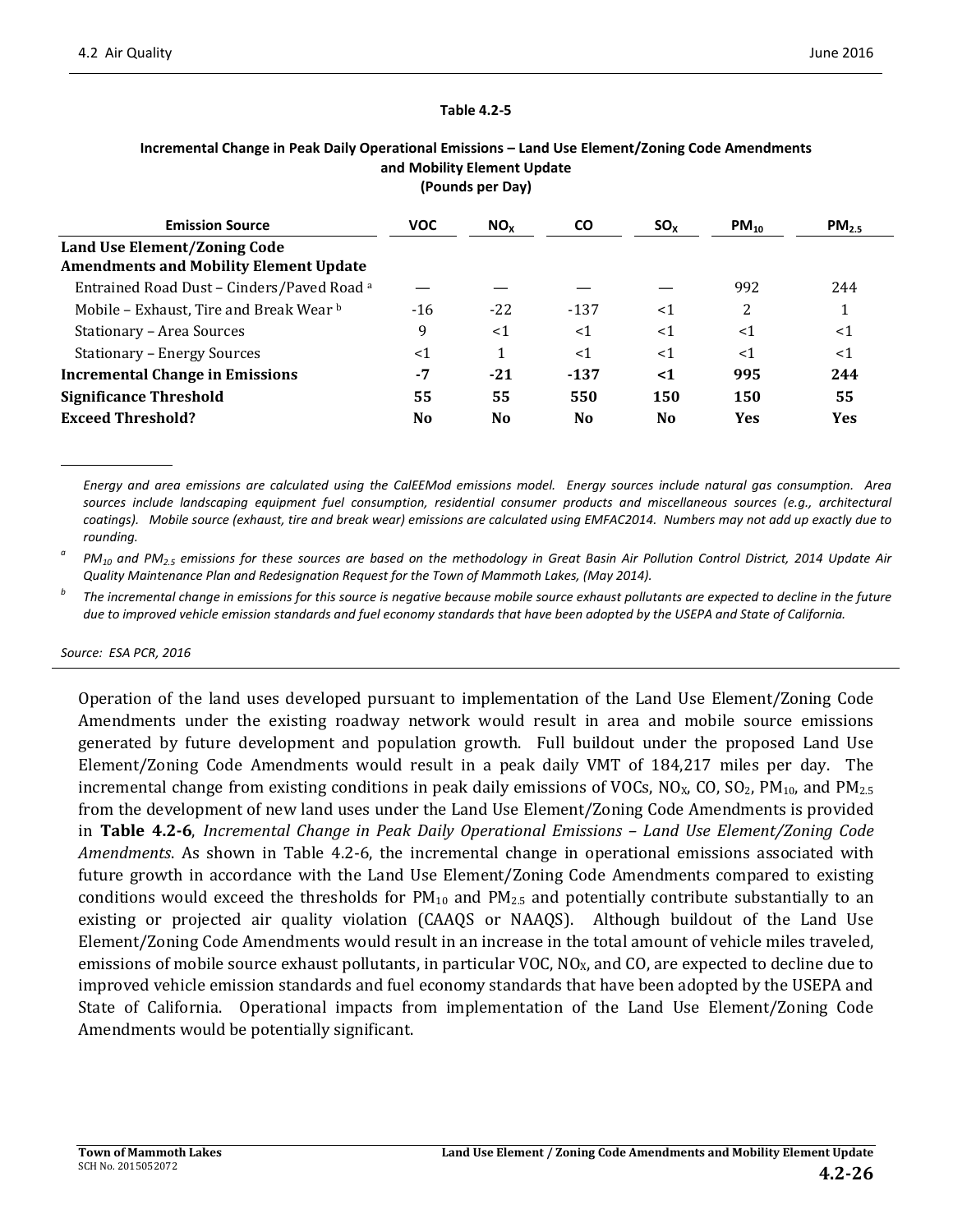**Table 4.2-5**

**Incremental Change in Peak Daily Operational Emissions – Land Use Element/Zoning Code Amendments and Mobility Element Update**
**(Pounds per Day)**

| Emission Source | VOC | $NO_X$ | CO | $SO_X$ | $PM_{10}$ | $PM_{2.5}$ |
|---|---|---|---|---|---|---|
| **Land Use Element/Zoning Code Amendments and Mobility Element Update** | | | | | | |
| Entrained Road Dust – Cinders/Paved Road [a] | — | — | — | — | 992 | 244 |
| Mobile – Exhaust, Tire and Break Wear [b] | -16 | -22 | -137 | <1 | 2 | 1 |
| Stationary – Area Sources | 9 | <1 | <1 | <1 | <1 | <1 |
| Stationary – Energy Sources | <1 | 1 | <1 | <1 | <1 | <1 |
| **Incremental Change in Emissions** | **-7** | **-21** | **-137** | **<1** | **995** | **244** |
| **Significance Threshold** | **55** | **55** | **550** | **150** | **150** | **55** |
| **Exceed Threshold?** | **No** | **No** | **No** | **No** | **Yes** | **Yes** |

*Energy and area emissions are calculated using the CalEEMod emissions model. Energy sources include natural gas consumption. Area sources include landscaping equipment fuel consumption, residential consumer products and miscellaneous sources (e.g., architectural coatings). Mobile source (exhaust, tire and break wear) emissions are calculated using EMFAC2014. Numbers may not add up exactly due to rounding.*

[a] *$PM_{10}$ and $PM_{2.5}$ emissions for these sources are based on the methodology in Great Basin Air Pollution Control District, 2014 Update Air Quality Maintenance Plan and Redesignation Request for the Town of Mammoth Lakes, (May 2014).*

[b] *The incremental change in emissions for this source is negative because mobile source exhaust pollutants are expected to decline in the future due to improved vehicle emission standards and fuel economy standards that have been adopted by the USEPA and State of California.*

*Source: ESA PCR, 2016*

Operation of the land uses developed pursuant to implementation of the Land Use Element/Zoning Code Amendments under the existing roadway network would result in area and mobile source emissions generated by future development and population growth. Full buildout under the proposed Land Use Element/Zoning Code Amendments would result in a peak daily VMT of 184,217 miles per day. The incremental change from existing conditions in peak daily emissions of VOCs, $NO_X$, CO, $SO_2$, $PM_{10}$, and $PM_{2.5}$ from the development of new land uses under the Land Use Element/Zoning Code Amendments is provided in **Table 4.2-6**, *Incremental Change in Peak Daily Operational Emissions – Land Use Element/Zoning Code Amendments*. As shown in Table 4.2-6, the incremental change in operational emissions associated with future growth in accordance with the Land Use Element/Zoning Code Amendments compared to existing conditions would exceed the thresholds for $PM_{10}$ and $PM_{2.5}$ and potentially contribute substantially to an existing or projected air quality violation (CAAQS or NAAQS). Although buildout of the Land Use Element/Zoning Code Amendments would result in an increase in the total amount of vehicle miles traveled, emissions of mobile source exhaust pollutants, in particular VOC, $NO_X$, and CO, are expected to decline due to improved vehicle emission standards and fuel economy standards that have been adopted by the USEPA and State of California. Operational impacts from implementation of the Land Use Element/Zoning Code Amendments would be potentially significant.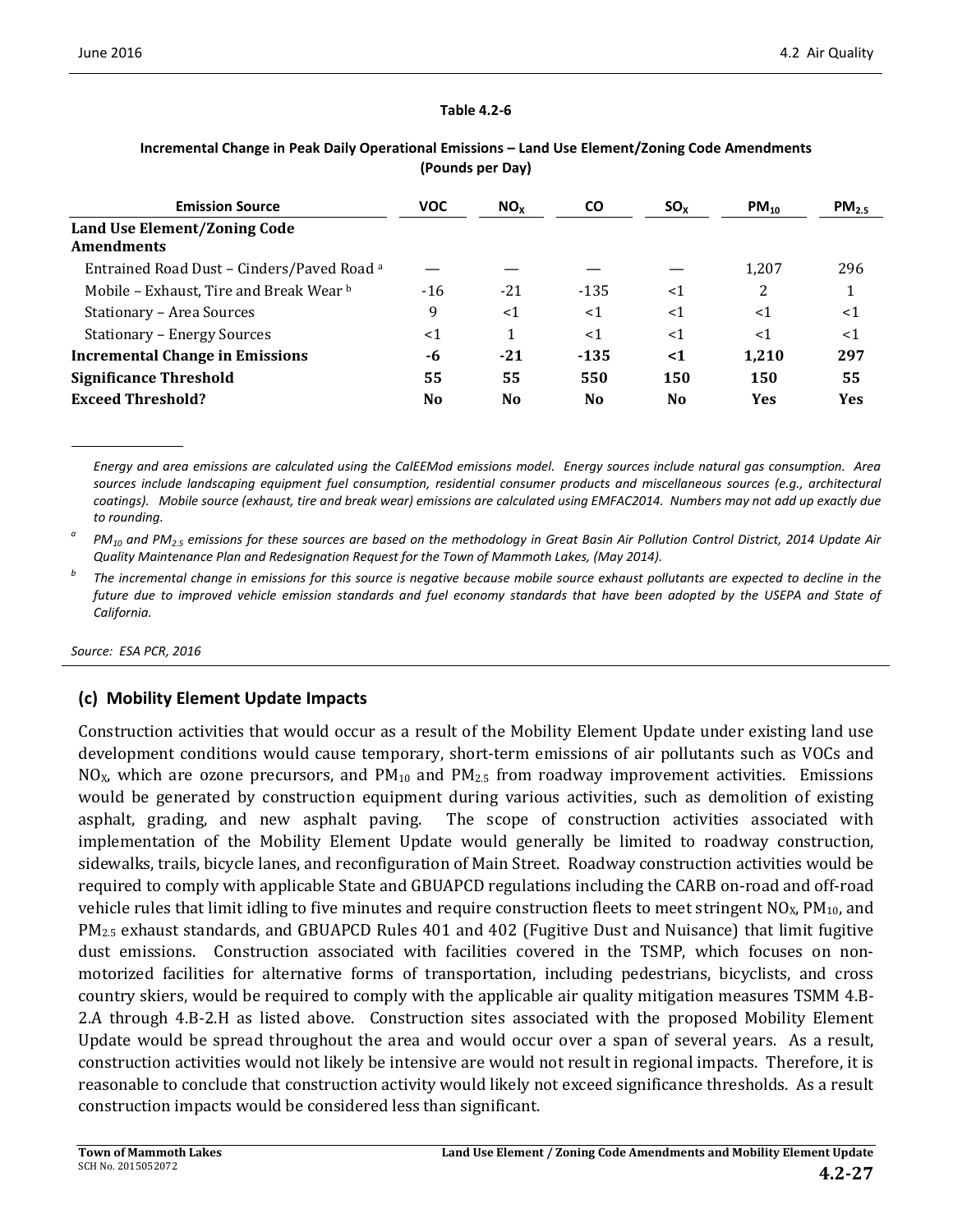**Table 4.2-6**

**Incremental Change in Peak Daily Operational Emissions – Land Use Element/Zoning Code Amendments (Pounds per Day)**

| Emission Source | VOC | $NO_X$ | CO | $SO_X$ | $PM_{10}$ | $PM_{2.5}$ |
|---|---|---|---|---|---|---|
| **Land Use Element/Zoning Code Amendments** | | | | | | |
| Entrained Road Dust – Cinders/Paved Road [a] | — | — | — | — | 1,207 | 296 |
| Mobile – Exhaust, Tire and Break Wear [b] | -16 | -21 | -135 | <1 | 2 | 1 |
| Stationary – Area Sources | 9 | <1 | <1 | <1 | <1 | <1 |
| Stationary – Energy Sources | <1 | 1 | <1 | <1 | <1 | <1 |
| **Incremental Change in Emissions** | **-6** | **-21** | **-135** | **<1** | **1,210** | **297** |
| **Significance Threshold** | **55** | **55** | **550** | **150** | **150** | **55** |
| **Exceed Threshold?** | **No** | **No** | **No** | **No** | **Yes** | **Yes** |

*Energy and area emissions are calculated using the CalEEMod emissions model. Energy sources include natural gas consumption. Area sources include landscaping equipment fuel consumption, residential consumer products and miscellaneous sources (e.g., architectural coatings). Mobile source (exhaust, tire and break wear) emissions are calculated using EMFAC2014. Numbers may not add up exactly due to rounding.*

[a] *$PM_{10}$ and $PM_{2.5}$ emissions for these sources are based on the methodology in Great Basin Air Pollution Control District, 2014 Update Air Quality Maintenance Plan and Redesignation Request for the Town of Mammoth Lakes, (May 2014).*

[b] *The incremental change in emissions for this source is negative because mobile source exhaust pollutants are expected to decline in the future due to improved vehicle emission standards and fuel economy standards that have been adopted by the USEPA and State of California.*

*Source: ESA PCR, 2016*

### (c) Mobility Element Update Impacts

Construction activities that would occur as a result of the Mobility Element Update under existing land use development conditions would cause temporary, short-term emissions of air pollutants such as VOCs and $NO_X$, which are ozone precursors, and $PM_{10}$ and $PM_{2.5}$ from roadway improvement activities. Emissions would be generated by construction equipment during various activities, such as demolition of existing asphalt, grading, and new asphalt paving. The scope of construction activities associated with implementation of the Mobility Element Update would generally be limited to roadway construction, sidewalks, trails, bicycle lanes, and reconfiguration of Main Street. Roadway construction activities would be required to comply with applicable State and GBUAPCD regulations including the CARB on-road and off-road vehicle rules that limit idling to five minutes and require construction fleets to meet stringent $NO_X$, $PM_{10}$, and $PM_{2.5}$ exhaust standards, and GBUAPCD Rules 401 and 402 (Fugitive Dust and Nuisance) that limit fugitive dust emissions. Construction associated with facilities covered in the TSMP, which focuses on non-motorized facilities for alternative forms of transportation, including pedestrians, bicyclists, and cross country skiers, would be required to comply with the applicable air quality mitigation measures TSMM 4.B-2.A through 4.B-2.H as listed above. Construction sites associated with the proposed Mobility Element Update would be spread throughout the area and would occur over a span of several years. As a result, construction activities would not likely be intensive are would not result in regional impacts. Therefore, it is reasonable to conclude that construction activity would likely not exceed significance thresholds. As a result construction impacts would be considered less than significant.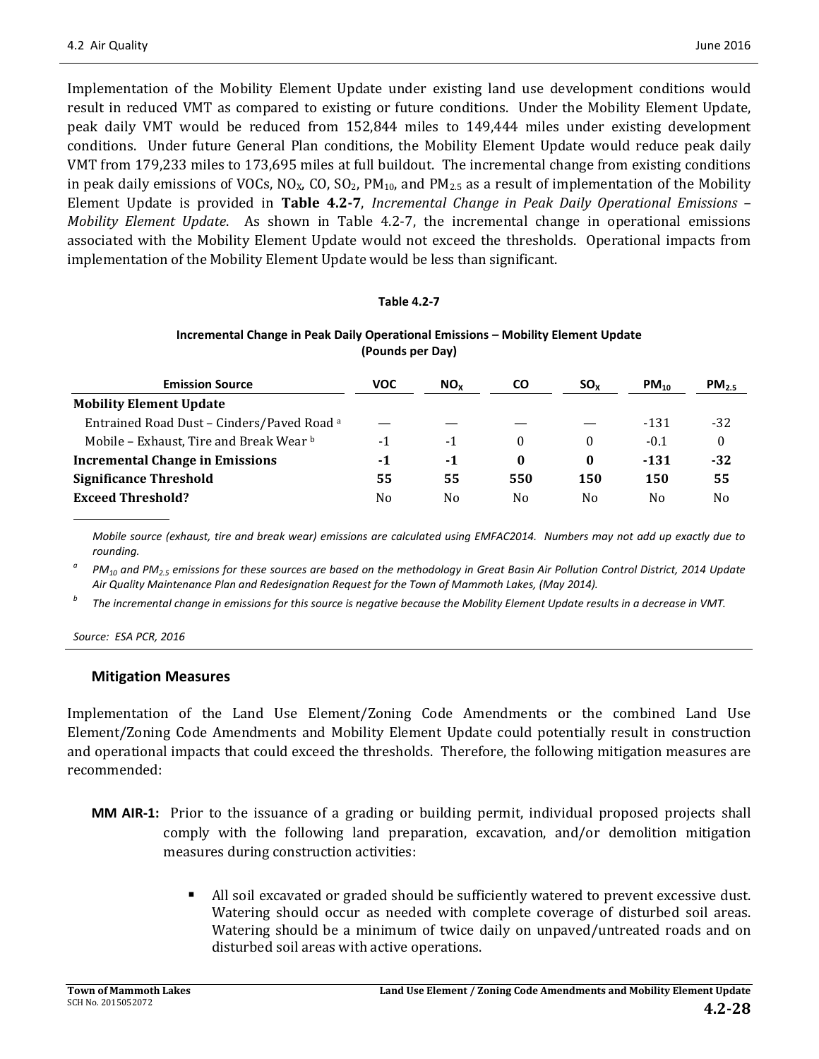Implementation of the Mobility Element Update under existing land use development conditions would result in reduced VMT as compared to existing or future conditions. Under the Mobility Element Update, peak daily VMT would be reduced from 152,844 miles to 149,444 miles under existing development conditions. Under future General Plan conditions, the Mobility Element Update would reduce peak daily VMT from 179,233 miles to 173,695 miles at full buildout. The incremental change from existing conditions in peak daily emissions of VOCs, $NO_X$, CO, $SO_2$, $PM_{10}$, and $PM_{2.5}$ as a result of implementation of the Mobility Element Update is provided in **Table 4.2-7**, *Incremental Change in Peak Daily Operational Emissions – Mobility Element Update*. As shown in Table 4.2-7, the incremental change in operational emissions associated with the Mobility Element Update would not exceed the thresholds. Operational impacts from implementation of the Mobility Element Update would be less than significant.

**Table 4.2-7**

**Incremental Change in Peak Daily Operational Emissions – Mobility Element Update (Pounds per Day)**

| Emission Source | VOC | $NO_X$ | CO | $SO_X$ | $PM_{10}$ | $PM_{2.5}$ |
|---|---|---|---|---|---|---|
| **Mobility Element Update** | | | | | | |
| Entrained Road Dust – Cinders/Paved Road [a] | — | — | — | — | -131 | -32 |
| Mobile – Exhaust, Tire and Break Wear [b] | -1 | -1 | 0 | 0 | -0.1 | 0 |
| **Incremental Change in Emissions** | **-1** | **-1** | **0** | **0** | **-131** | **-32** |
| **Significance Threshold** | **55** | **55** | **550** | **150** | **150** | **55** |
| **Exceed Threshold?** | No | No | No | No | No | No |

*Mobile source (exhaust, tire and break wear) emissions are calculated using EMFAC2014. Numbers may not add up exactly due to rounding.*

[a] *$PM_{10}$ and $PM_{2.5}$ emissions for these sources are based on the methodology in Great Basin Air Pollution Control District, 2014 Update Air Quality Maintenance Plan and Redesignation Request for the Town of Mammoth Lakes, (May 2014).*

[b] *The incremental change in emissions for this source is negative because the Mobility Element Update results in a decrease in VMT.*

*Source: ESA PCR, 2016*

### Mitigation Measures

Implementation of the Land Use Element/Zoning Code Amendments or the combined Land Use Element/Zoning Code Amendments and Mobility Element Update could potentially result in construction and operational impacts that could exceed the thresholds. Therefore, the following mitigation measures are recommended:

**MM AIR-1:** Prior to the issuance of a grading or building permit, individual proposed projects shall comply with the following land preparation, excavation, and/or demolition mitigation measures during construction activities:

- All soil excavated or graded should be sufficiently watered to prevent excessive dust. Watering should occur as needed with complete coverage of disturbed soil areas. Watering should be a minimum of twice daily on unpaved/untreated roads and on disturbed soil areas with active operations.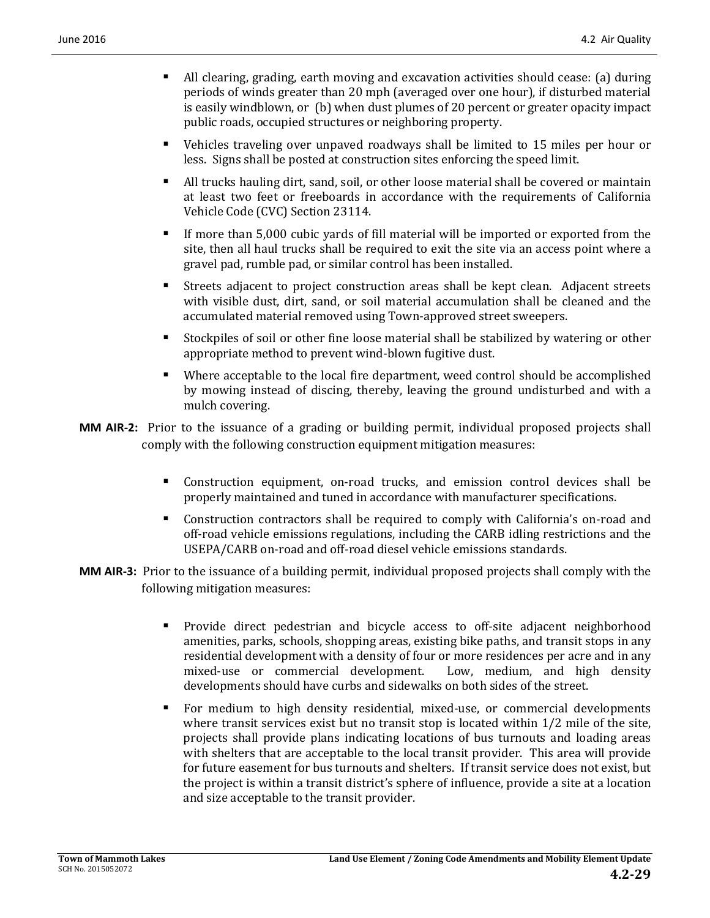- All clearing, grading, earth moving and excavation activities should cease: (a) during periods of winds greater than 20 mph (averaged over one hour), if disturbed material is easily windblown, or (b) when dust plumes of 20 percent or greater opacity impact public roads, occupied structures or neighboring property.
- Vehicles traveling over unpaved roadways shall be limited to 15 miles per hour or less. Signs shall be posted at construction sites enforcing the speed limit.
- All trucks hauling dirt, sand, soil, or other loose material shall be covered or maintain at least two feet or freeboards in accordance with the requirements of California Vehicle Code (CVC) Section 23114.
- If more than 5,000 cubic yards of fill material will be imported or exported from the site, then all haul trucks shall be required to exit the site via an access point where a gravel pad, rumble pad, or similar control has been installed.
- Streets adjacent to project construction areas shall be kept clean. Adjacent streets with visible dust, dirt, sand, or soil material accumulation shall be cleaned and the accumulated material removed using Town-approved street sweepers.
- Stockpiles of soil or other fine loose material shall be stabilized by watering or other appropriate method to prevent wind-blown fugitive dust.
- Where acceptable to the local fire department, weed control should be accomplished by mowing instead of discing, thereby, leaving the ground undisturbed and with a mulch covering.

**MM AIR-2:** Prior to the issuance of a grading or building permit, individual proposed projects shall comply with the following construction equipment mitigation measures:

- Construction equipment, on-road trucks, and emission control devices shall be properly maintained and tuned in accordance with manufacturer specifications.
- Construction contractors shall be required to comply with California's on-road and off-road vehicle emissions regulations, including the CARB idling restrictions and the USEPA/CARB on-road and off-road diesel vehicle emissions standards.

**MM AIR-3:** Prior to the issuance of a building permit, individual proposed projects shall comply with the following mitigation measures:

- Provide direct pedestrian and bicycle access to off-site adjacent neighborhood amenities, parks, schools, shopping areas, existing bike paths, and transit stops in any residential development with a density of four or more residences per acre and in any mixed-use or commercial development. Low, medium, and high density developments should have curbs and sidewalks on both sides of the street.
- For medium to high density residential, mixed-use, or commercial developments where transit services exist but no transit stop is located within 1/2 mile of the site, projects shall provide plans indicating locations of bus turnouts and loading areas with shelters that are acceptable to the local transit provider. This area will provide for future easement for bus turnouts and shelters. If transit service does not exist, but the project is within a transit district's sphere of influence, provide a site at a location and size acceptable to the transit provider.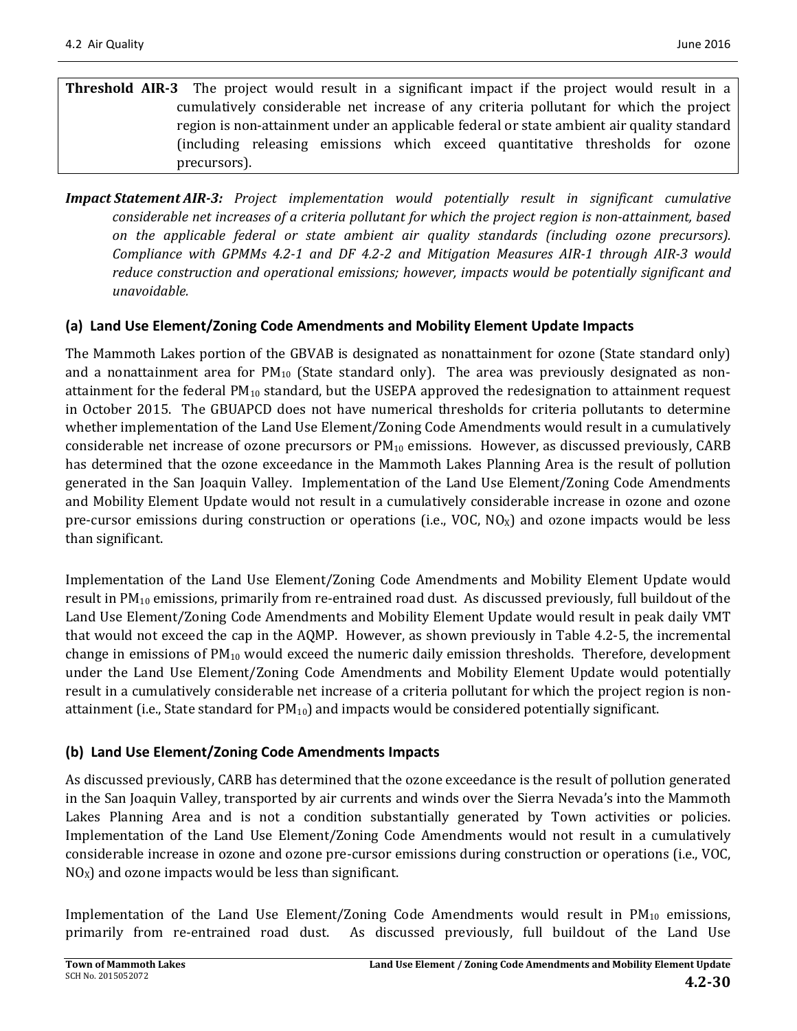| **Threshold AIR-3** | The project would result in a significant impact if the project would result in a cumulatively considerable net increase of any criteria pollutant for which the project region is non-attainment under an applicable federal or state ambient air quality standard (including releasing emissions which exceed quantitative thresholds for ozone precursors). |
|---|---|

***Impact Statement AIR-3:*** *Project implementation would potentially result in significant cumulative considerable net increases of a criteria pollutant for which the project region is non-attainment, based on the applicable federal or state ambient air quality standards (including ozone precursors). Compliance with GPMMs 4.2-1 and DF 4.2-2 and Mitigation Measures AIR-1 through AIR-3 would reduce construction and operational emissions; however, impacts would be potentially significant and unavoidable.*

### (a) Land Use Element/Zoning Code Amendments and Mobility Element Update Impacts

The Mammoth Lakes portion of the GBVAB is designated as nonattainment for ozone (State standard only) and a nonattainment area for $PM_{10}$ (State standard only). The area was previously designated as non-attainment for the federal $PM_{10}$ standard, but the USEPA approved the redesignation to attainment request in October 2015. The GBUAPCD does not have numerical thresholds for criteria pollutants to determine whether implementation of the Land Use Element/Zoning Code Amendments would result in a cumulatively considerable net increase of ozone precursors or $PM_{10}$ emissions. However, as discussed previously, CARB has determined that the ozone exceedance in the Mammoth Lakes Planning Area is the result of pollution generated in the San Joaquin Valley. Implementation of the Land Use Element/Zoning Code Amendments and Mobility Element Update would not result in a cumulatively considerable increase in ozone and ozone pre-cursor emissions during construction or operations (i.e., VOC, $NO_X$) and ozone impacts would be less than significant.

Implementation of the Land Use Element/Zoning Code Amendments and Mobility Element Update would result in $PM_{10}$ emissions, primarily from re-entrained road dust. As discussed previously, full buildout of the Land Use Element/Zoning Code Amendments and Mobility Element Update would result in peak daily VMT that would not exceed the cap in the AQMP. However, as shown previously in Table 4.2-5, the incremental change in emissions of $PM_{10}$ would exceed the numeric daily emission thresholds. Therefore, development under the Land Use Element/Zoning Code Amendments and Mobility Element Update would potentially result in a cumulatively considerable net increase of a criteria pollutant for which the project region is non-attainment (i.e., State standard for $PM_{10}$) and impacts would be considered potentially significant.

### (b) Land Use Element/Zoning Code Amendments Impacts

As discussed previously, CARB has determined that the ozone exceedance is the result of pollution generated in the San Joaquin Valley, transported by air currents and winds over the Sierra Nevada's into the Mammoth Lakes Planning Area and is not a condition substantially generated by Town activities or policies. Implementation of the Land Use Element/Zoning Code Amendments would not result in a cumulatively considerable increase in ozone and ozone pre-cursor emissions during construction or operations (i.e., VOC, $NO_X$) and ozone impacts would be less than significant.

Implementation of the Land Use Element/Zoning Code Amendments would result in $PM_{10}$ emissions, primarily from re-entrained road dust. As discussed previously, full buildout of the Land Use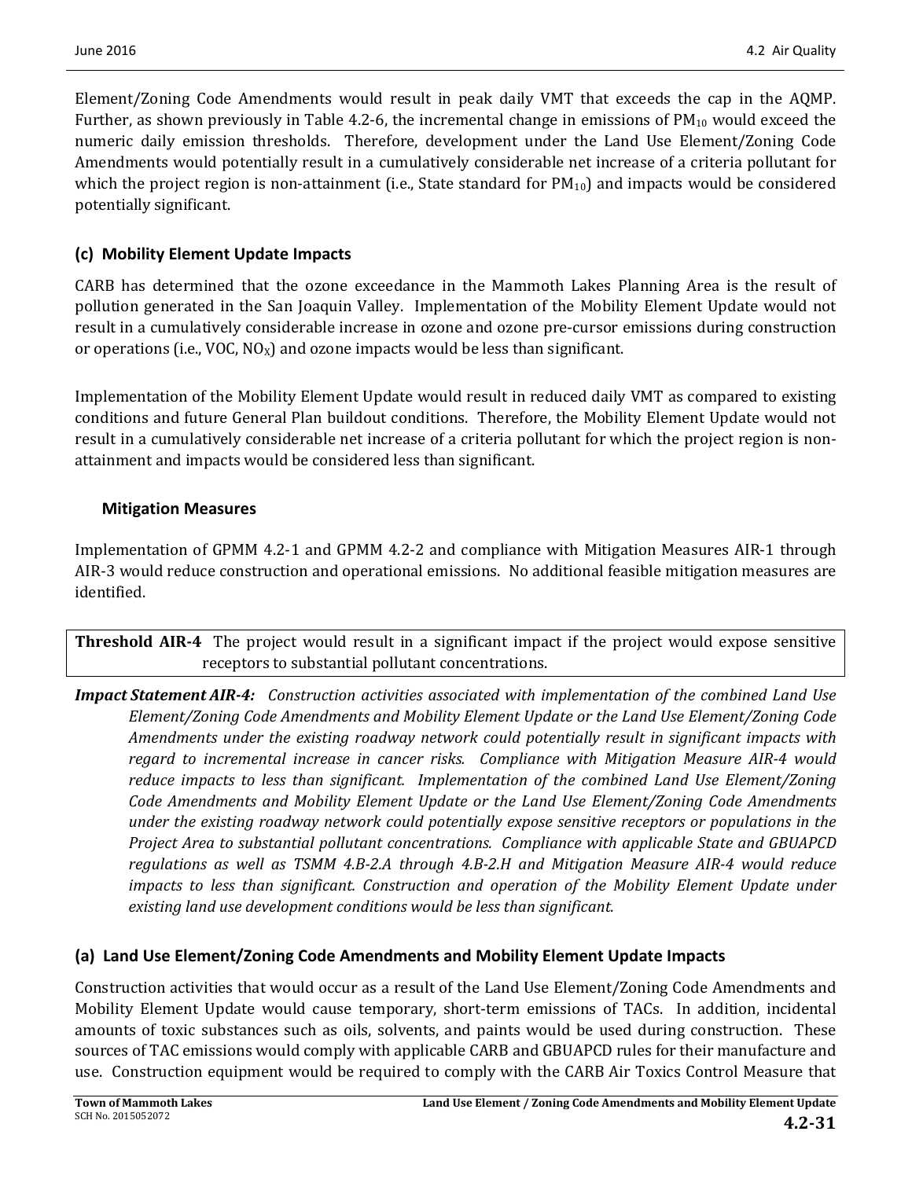Element/Zoning Code Amendments would result in peak daily VMT that exceeds the cap in the AQMP. Further, as shown previously in Table 4.2-6, the incremental change in emissions of $PM_{10}$ would exceed the numeric daily emission thresholds. Therefore, development under the Land Use Element/Zoning Code Amendments would potentially result in a cumulatively considerable net increase of a criteria pollutant for which the project region is non-attainment (i.e., State standard for $PM_{10}$) and impacts would be considered potentially significant.

### (c) Mobility Element Update Impacts

CARB has determined that the ozone exceedance in the Mammoth Lakes Planning Area is the result of pollution generated in the San Joaquin Valley. Implementation of the Mobility Element Update would not result in a cumulatively considerable increase in ozone and ozone pre-cursor emissions during construction or operations (i.e., VOC, $NO_X$) and ozone impacts would be less than significant.

Implementation of the Mobility Element Update would result in reduced daily VMT as compared to existing conditions and future General Plan buildout conditions. Therefore, the Mobility Element Update would not result in a cumulatively considerable net increase of a criteria pollutant for which the project region is non-attainment and impacts would be considered less than significant.

#### Mitigation Measures

Implementation of GPMM 4.2-1 and GPMM 4.2-2 and compliance with Mitigation Measures AIR-1 through AIR-3 would reduce construction and operational emissions. No additional feasible mitigation measures are identified.

**Threshold AIR-4** The project would result in a significant impact if the project would expose sensitive receptors to substantial pollutant concentrations.

***Impact Statement AIR-4:*** *Construction activities associated with implementation of the combined Land Use Element/Zoning Code Amendments and Mobility Element Update or the Land Use Element/Zoning Code Amendments under the existing roadway network could potentially result in significant impacts with regard to incremental increase in cancer risks. Compliance with Mitigation Measure AIR-4 would reduce impacts to less than significant. Implementation of the combined Land Use Element/Zoning Code Amendments and Mobility Element Update or the Land Use Element/Zoning Code Amendments under the existing roadway network could potentially expose sensitive receptors or populations in the Project Area to substantial pollutant concentrations. Compliance with applicable State and GBUAPCD regulations as well as TSMM 4.B-2.A through 4.B-2.H and Mitigation Measure AIR-4 would reduce impacts to less than significant. Construction and operation of the Mobility Element Update under existing land use development conditions would be less than significant.*

### (a) Land Use Element/Zoning Code Amendments and Mobility Element Update Impacts

Construction activities that would occur as a result of the Land Use Element/Zoning Code Amendments and Mobility Element Update would cause temporary, short-term emissions of TACs. In addition, incidental amounts of toxic substances such as oils, solvents, and paints would be used during construction. These sources of TAC emissions would comply with applicable CARB and GBUAPCD rules for their manufacture and use. Construction equipment would be required to comply with the CARB Air Toxics Control Measure that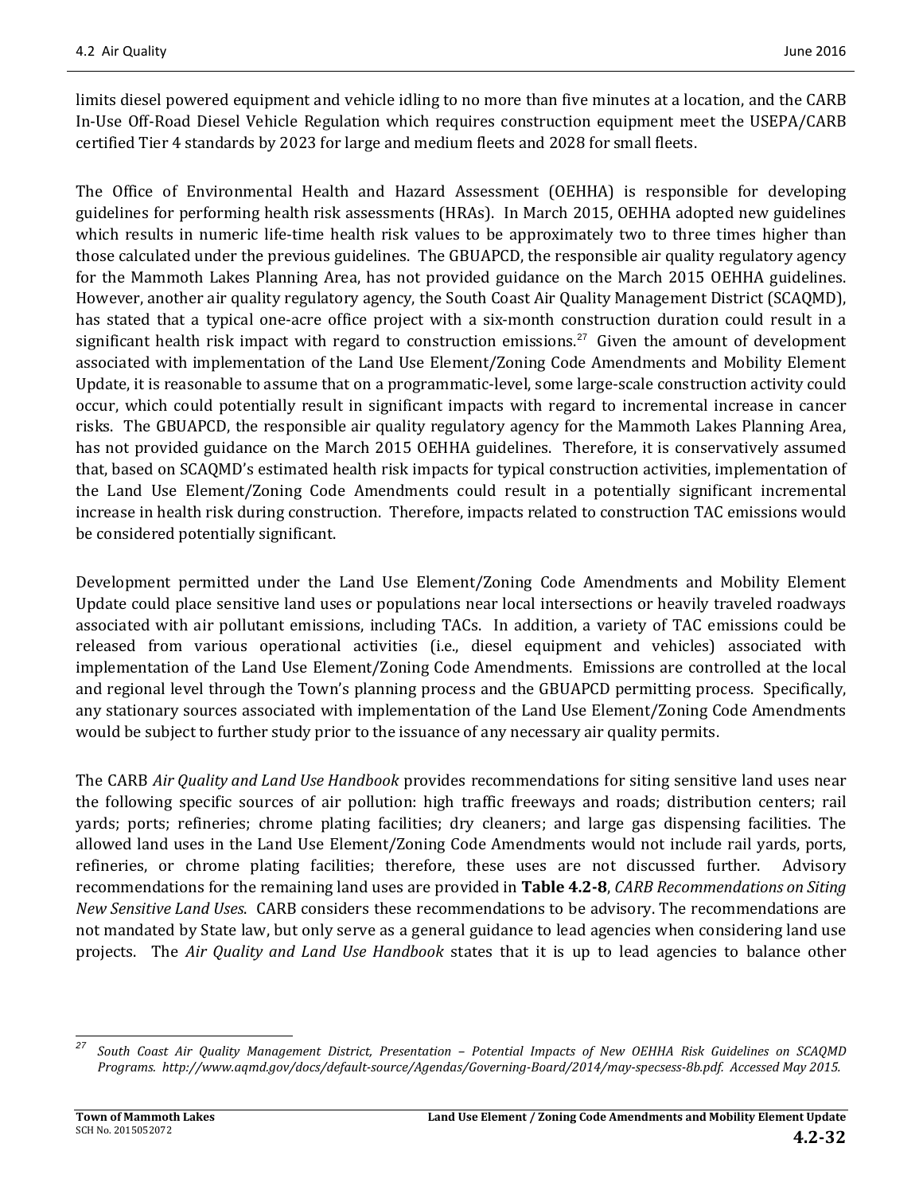limits diesel powered equipment and vehicle idling to no more than five minutes at a location, and the CARB In-Use Off-Road Diesel Vehicle Regulation which requires construction equipment meet the USEPA/CARB certified Tier 4 standards by 2023 for large and medium fleets and 2028 for small fleets.

The Office of Environmental Health and Hazard Assessment (OEHHA) is responsible for developing guidelines for performing health risk assessments (HRAs). In March 2015, OEHHA adopted new guidelines which results in numeric life-time health risk values to be approximately two to three times higher than those calculated under the previous guidelines. The GBUAPCD, the responsible air quality regulatory agency for the Mammoth Lakes Planning Area, has not provided guidance on the March 2015 OEHHA guidelines. However, another air quality regulatory agency, the South Coast Air Quality Management District (SCAQMD), has stated that a typical one-acre office project with a six-month construction duration could result in a significant health risk impact with regard to construction emissions.[27] Given the amount of development associated with implementation of the Land Use Element/Zoning Code Amendments and Mobility Element Update, it is reasonable to assume that on a programmatic-level, some large-scale construction activity could occur, which could potentially result in significant impacts with regard to incremental increase in cancer risks. The GBUAPCD, the responsible air quality regulatory agency for the Mammoth Lakes Planning Area, has not provided guidance on the March 2015 OEHHA guidelines. Therefore, it is conservatively assumed that, based on SCAQMD's estimated health risk impacts for typical construction activities, implementation of the Land Use Element/Zoning Code Amendments could result in a potentially significant incremental increase in health risk during construction. Therefore, impacts related to construction TAC emissions would be considered potentially significant.

Development permitted under the Land Use Element/Zoning Code Amendments and Mobility Element Update could place sensitive land uses or populations near local intersections or heavily traveled roadways associated with air pollutant emissions, including TACs. In addition, a variety of TAC emissions could be released from various operational activities (i.e., diesel equipment and vehicles) associated with implementation of the Land Use Element/Zoning Code Amendments. Emissions are controlled at the local and regional level through the Town's planning process and the GBUAPCD permitting process. Specifically, any stationary sources associated with implementation of the Land Use Element/Zoning Code Amendments would be subject to further study prior to the issuance of any necessary air quality permits.

The CARB *Air Quality and Land Use Handbook* provides recommendations for siting sensitive land uses near the following specific sources of air pollution: high traffic freeways and roads; distribution centers; rail yards; ports; refineries; chrome plating facilities; dry cleaners; and large gas dispensing facilities. The allowed land uses in the Land Use Element/Zoning Code Amendments would not include rail yards, ports, refineries, or chrome plating facilities; therefore, these uses are not discussed further. Advisory recommendations for the remaining land uses are provided in **Table 4.2-8**, *CARB Recommendations on Siting New Sensitive Land Uses*. CARB considers these recommendations to be advisory. The recommendations are not mandated by State law, but only serve as a general guidance to lead agencies when considering land use projects. The *Air Quality and Land Use Handbook* states that it is up to lead agencies to balance other

---

[27] *South Coast Air Quality Management District, Presentation – Potential Impacts of New OEHHA Risk Guidelines on SCAQMD Programs. http://www.aqmd.gov/docs/default-source/Agendas/Governing-Board/2014/may-specsess-8b.pdf. Accessed May 2015.*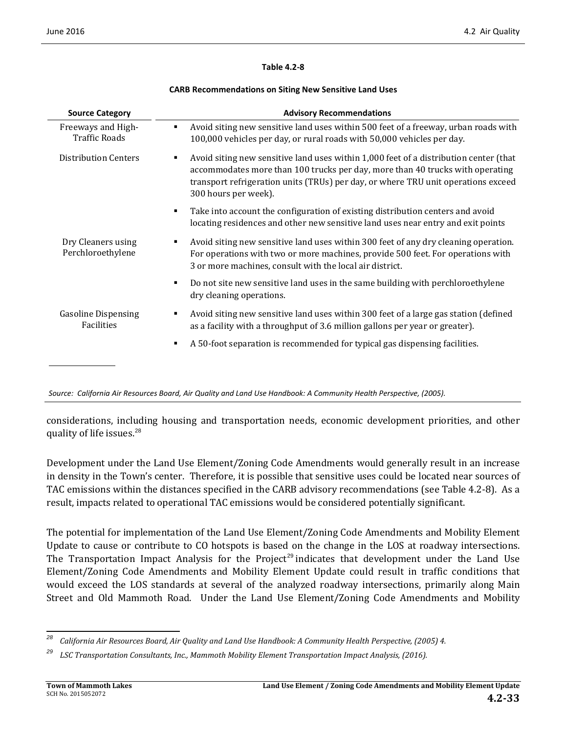**Table 4.2-8**

**CARB Recommendations on Siting New Sensitive Land Uses**

| Source Category | Advisory Recommendations |
|---|---|
| Freeways and High-Traffic Roads | ▪ Avoid siting new sensitive land uses within 500 feet of a freeway, urban roads with 100,000 vehicles per day, or rural roads with 50,000 vehicles per day. |
| Distribution Centers | ▪ Avoid siting new sensitive land uses within 1,000 feet of a distribution center (that accommodates more than 100 trucks per day, more than 40 trucks with operating transport refrigeration units (TRUs) per day, or where TRU unit operations exceed 300 hours per week). <br> ▪ Take into account the configuration of existing distribution centers and avoid locating residences and other new sensitive land uses near entry and exit points |
| Dry Cleaners using Perchloroethylene | ▪ Avoid siting new sensitive land uses within 300 feet of any dry cleaning operation. For operations with two or more machines, provide 500 feet. For operations with 3 or more machines, consult with the local air district. <br> ▪ Do not site new sensitive land uses in the same building with perchloroethylene dry cleaning operations. |
| Gasoline Dispensing Facilities | ▪ Avoid siting new sensitive land uses within 300 feet of a large gas station (defined as a facility with a throughput of 3.6 million gallons per year or greater). <br> ▪ A 50-foot separation is recommended for typical gas dispensing facilities. |

*Source: California Air Resources Board, Air Quality and Land Use Handbook: A Community Health Perspective, (2005).*

considerations, including housing and transportation needs, economic development priorities, and other quality of life issues.[28]

Development under the Land Use Element/Zoning Code Amendments would generally result in an increase in density in the Town's center. Therefore, it is possible that sensitive uses could be located near sources of TAC emissions within the distances specified in the CARB advisory recommendations (see Table 4.2-8). As a result, impacts related to operational TAC emissions would be considered potentially significant.

The potential for implementation of the Land Use Element/Zoning Code Amendments and Mobility Element Update to cause or contribute to CO hotspots is based on the change in the LOS at roadway intersections. The Transportation Impact Analysis for the Project[29] indicates that development under the Land Use Element/Zoning Code Amendments and Mobility Element Update could result in traffic conditions that would exceed the LOS standards at several of the analyzed roadway intersections, primarily along Main Street and Old Mammoth Road. Under the Land Use Element/Zoning Code Amendments and Mobility

---

[28] *California Air Resources Board, Air Quality and Land Use Handbook: A Community Health Perspective, (2005) 4.*

[29] *LSC Transportation Consultants, Inc., Mammoth Mobility Element Transportation Impact Analysis, (2016).*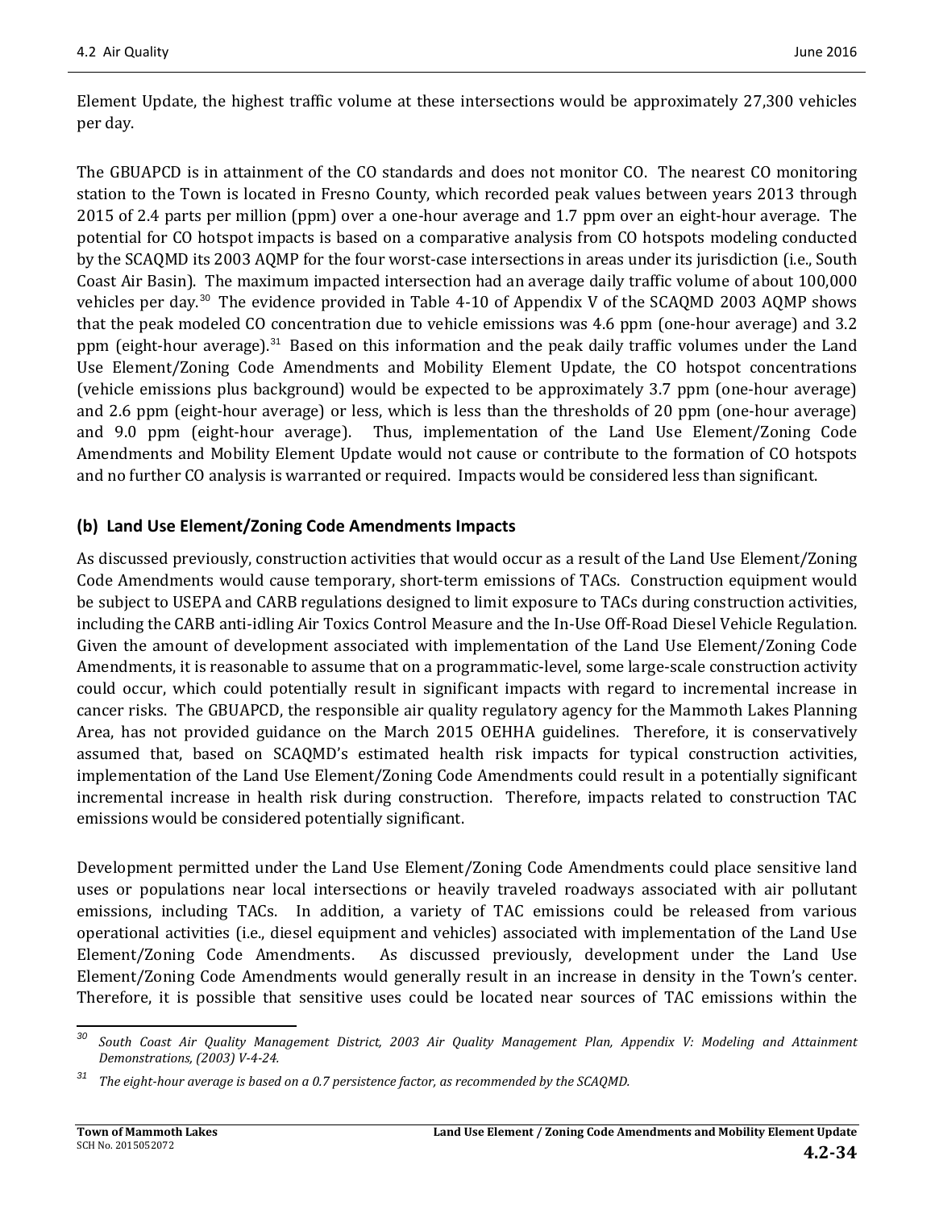Element Update, the highest traffic volume at these intersections would be approximately 27,300 vehicles per day.

The GBUAPCD is in attainment of the CO standards and does not monitor CO. The nearest CO monitoring station to the Town is located in Fresno County, which recorded peak values between years 2013 through 2015 of 2.4 parts per million (ppm) over a one-hour average and 1.7 ppm over an eight-hour average. The potential for CO hotspot impacts is based on a comparative analysis from CO hotspots modeling conducted by the SCAQMD its 2003 AQMP for the four worst-case intersections in areas under its jurisdiction (i.e., South Coast Air Basin). The maximum impacted intersection had an average daily traffic volume of about 100,000 vehicles per day.[30] The evidence provided in Table 4-10 of Appendix V of the SCAQMD 2003 AQMP shows that the peak modeled CO concentration due to vehicle emissions was 4.6 ppm (one-hour average) and 3.2 ppm (eight-hour average).[31] Based on this information and the peak daily traffic volumes under the Land Use Element/Zoning Code Amendments and Mobility Element Update, the CO hotspot concentrations (vehicle emissions plus background) would be expected to be approximately 3.7 ppm (one-hour average) and 2.6 ppm (eight-hour average) or less, which is less than the thresholds of 20 ppm (one-hour average) and 9.0 ppm (eight-hour average). Thus, implementation of the Land Use Element/Zoning Code Amendments and Mobility Element Update would not cause or contribute to the formation of CO hotspots and no further CO analysis is warranted or required. Impacts would be considered less than significant.

### (b) Land Use Element/Zoning Code Amendments Impacts

As discussed previously, construction activities that would occur as a result of the Land Use Element/Zoning Code Amendments would cause temporary, short-term emissions of TACs. Construction equipment would be subject to USEPA and CARB regulations designed to limit exposure to TACs during construction activities, including the CARB anti-idling Air Toxics Control Measure and the In-Use Off-Road Diesel Vehicle Regulation. Given the amount of development associated with implementation of the Land Use Element/Zoning Code Amendments, it is reasonable to assume that on a programmatic-level, some large-scale construction activity could occur, which could potentially result in significant impacts with regard to incremental increase in cancer risks. The GBUAPCD, the responsible air quality regulatory agency for the Mammoth Lakes Planning Area, has not provided guidance on the March 2015 OEHHA guidelines. Therefore, it is conservatively assumed that, based on SCAQMD's estimated health risk impacts for typical construction activities, implementation of the Land Use Element/Zoning Code Amendments could result in a potentially significant incremental increase in health risk during construction. Therefore, impacts related to construction TAC emissions would be considered potentially significant.

Development permitted under the Land Use Element/Zoning Code Amendments could place sensitive land uses or populations near local intersections or heavily traveled roadways associated with air pollutant emissions, including TACs. In addition, a variety of TAC emissions could be released from various operational activities (i.e., diesel equipment and vehicles) associated with implementation of the Land Use Element/Zoning Code Amendments. As discussed previously, development under the Land Use Element/Zoning Code Amendments would generally result in an increase in density in the Town's center. Therefore, it is possible that sensitive uses could be located near sources of TAC emissions within the

---

[30] *South Coast Air Quality Management District, 2003 Air Quality Management Plan, Appendix V: Modeling and Attainment Demonstrations, (2003) V-4-24.*

[31] *The eight-hour average is based on a 0.7 persistence factor, as recommended by the SCAQMD.*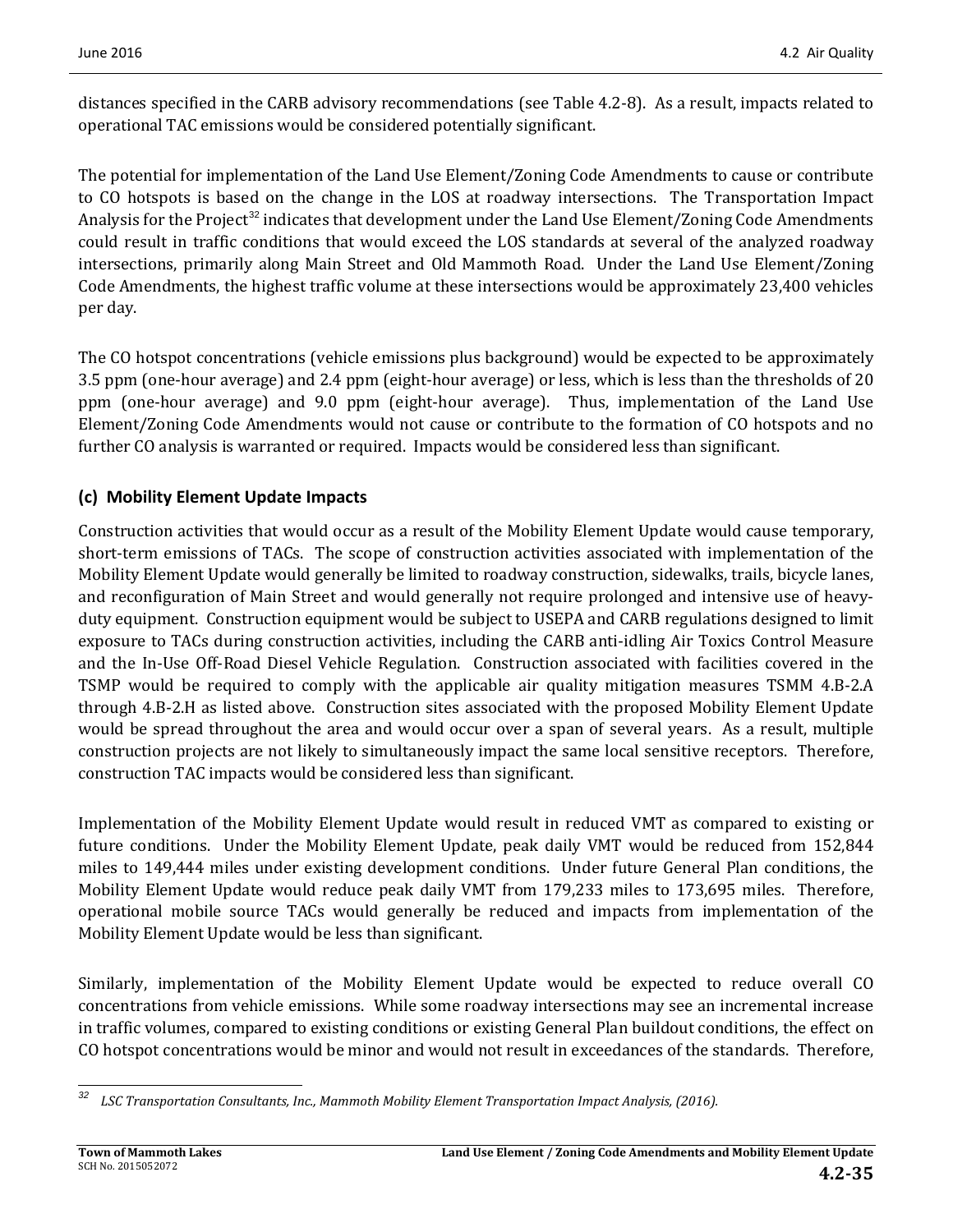distances specified in the CARB advisory recommendations (see Table 4.2-8). As a result, impacts related to operational TAC emissions would be considered potentially significant.

The potential for implementation of the Land Use Element/Zoning Code Amendments to cause or contribute to CO hotspots is based on the change in the LOS at roadway intersections. The Transportation Impact Analysis for the Project[32] indicates that development under the Land Use Element/Zoning Code Amendments could result in traffic conditions that would exceed the LOS standards at several of the analyzed roadway intersections, primarily along Main Street and Old Mammoth Road. Under the Land Use Element/Zoning Code Amendments, the highest traffic volume at these intersections would be approximately 23,400 vehicles per day.

The CO hotspot concentrations (vehicle emissions plus background) would be expected to be approximately 3.5 ppm (one-hour average) and 2.4 ppm (eight-hour average) or less, which is less than the thresholds of 20 ppm (one-hour average) and 9.0 ppm (eight-hour average). Thus, implementation of the Land Use Element/Zoning Code Amendments would not cause or contribute to the formation of CO hotspots and no further CO analysis is warranted or required. Impacts would be considered less than significant.

### (c) Mobility Element Update Impacts

Construction activities that would occur as a result of the Mobility Element Update would cause temporary, short-term emissions of TACs. The scope of construction activities associated with implementation of the Mobility Element Update would generally be limited to roadway construction, sidewalks, trails, bicycle lanes, and reconfiguration of Main Street and would generally not require prolonged and intensive use of heavy-duty equipment. Construction equipment would be subject to USEPA and CARB regulations designed to limit exposure to TACs during construction activities, including the CARB anti-idling Air Toxics Control Measure and the In-Use Off-Road Diesel Vehicle Regulation. Construction associated with facilities covered in the TSMP would be required to comply with the applicable air quality mitigation measures TSMM 4.B-2.A through 4.B-2.H as listed above. Construction sites associated with the proposed Mobility Element Update would be spread throughout the area and would occur over a span of several years. As a result, multiple construction projects are not likely to simultaneously impact the same local sensitive receptors. Therefore, construction TAC impacts would be considered less than significant.

Implementation of the Mobility Element Update would result in reduced VMT as compared to existing or future conditions. Under the Mobility Element Update, peak daily VMT would be reduced from 152,844 miles to 149,444 miles under existing development conditions. Under future General Plan conditions, the Mobility Element Update would reduce peak daily VMT from 179,233 miles to 173,695 miles. Therefore, operational mobile source TACs would generally be reduced and impacts from implementation of the Mobility Element Update would be less than significant.

Similarly, implementation of the Mobility Element Update would be expected to reduce overall CO concentrations from vehicle emissions. While some roadway intersections may see an incremental increase in traffic volumes, compared to existing conditions or existing General Plan buildout conditions, the effect on CO hotspot concentrations would be minor and would not result in exceedances of the standards. Therefore,

---

[32] *LSC Transportation Consultants, Inc., Mammoth Mobility Element Transportation Impact Analysis, (2016).*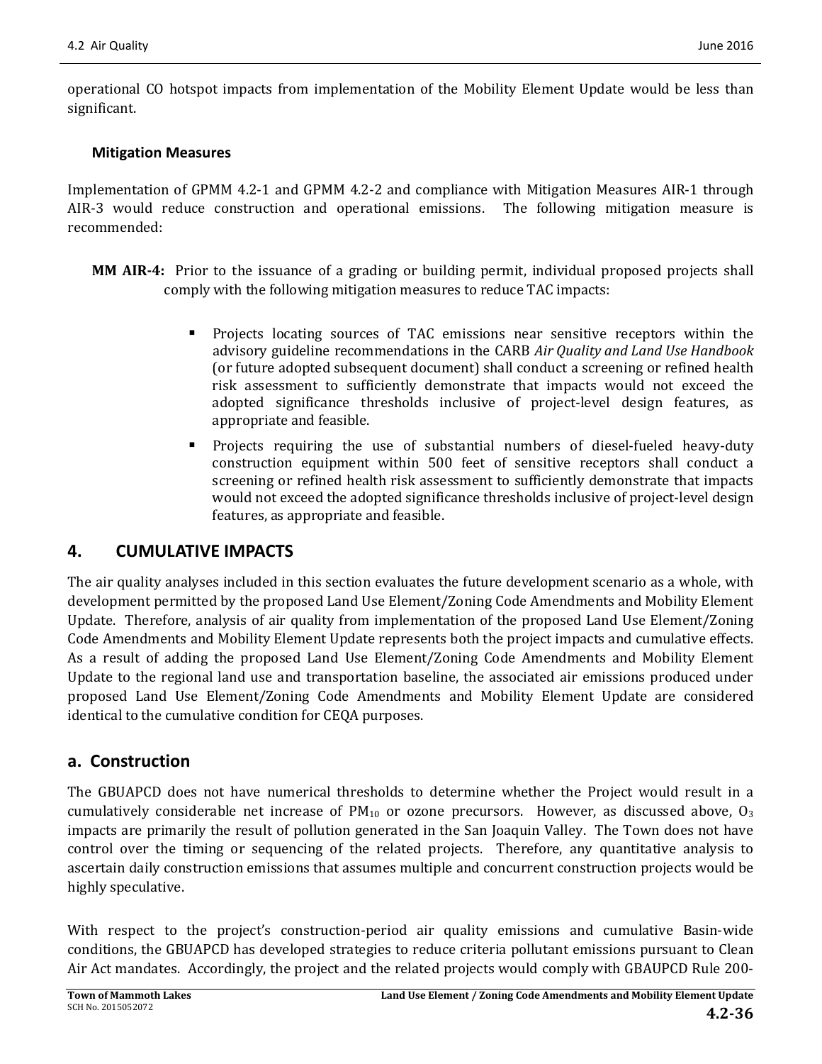operational CO hotspot impacts from implementation of the Mobility Element Update would be less than significant.

### Mitigation Measures

Implementation of GPMM 4.2-1 and GPMM 4.2-2 and compliance with Mitigation Measures AIR-1 through AIR-3 would reduce construction and operational emissions. The following mitigation measure is recommended:

**MM AIR-4:** Prior to the issuance of a grading or building permit, individual proposed projects shall comply with the following mitigation measures to reduce TAC impacts:

- Projects locating sources of TAC emissions near sensitive receptors within the advisory guideline recommendations in the CARB *Air Quality and Land Use Handbook* (or future adopted subsequent document) shall conduct a screening or refined health risk assessment to sufficiently demonstrate that impacts would not exceed the adopted significance thresholds inclusive of project-level design features, as appropriate and feasible.
- Projects requiring the use of substantial numbers of diesel-fueled heavy-duty construction equipment within 500 feet of sensitive receptors shall conduct a screening or refined health risk assessment to sufficiently demonstrate that impacts would not exceed the adopted significance thresholds inclusive of project-level design features, as appropriate and feasible.

## 4. CUMULATIVE IMPACTS

The air quality analyses included in this section evaluates the future development scenario as a whole, with development permitted by the proposed Land Use Element/Zoning Code Amendments and Mobility Element Update. Therefore, analysis of air quality from implementation of the proposed Land Use Element/Zoning Code Amendments and Mobility Element Update represents both the project impacts and cumulative effects. As a result of adding the proposed Land Use Element/Zoning Code Amendments and Mobility Element Update to the regional land use and transportation baseline, the associated air emissions produced under proposed Land Use Element/Zoning Code Amendments and Mobility Element Update are considered identical to the cumulative condition for CEQA purposes.

### a. Construction

The GBUAPCD does not have numerical thresholds to determine whether the Project would result in a cumulatively considerable net increase of $PM_{10}$ or ozone precursors. However, as discussed above, $O_3$ impacts are primarily the result of pollution generated in the San Joaquin Valley. The Town does not have control over the timing or sequencing of the related projects. Therefore, any quantitative analysis to ascertain daily construction emissions that assumes multiple and concurrent construction projects would be highly speculative.

With respect to the project's construction-period air quality emissions and cumulative Basin-wide conditions, the GBUAPCD has developed strategies to reduce criteria pollutant emissions pursuant to Clean Air Act mandates. Accordingly, the project and the related projects would comply with GBAUPCD Rule 200-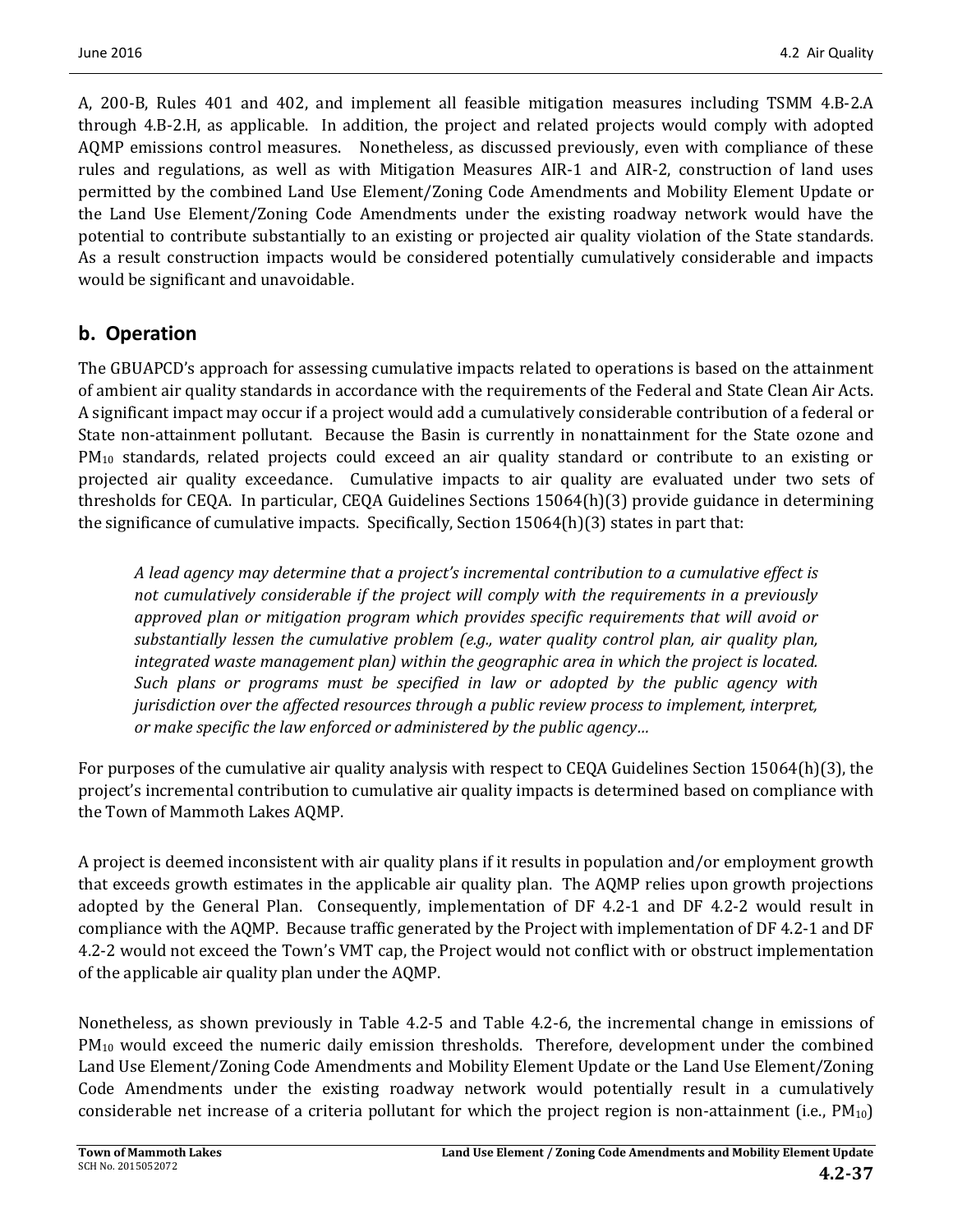A, 200-B, Rules 401 and 402, and implement all feasible mitigation measures including TSMM 4.B-2.A through 4.B-2.H, as applicable. In addition, the project and related projects would comply with adopted AQMP emissions control measures. Nonetheless, as discussed previously, even with compliance of these rules and regulations, as well as with Mitigation Measures AIR-1 and AIR-2, construction of land uses permitted by the combined Land Use Element/Zoning Code Amendments and Mobility Element Update or the Land Use Element/Zoning Code Amendments under the existing roadway network would have the potential to contribute substantially to an existing or projected air quality violation of the State standards. As a result construction impacts would be considered potentially cumulatively considerable and impacts would be significant and unavoidable.

## b. Operation

The GBUAPCD's approach for assessing cumulative impacts related to operations is based on the attainment of ambient air quality standards in accordance with the requirements of the Federal and State Clean Air Acts. A significant impact may occur if a project would add a cumulatively considerable contribution of a federal or State non-attainment pollutant. Because the Basin is currently in nonattainment for the State ozone and $PM_{10}$ standards, related projects could exceed an air quality standard or contribute to an existing or projected air quality exceedance. Cumulative impacts to air quality are evaluated under two sets of thresholds for CEQA. In particular, CEQA Guidelines Sections 15064(h)(3) provide guidance in determining the significance of cumulative impacts. Specifically, Section 15064(h)(3) states in part that:

> *A lead agency may determine that a project's incremental contribution to a cumulative effect is not cumulatively considerable if the project will comply with the requirements in a previously approved plan or mitigation program which provides specific requirements that will avoid or substantially lessen the cumulative problem (e.g., water quality control plan, air quality plan, integrated waste management plan) within the geographic area in which the project is located. Such plans or programs must be specified in law or adopted by the public agency with jurisdiction over the affected resources through a public review process to implement, interpret, or make specific the law enforced or administered by the public agency…*

For purposes of the cumulative air quality analysis with respect to CEQA Guidelines Section 15064(h)(3), the project's incremental contribution to cumulative air quality impacts is determined based on compliance with the Town of Mammoth Lakes AQMP.

A project is deemed inconsistent with air quality plans if it results in population and/or employment growth that exceeds growth estimates in the applicable air quality plan. The AQMP relies upon growth projections adopted by the General Plan. Consequently, implementation of DF 4.2-1 and DF 4.2-2 would result in compliance with the AQMP. Because traffic generated by the Project with implementation of DF 4.2-1 and DF 4.2-2 would not exceed the Town's VMT cap, the Project would not conflict with or obstruct implementation of the applicable air quality plan under the AQMP.

Nonetheless, as shown previously in Table 4.2-5 and Table 4.2-6, the incremental change in emissions of $PM_{10}$ would exceed the numeric daily emission thresholds. Therefore, development under the combined Land Use Element/Zoning Code Amendments and Mobility Element Update or the Land Use Element/Zoning Code Amendments under the existing roadway network would potentially result in a cumulatively considerable net increase of a criteria pollutant for which the project region is non-attainment (i.e., $PM_{10}$)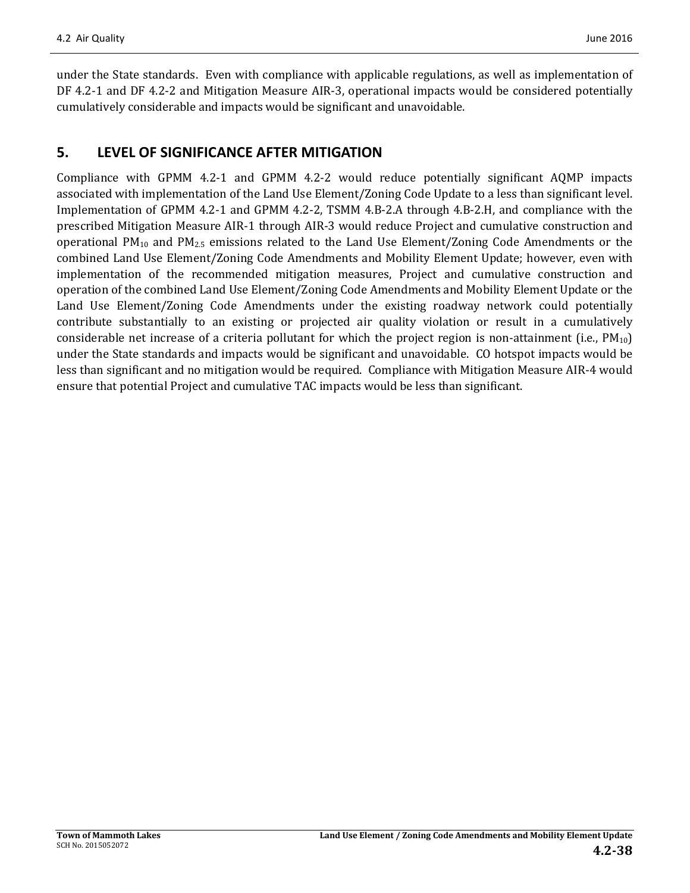under the State standards. Even with compliance with applicable regulations, as well as implementation of DF 4.2-1 and DF 4.2-2 and Mitigation Measure AIR-3, operational impacts would be considered potentially cumulatively considerable and impacts would be significant and unavoidable.

## 5. LEVEL OF SIGNIFICANCE AFTER MITIGATION

Compliance with GPMM 4.2-1 and GPMM 4.2-2 would reduce potentially significant AQMP impacts associated with implementation of the Land Use Element/Zoning Code Update to a less than significant level. Implementation of GPMM 4.2-1 and GPMM 4.2-2, TSMM 4.B-2.A through 4.B-2.H, and compliance with the prescribed Mitigation Measure AIR-1 through AIR-3 would reduce Project and cumulative construction and operational $PM_{10}$ and $PM_{2.5}$ emissions related to the Land Use Element/Zoning Code Amendments or the combined Land Use Element/Zoning Code Amendments and Mobility Element Update; however, even with implementation of the recommended mitigation measures, Project and cumulative construction and operation of the combined Land Use Element/Zoning Code Amendments and Mobility Element Update or the Land Use Element/Zoning Code Amendments under the existing roadway network could potentially contribute substantially to an existing or projected air quality violation or result in a cumulatively considerable net increase of a criteria pollutant for which the project region is non-attainment (i.e., $PM_{10}$) under the State standards and impacts would be significant and unavoidable. CO hotspot impacts would be less than significant and no mitigation would be required. Compliance with Mitigation Measure AIR-4 would ensure that potential Project and cumulative TAC impacts would be less than significant.